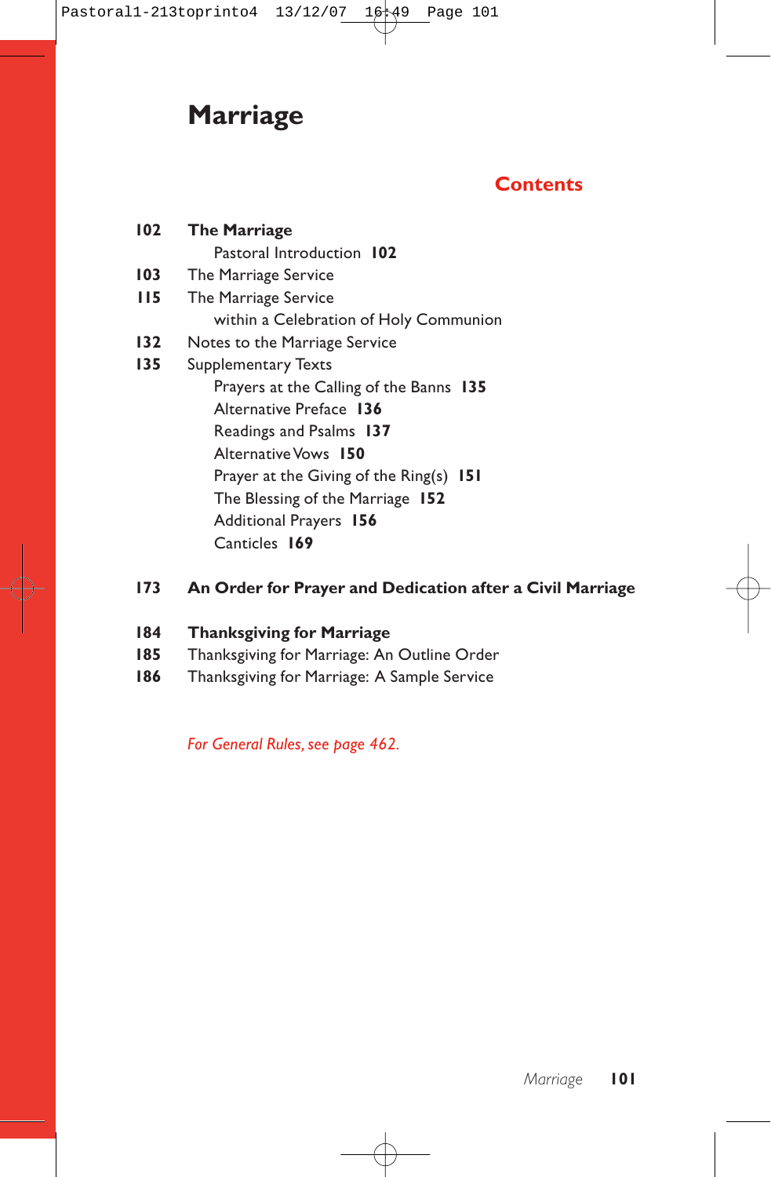# Marriage

## Contents

**102** **The Marriage**
- Pastoral Introduction **102**

**103** The Marriage Service

**115** The Marriage Service within a Celebration of Holy Communion

**132** Notes to the Marriage Service

**135** Supplementary Texts
- Prayers at the Calling of the Banns **135**
- Alternative Preface **136**
- Readings and Psalms **137**
- Alternative Vows **150**
- Prayer at the Giving of the Ring(s) **151**
- The Blessing of the Marriage **152**
- Additional Prayers **156**
- Canticles **169**

**173** **An Order for Prayer and Dedication after a Civil Marriage**

**184** **Thanksgiving for Marriage**

**185** Thanksgiving for Marriage: An Outline Order

**186** Thanksgiving for Marriage: A Sample Service

*For General Rules, see page 462.*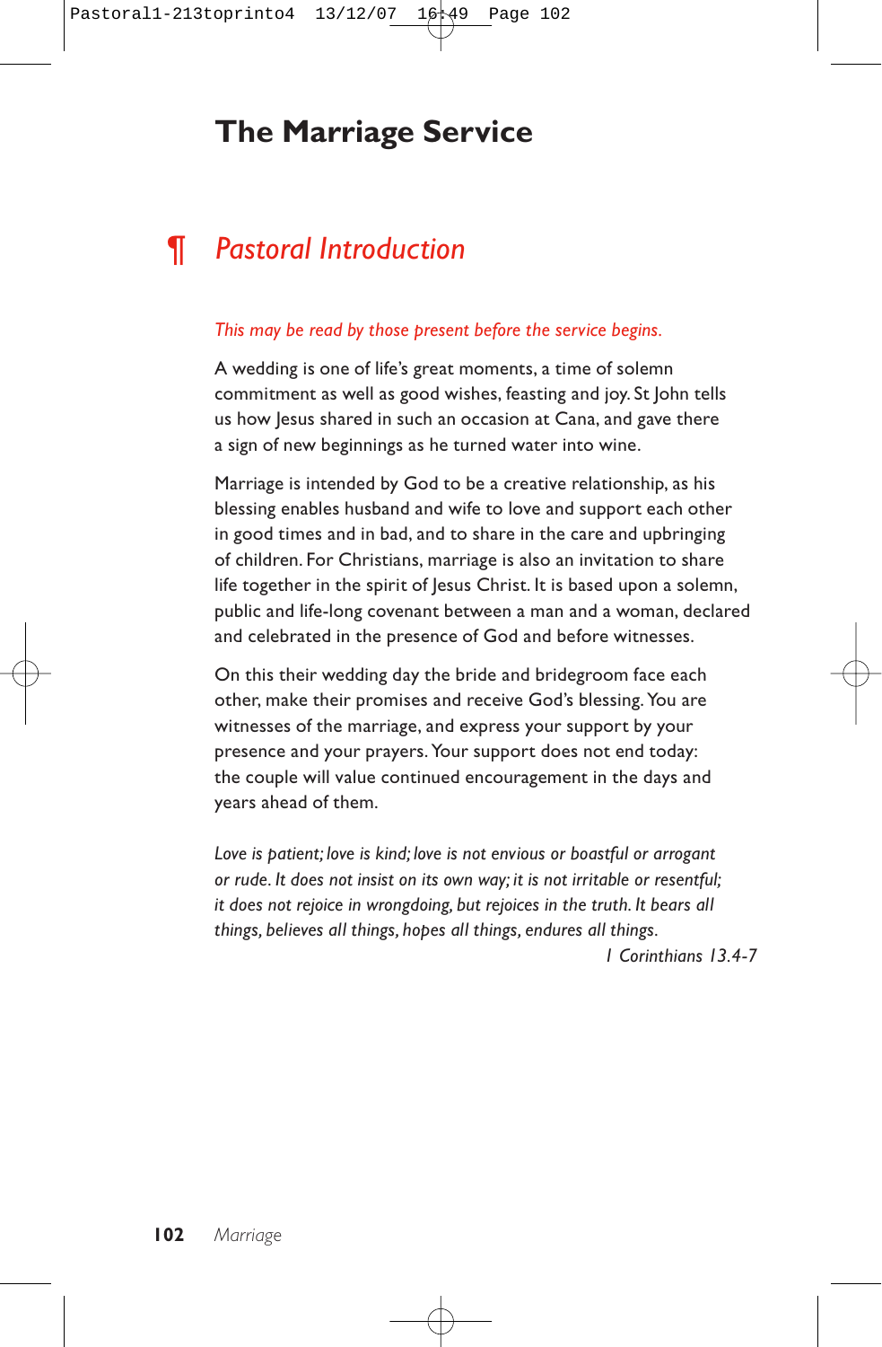# The Marriage Service

## ¶ *Pastoral Introduction*

*This may be read by those present before the service begins.*

A wedding is one of life's great moments, a time of solemn commitment as well as good wishes, feasting and joy. St John tells us how Jesus shared in such an occasion at Cana, and gave there a sign of new beginnings as he turned water into wine.

Marriage is intended by God to be a creative relationship, as his blessing enables husband and wife to love and support each other in good times and in bad, and to share in the care and upbringing of children. For Christians, marriage is also an invitation to share life together in the spirit of Jesus Christ. It is based upon a solemn, public and life-long covenant between a man and a woman, declared and celebrated in the presence of God and before witnesses.

On this their wedding day the bride and bridegroom face each other, make their promises and receive God's blessing. You are witnesses of the marriage, and express your support by your presence and your prayers. Your support does not end today: the couple will value continued encouragement in the days and years ahead of them.

*Love is patient; love is kind; love is not envious or boastful or arrogant or rude. It does not insist on its own way; it is not irritable or resentful; it does not rejoice in wrongdoing, but rejoices in the truth. It bears all things, believes all things, hopes all things, endures all things.*

*1 Corinthians 13.4-7*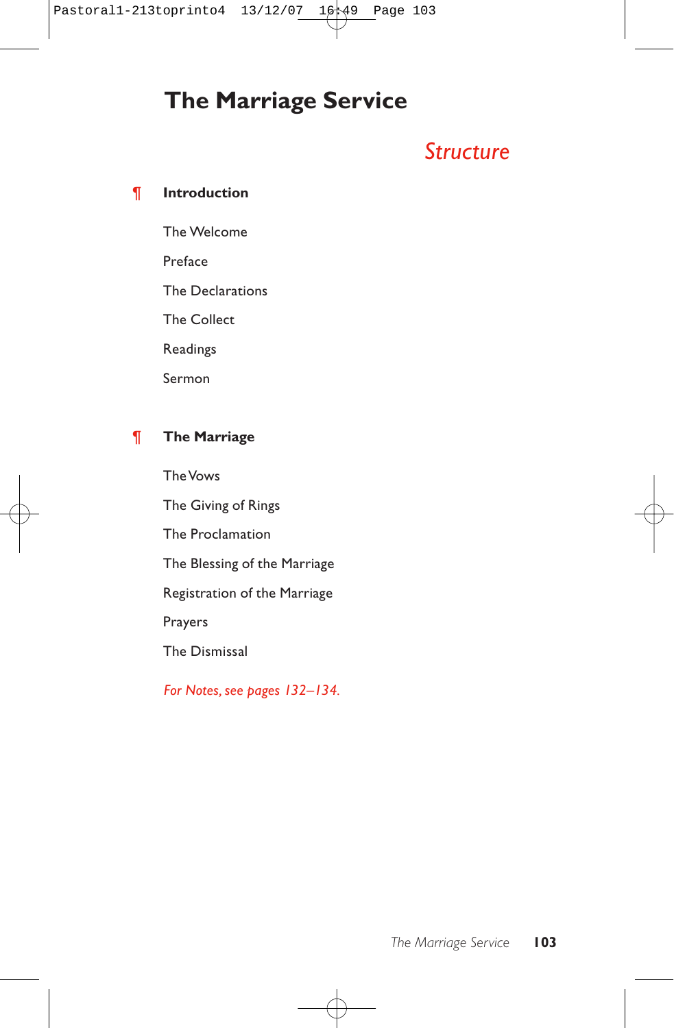# The Marriage Service

## *Structure*

¶ **Introduction**

The Welcome

Preface

The Declarations

The Collect

Readings

Sermon

¶ **The Marriage**

The Vows

The Giving of Rings

The Proclamation

The Blessing of the Marriage

Registration of the Marriage

Prayers

The Dismissal

*For Notes, see pages 132–134.*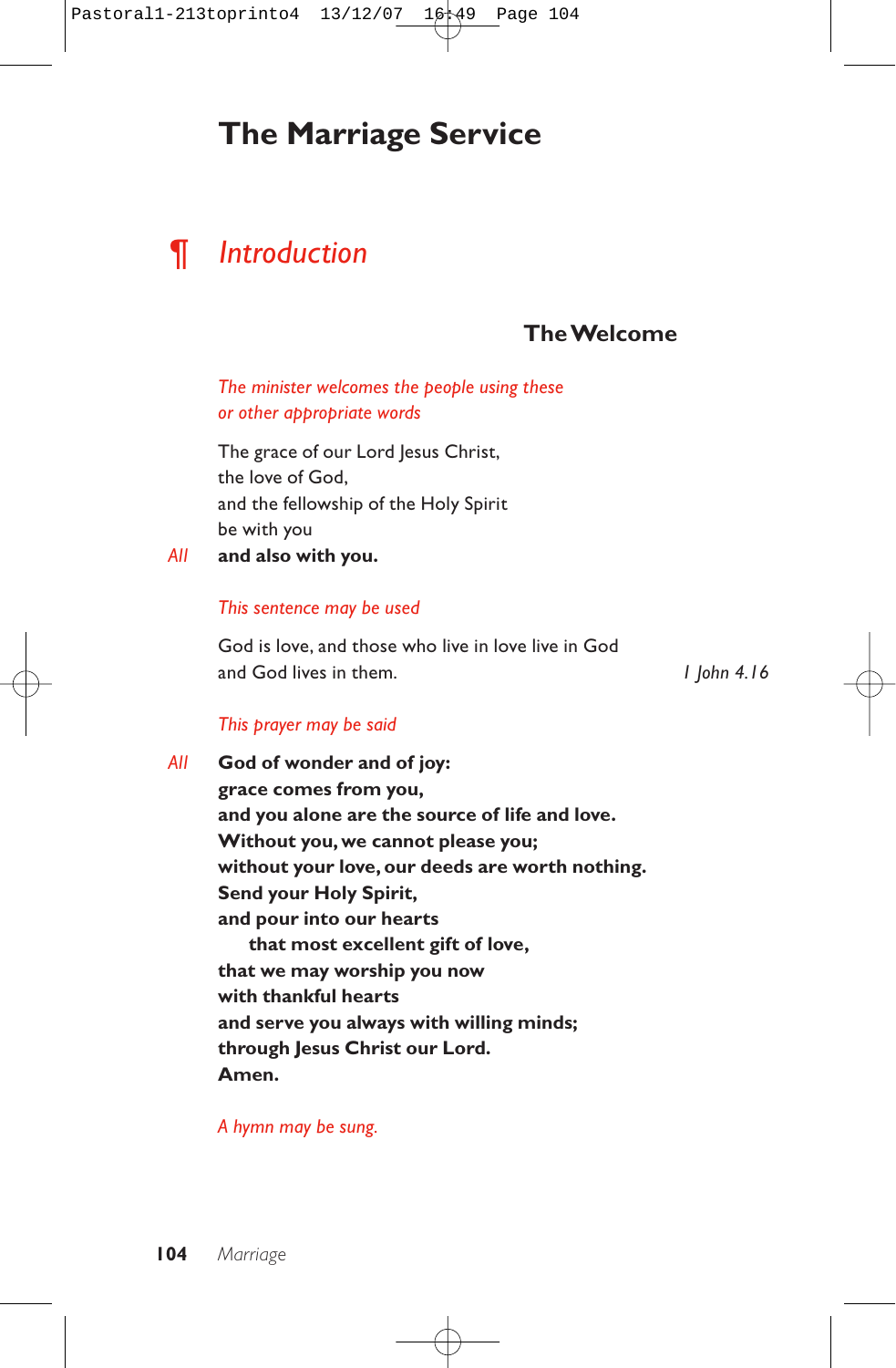# The Marriage Service

## ¶ *Introduction*

### The Welcome

*The minister welcomes the people using these or other appropriate words*

The grace of our Lord Jesus Christ,
the love of God,
and the fellowship of the Holy Spirit
be with you

*All* **and also with you.**

*This sentence may be used*

God is love, and those who live in love live in God
and God lives in them. *1 John 4.16*

*This prayer may be said*

*All* **God of wonder and of joy:**
**grace comes from you,**
**and you alone are the source of life and love.**
**Without you, we cannot please you;**
**without your love, our deeds are worth nothing.**
**Send your Holy Spirit,**
**and pour into our hearts**
**that most excellent gift of love,**
**that we may worship you now**
**with thankful hearts**
**and serve you always with willing minds;**
**through Jesus Christ our Lord.**
**Amen.**

*A hymn may be sung.*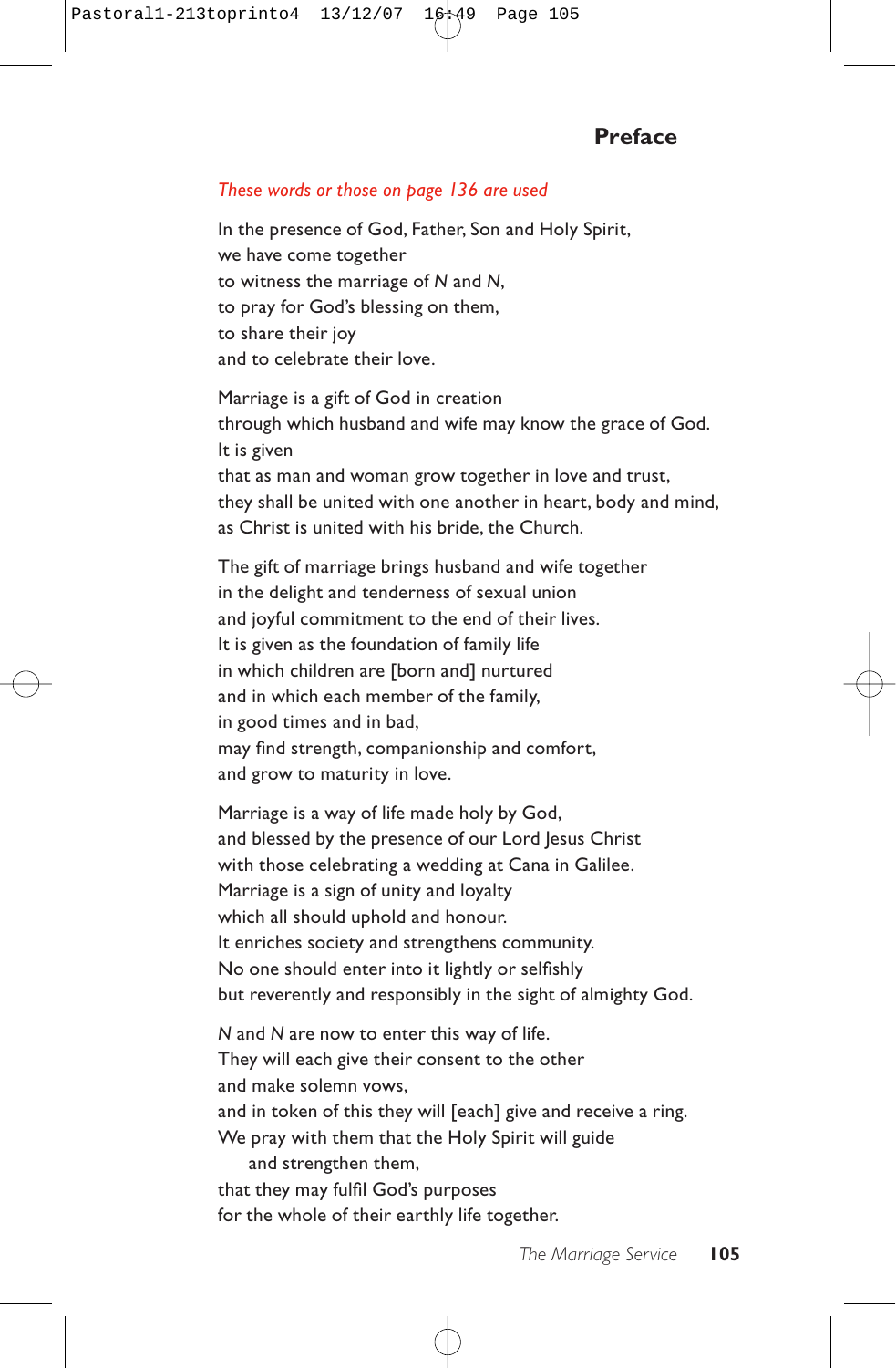## Preface

*These words or those on page 136 are used*

In the presence of God, Father, Son and Holy Spirit,
we have come together
to witness the marriage of *N* and *N*,
to pray for God's blessing on them,
to share their joy
and to celebrate their love.

Marriage is a gift of God in creation
through which husband and wife may know the grace of God.
It is given
that as man and woman grow together in love and trust,
they shall be united with one another in heart, body and mind,
as Christ is united with his bride, the Church.

The gift of marriage brings husband and wife together
in the delight and tenderness of sexual union
and joyful commitment to the end of their lives.
It is given as the foundation of family life
in which children are [born and] nurtured
and in which each member of the family,
in good times and in bad,
may find strength, companionship and comfort,
and grow to maturity in love.

Marriage is a way of life made holy by God,
and blessed by the presence of our Lord Jesus Christ
with those celebrating a wedding at Cana in Galilee.
Marriage is a sign of unity and loyalty
which all should uphold and honour.
It enriches society and strengthens community.
No one should enter into it lightly or selfishly
but reverently and responsibly in the sight of almighty God.

*N* and *N* are now to enter this way of life.
They will each give their consent to the other
and make solemn vows,
and in token of this they will [each] give and receive a ring.
We pray with them that the Holy Spirit will guide
and strengthen them,
that they may fulfil God's purposes
for the whole of their earthly life together.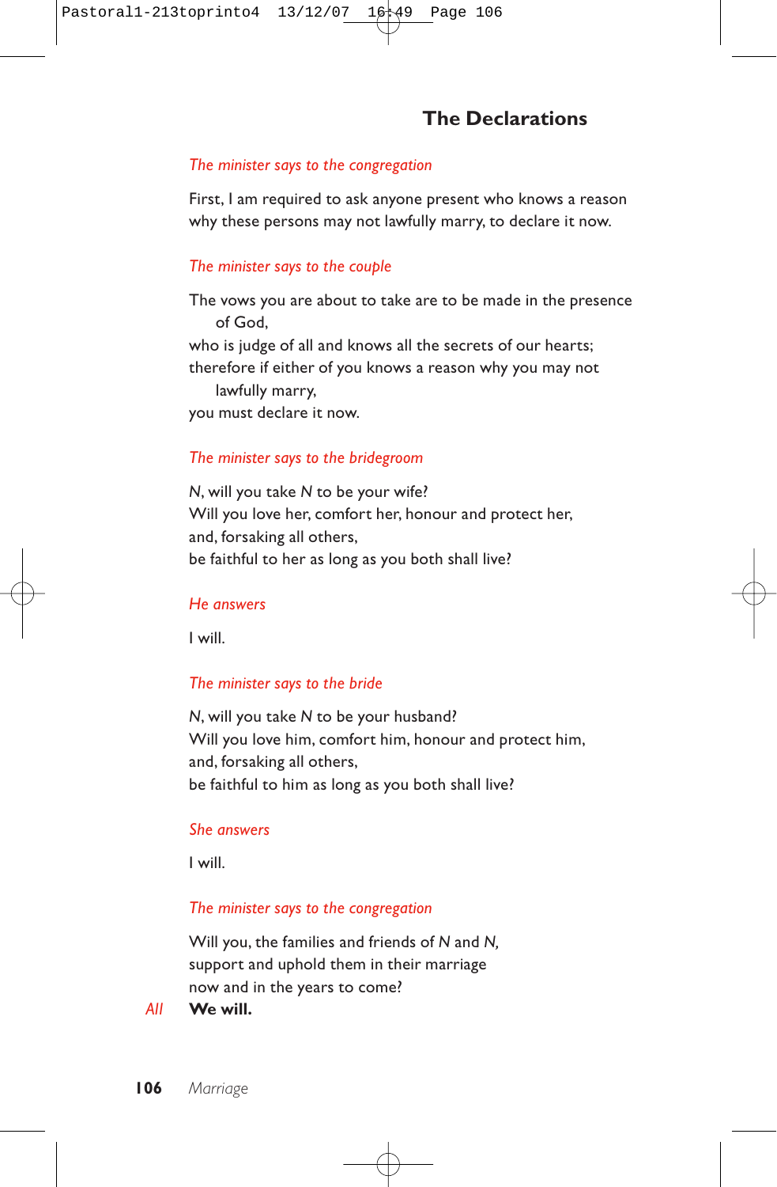## The Declarations

*The minister says to the congregation*

First, I am required to ask anyone present who knows a reason why these persons may not lawfully marry, to declare it now.

*The minister says to the couple*

The vows you are about to take are to be made in the presence of God,
who is judge of all and knows all the secrets of our hearts;
therefore if either of you knows a reason why you may not lawfully marry,
you must declare it now.

*The minister says to the bridegroom*

*N*, will you take *N* to be your wife?
Will you love her, comfort her, honour and protect her,
and, forsaking all others,
be faithful to her as long as you both shall live?

*He answers*

I will.

*The minister says to the bride*

*N*, will you take *N* to be your husband?
Will you love him, comfort him, honour and protect him,
and, forsaking all others,
be faithful to him as long as you both shall live?

*She answers*

I will.

*The minister says to the congregation*

Will you, the families and friends of *N* and *N*,
support and uphold them in their marriage
now and in the years to come?

*All* **We will.**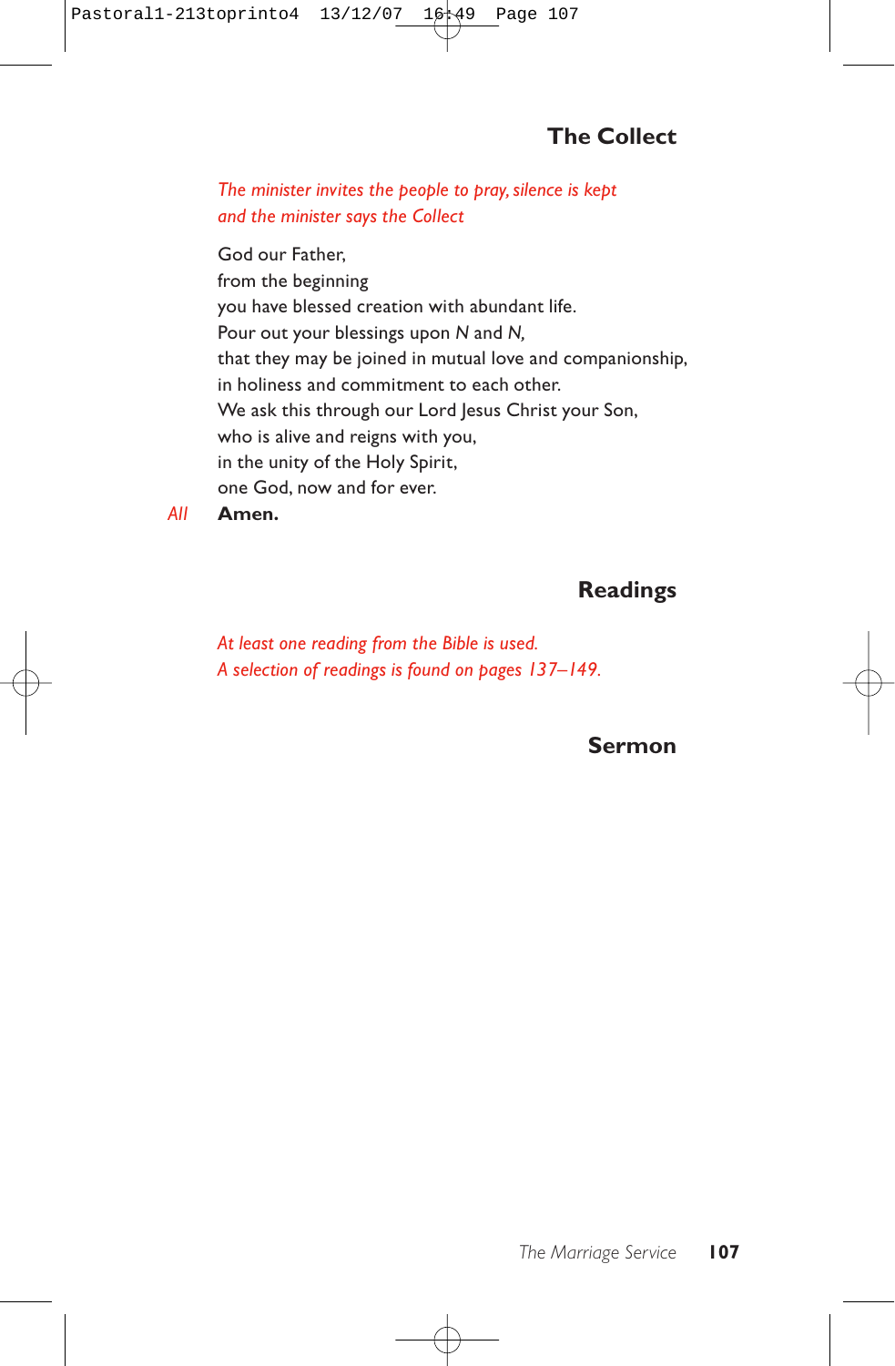## The Collect

*The minister invites the people to pray, silence is kept and the minister says the Collect*

God our Father,  
from the beginning  
you have blessed creation with abundant life.  
Pour out your blessings upon *N* and *N,*  
that they may be joined in mutual love and companionship,  
in holiness and commitment to each other.  
We ask this through our Lord Jesus Christ your Son,  
who is alive and reigns with you,  
in the unity of the Holy Spirit,  
one God, now and for ever.

*All* **Amen.**

## Readings

*At least one reading from the Bible is used.*  
*A selection of readings is found on pages 137–149.*

## Sermon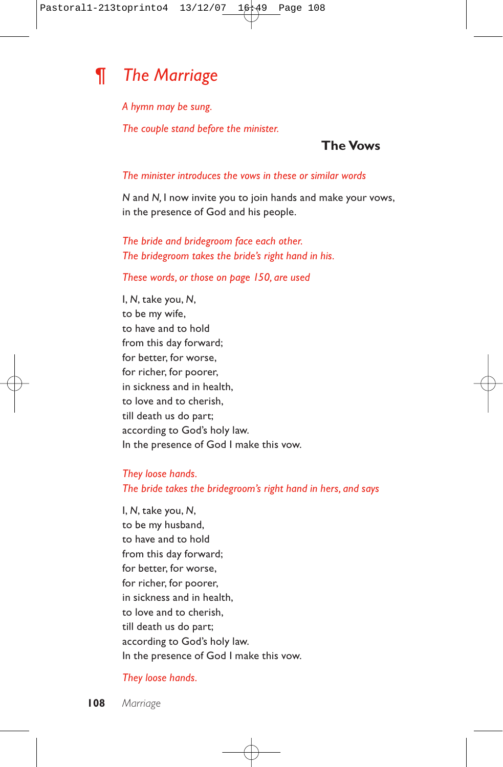# ¶ *The Marriage*

*A hymn may be sung.*

*The couple stand before the minister.*

## The Vows

*The minister introduces the vows in these or similar words*

*N* and *N,* I now invite you to join hands and make your vows,
in the presence of God and his people.

*The bride and bridegroom face each other.*
*The bridegroom takes the bride's right hand in his.*

*These words, or those on page 150, are used*

I, *N*, take you, *N*,
to be my wife,
to have and to hold
from this day forward;
for better, for worse,
for richer, for poorer,
in sickness and in health,
to love and to cherish,
till death us do part;
according to God's holy law.
In the presence of God I make this vow.

*They loose hands.*
*The bride takes the bridegroom's right hand in hers, and says*

I, *N*, take you, *N*,
to be my husband,
to have and to hold
from this day forward;
for better, for worse,
for richer, for poorer,
in sickness and in health,
to love and to cherish,
till death us do part;
according to God's holy law.
In the presence of God I make this vow.

*They loose hands.*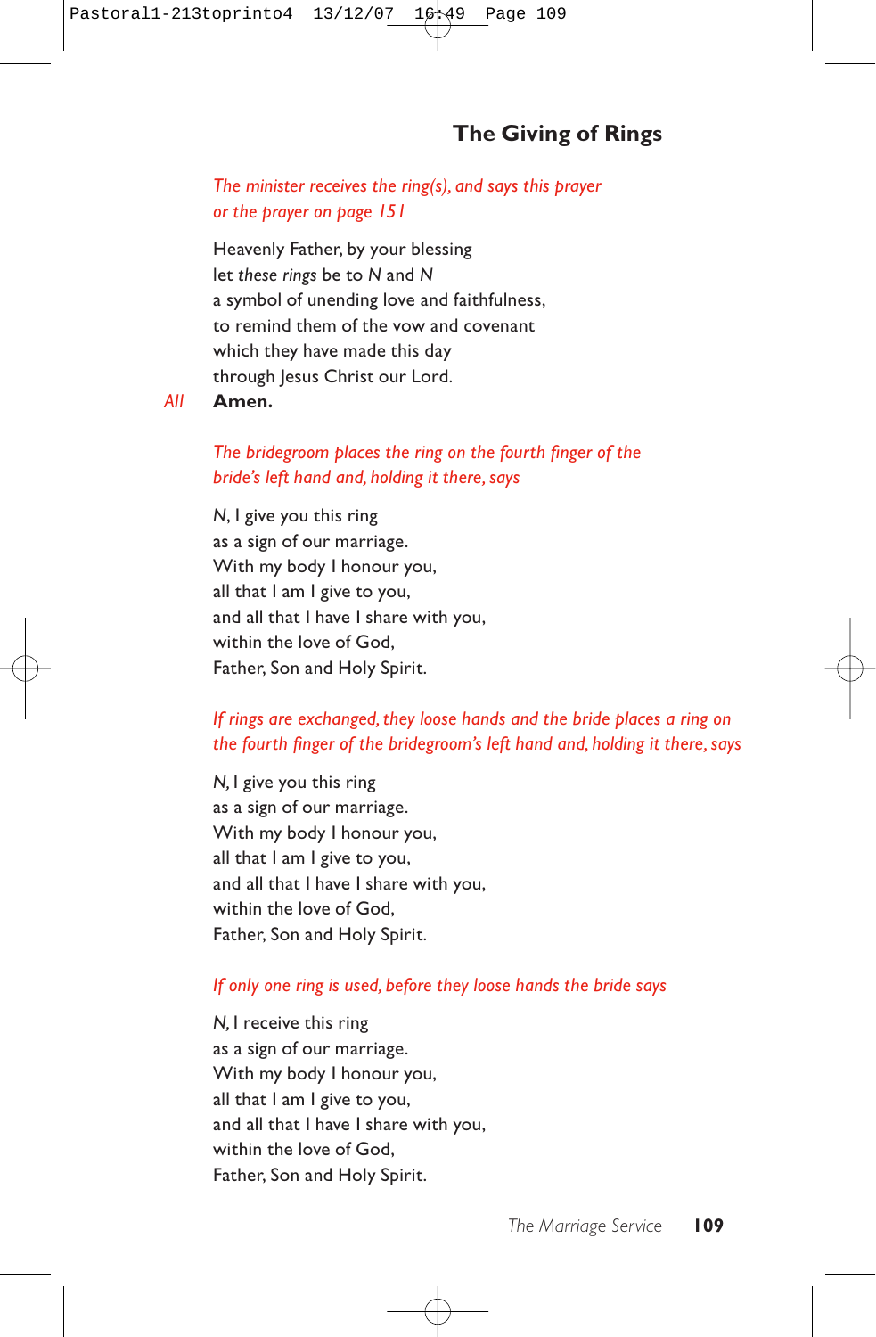## The Giving of Rings

*The minister receives the ring(s), and says this prayer or the prayer on page 151*

Heavenly Father, by your blessing
let *these rings* be to *N* and *N*
a symbol of unending love and faithfulness,
to remind them of the vow and covenant
which they have made this day
through Jesus Christ our Lord.

*All* **Amen.**

*The bridegroom places the ring on the fourth finger of the bride's left hand and, holding it there, says*

*N*, I give you this ring
as a sign of our marriage.
With my body I honour you,
all that I am I give to you,
and all that I have I share with you,
within the love of God,
Father, Son and Holy Spirit.

*If rings are exchanged, they loose hands and the bride places a ring on the fourth finger of the bridegroom's left hand and, holding it there, says*

*N,* I give you this ring
as a sign of our marriage.
With my body I honour you,
all that I am I give to you,
and all that I have I share with you,
within the love of God,
Father, Son and Holy Spirit.

*If only one ring is used, before they loose hands the bride says*

*N,* I receive this ring
as a sign of our marriage.
With my body I honour you,
all that I am I give to you,
and all that I have I share with you,
within the love of God,
Father, Son and Holy Spirit.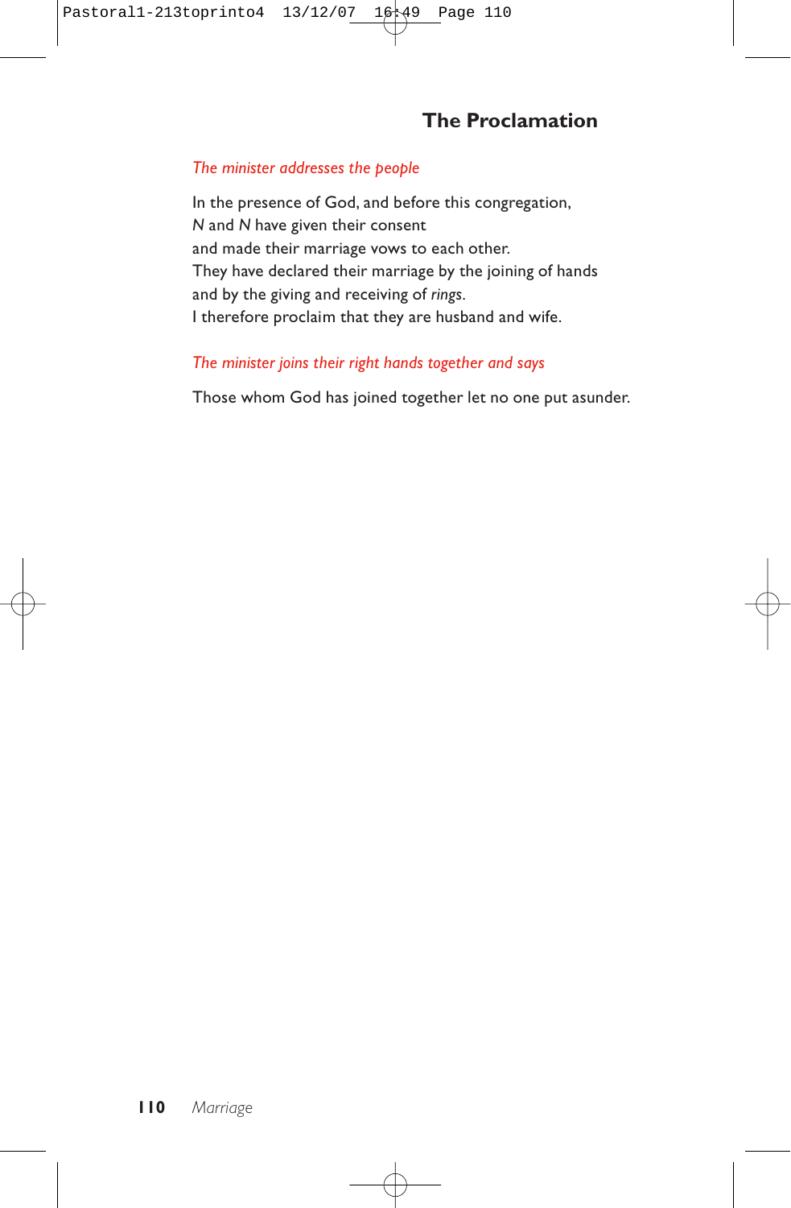## The Proclamation

*The minister addresses the people*

In the presence of God, and before this congregation,
*N* and *N* have given their consent
and made their marriage vows to each other.
They have declared their marriage by the joining of hands
and by the giving and receiving of *rings*.
I therefore proclaim that they are husband and wife.

*The minister joins their right hands together and says*

Those whom God has joined together let no one put asunder.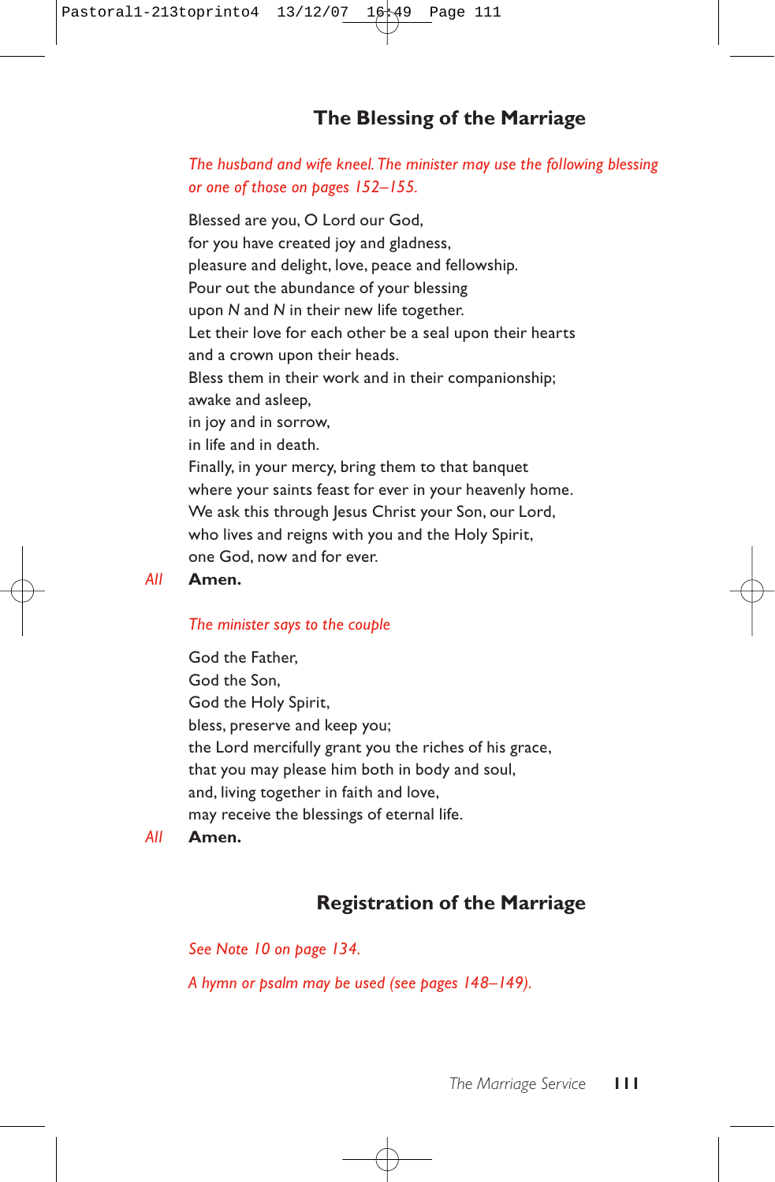## The Blessing of the Marriage

*The husband and wife kneel. The minister may use the following blessing or one of those on pages 152–155.*

Blessed are you, O Lord our God,
for you have created joy and gladness,
pleasure and delight, love, peace and fellowship.
Pour out the abundance of your blessing
upon *N* and *N* in their new life together.
Let their love for each other be a seal upon their hearts
and a crown upon their heads.
Bless them in their work and in their companionship;
awake and asleep,
in joy and in sorrow,
in life and in death.
Finally, in your mercy, bring them to that banquet
where your saints feast for ever in your heavenly home.
We ask this through Jesus Christ your Son, our Lord,
who lives and reigns with you and the Holy Spirit,
one God, now and for ever.

*All* **Amen.**

*The minister says to the couple*

God the Father,
God the Son,
God the Holy Spirit,
bless, preserve and keep you;
the Lord mercifully grant you the riches of his grace,
that you may please him both in body and soul,
and, living together in faith and love,
may receive the blessings of eternal life.

*All* **Amen.**

## Registration of the Marriage

*See Note 10 on page 134.*

*A hymn or psalm may be used (see pages 148–149).*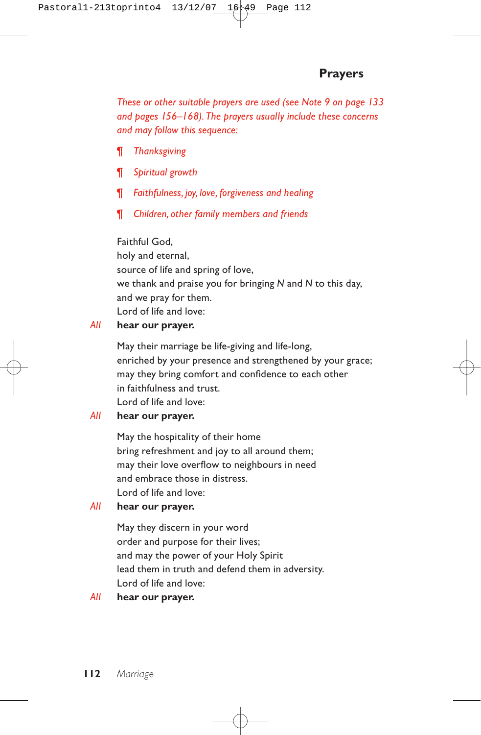## Prayers

*These or other suitable prayers are used (see Note 9 on page 133 and pages 156–168). The prayers usually include these concerns and may follow this sequence:*

¶ *Thanksgiving*

¶ *Spiritual growth*

¶ *Faithfulness, joy, love, forgiveness and healing*

¶ *Children, other family members and friends*

Faithful God,
holy and eternal,
source of life and spring of love,
we thank and praise you for bringing *N* and *N* to this day,
and we pray for them.
Lord of life and love:

*All* **hear our prayer.**

May their marriage be life-giving and life-long,
enriched by your presence and strengthened by your grace;
may they bring comfort and confidence to each other
in faithfulness and trust.
Lord of life and love:

*All* **hear our prayer.**

May the hospitality of their home
bring refreshment and joy to all around them;
may their love overflow to neighbours in need
and embrace those in distress.
Lord of life and love:

*All* **hear our prayer.**

May they discern in your word
order and purpose for their lives;
and may the power of your Holy Spirit
lead them in truth and defend them in adversity.
Lord of life and love:

*All* **hear our prayer.**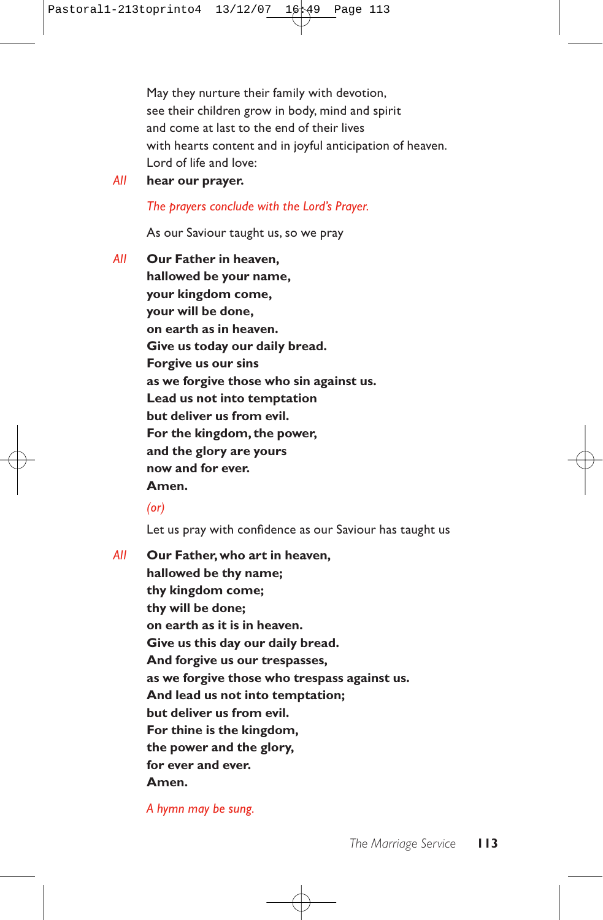May they nurture their family with devotion,  
see their children grow in body, mind and spirit  
and come at last to the end of their lives  
with hearts content and in joyful anticipation of heaven.  
Lord of life and love:

*All* **hear our prayer.**

*The prayers conclude with the Lord's Prayer.*

As our Saviour taught us, so we pray

*All* **Our Father in heaven,**  
**hallowed be your name,**  
**your kingdom come,**  
**your will be done,**  
**on earth as in heaven.**  
**Give us today our daily bread.**  
**Forgive us our sins**  
**as we forgive those who sin against us.**  
**Lead us not into temptation**  
**but deliver us from evil.**  
**For the kingdom, the power,**  
**and the glory are yours**  
**now and for ever.**  
**Amen.**

*(or)*

Let us pray with confidence as our Saviour has taught us

*All* **Our Father, who art in heaven,**  
**hallowed be thy name;**  
**thy kingdom come;**  
**thy will be done;**  
**on earth as it is in heaven.**  
**Give us this day our daily bread.**  
**And forgive us our trespasses,**  
**as we forgive those who trespass against us.**  
**And lead us not into temptation;**  
**but deliver us from evil.**  
**For thine is the kingdom,**  
**the power and the glory,**  
**for ever and ever.**  
**Amen.**

*A hymn may be sung.*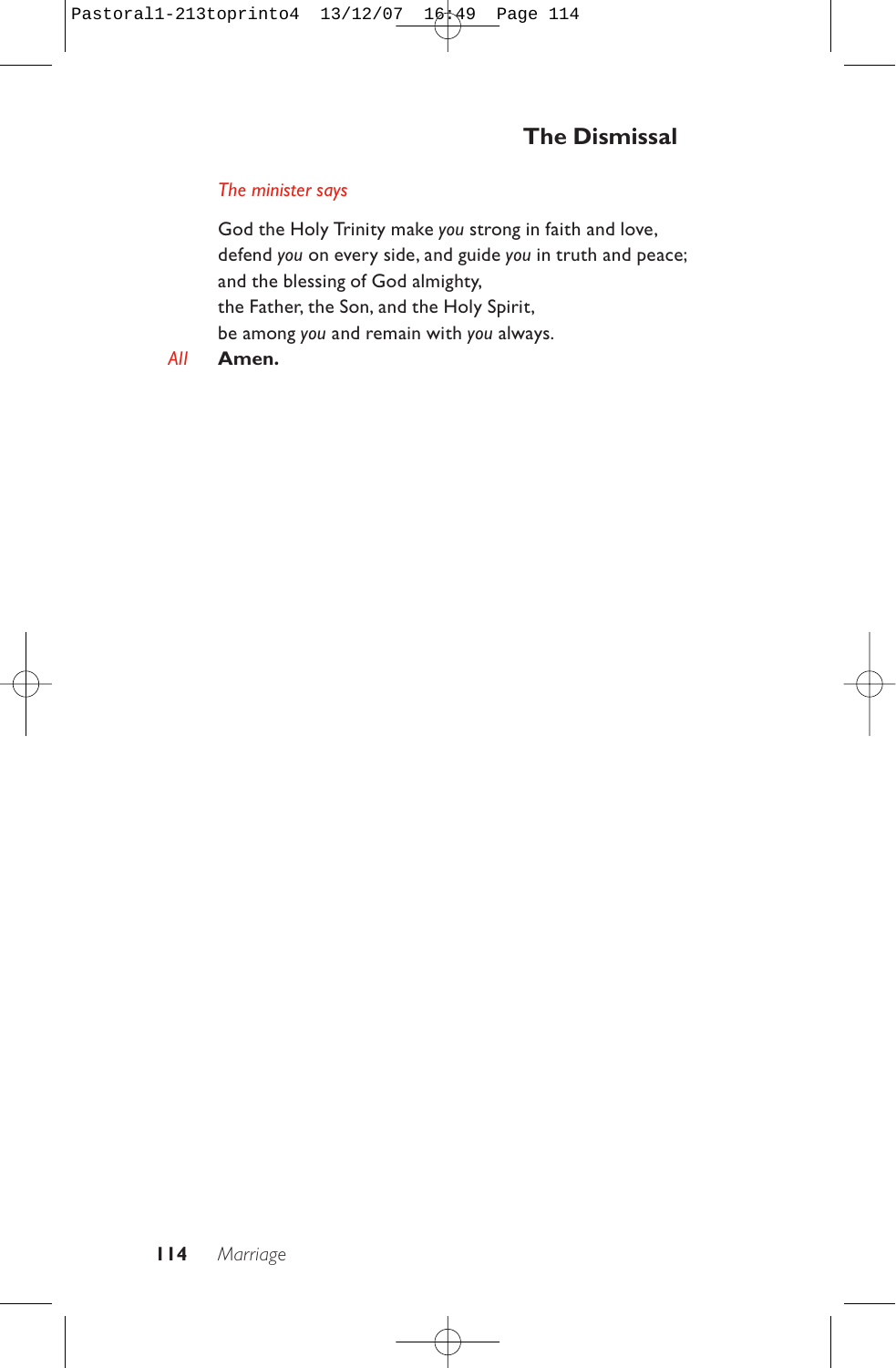## The Dismissal

*The minister says*

God the Holy Trinity make *you* strong in faith and love,
defend *you* on every side, and guide *you* in truth and peace;
and the blessing of God almighty,
the Father, the Son, and the Holy Spirit,
be among *you* and remain with *you* always.

*All* **Amen.**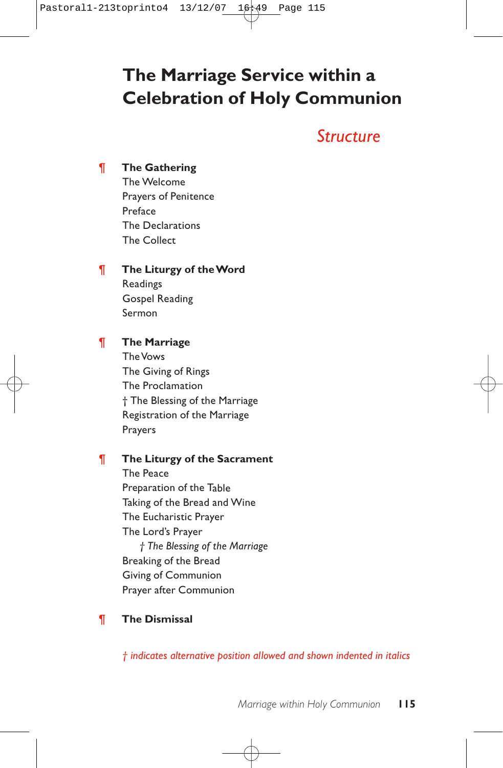# The Marriage Service within a Celebration of Holy Communion

## *Structure*

¶ **The Gathering**

The Welcome
Prayers of Penitence
Preface
The Declarations
The Collect

¶ **The Liturgy of the Word**

Readings
Gospel Reading
Sermon

¶ **The Marriage**

The Vows
The Giving of Rings
The Proclamation
† The Blessing of the Marriage
Registration of the Marriage
Prayers

¶ **The Liturgy of the Sacrament**

The Peace
Preparation of the Table
Taking of the Bread and Wine
The Eucharistic Prayer
The Lord's Prayer
  *† The Blessing of the Marriage*
Breaking of the Bread
Giving of Communion
Prayer after Communion

¶ **The Dismissal**

*† indicates alternative position allowed and shown indented in italics*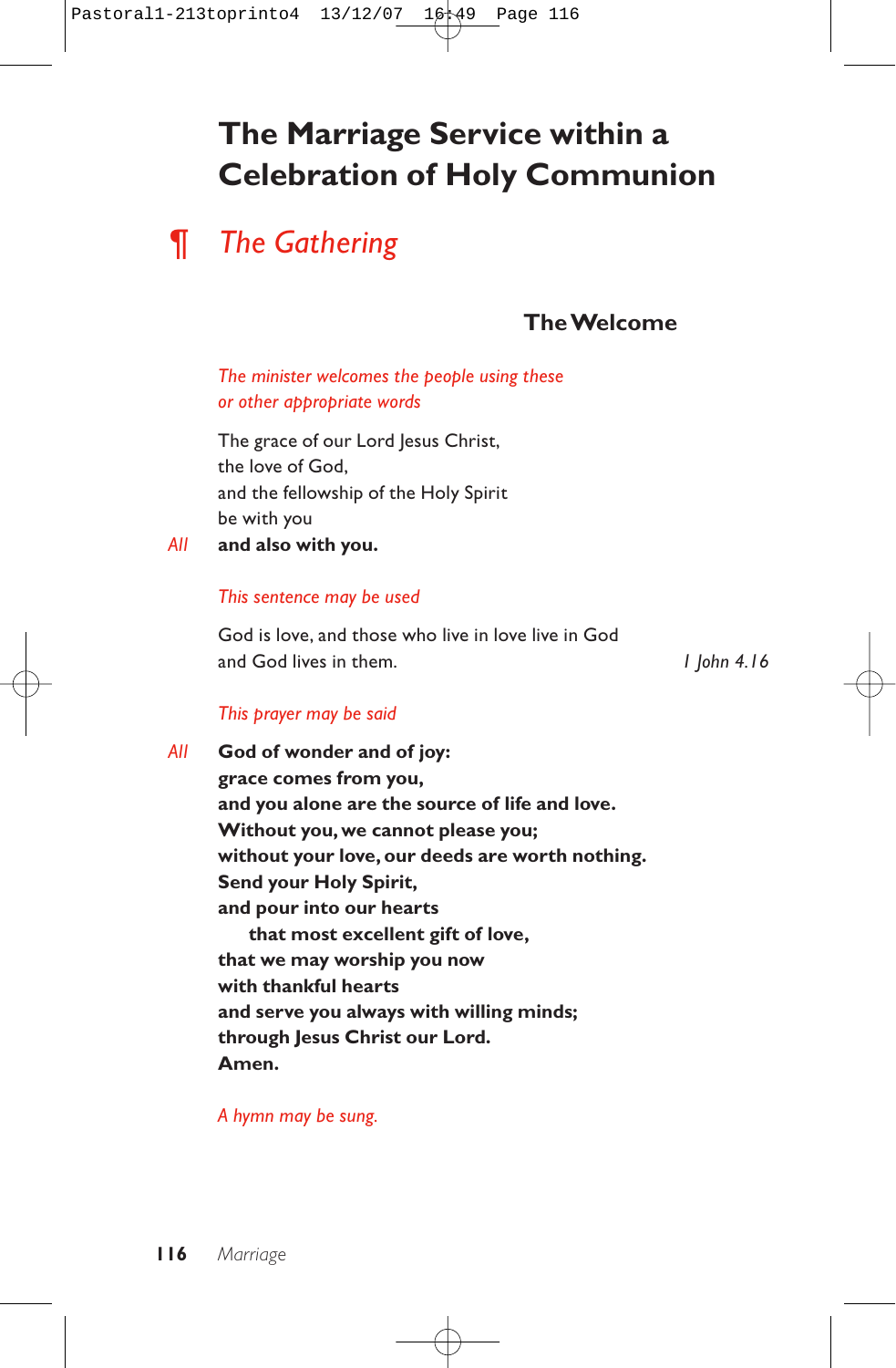# The Marriage Service within a Celebration of Holy Communion

## ¶ *The Gathering*

### The Welcome

*The minister welcomes the people using these or other appropriate words*

The grace of our Lord Jesus Christ,
the love of God,
and the fellowship of the Holy Spirit
be with you

*All* **and also with you.**

*This sentence may be used*

God is love, and those who live in love live in God
and God lives in them. *1 John 4.16*

*This prayer may be said*

*All* **God of wonder and of joy:**
**grace comes from you,**
**and you alone are the source of life and love.**
**Without you, we cannot please you;**
**without your love, our deeds are worth nothing.**
**Send your Holy Spirit,**
**and pour into our hearts**
**that most excellent gift of love,**
**that we may worship you now**
**with thankful hearts**
**and serve you always with willing minds;**
**through Jesus Christ our Lord.**
**Amen.**

*A hymn may be sung.*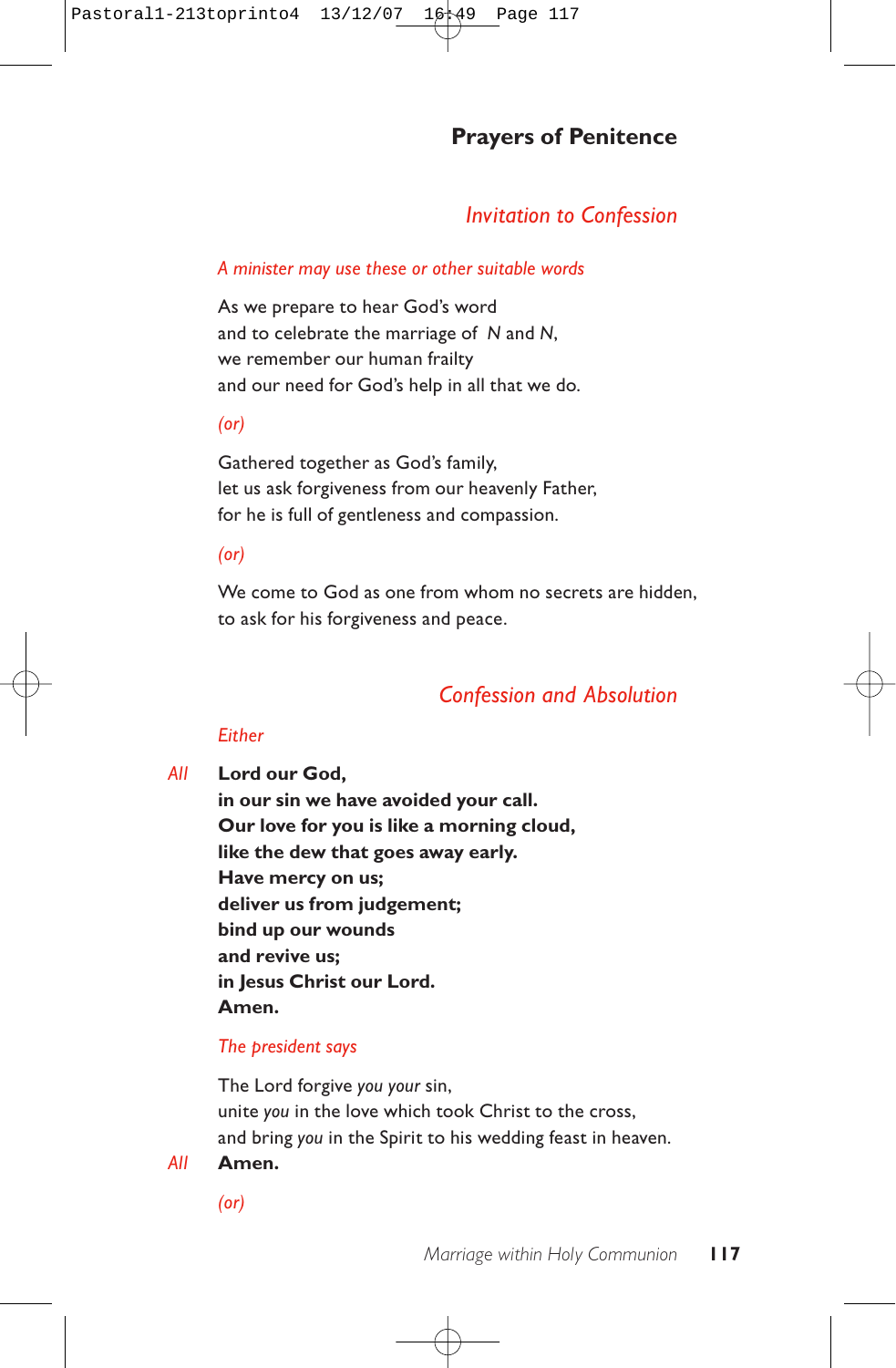## Prayers of Penitence

### *Invitation to Confession*

*A minister may use these or other suitable words*

As we prepare to hear God's word
and to celebrate the marriage of *N* and *N*,
we remember our human frailty
and our need for God's help in all that we do.

*(or)*

Gathered together as God's family,
let us ask forgiveness from our heavenly Father,
for he is full of gentleness and compassion.

*(or)*

We come to God as one from whom no secrets are hidden,
to ask for his forgiveness and peace.

### *Confession and Absolution*

*Either*

*All* **Lord our God,
in our sin we have avoided your call.
Our love for you is like a morning cloud,
like the dew that goes away early.
Have mercy on us;
deliver us from judgement;
bind up our wounds
and revive us;
in Jesus Christ our Lord.
Amen.**

*The president says*

The Lord forgive *you your* sin,
unite *you* in the love which took Christ to the cross,
and bring *you* in the Spirit to his wedding feast in heaven.

*All* **Amen.**

*(or)*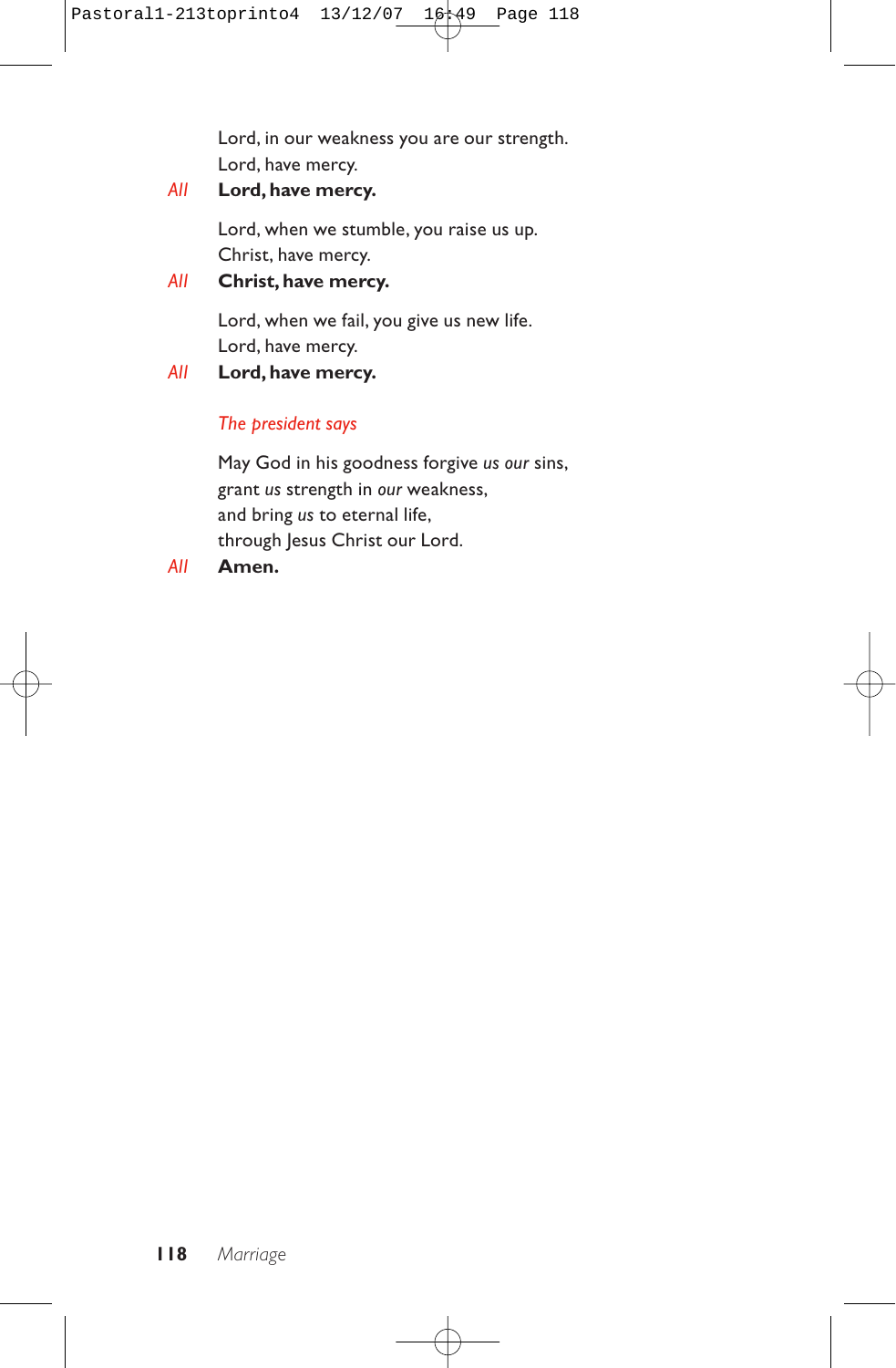Lord, in our weakness you are our strength.
Lord, have mercy.

*All* **Lord, have mercy.**

Lord, when we stumble, you raise us up.
Christ, have mercy.

*All* **Christ, have mercy.**

Lord, when we fail, you give us new life.
Lord, have mercy.

*All* **Lord, have mercy.**

*The president says*

May God in his goodness forgive *us our* sins,
grant *us* strength in *our* weakness,
and bring *us* to eternal life,
through Jesus Christ our Lord.

*All* **Amen.**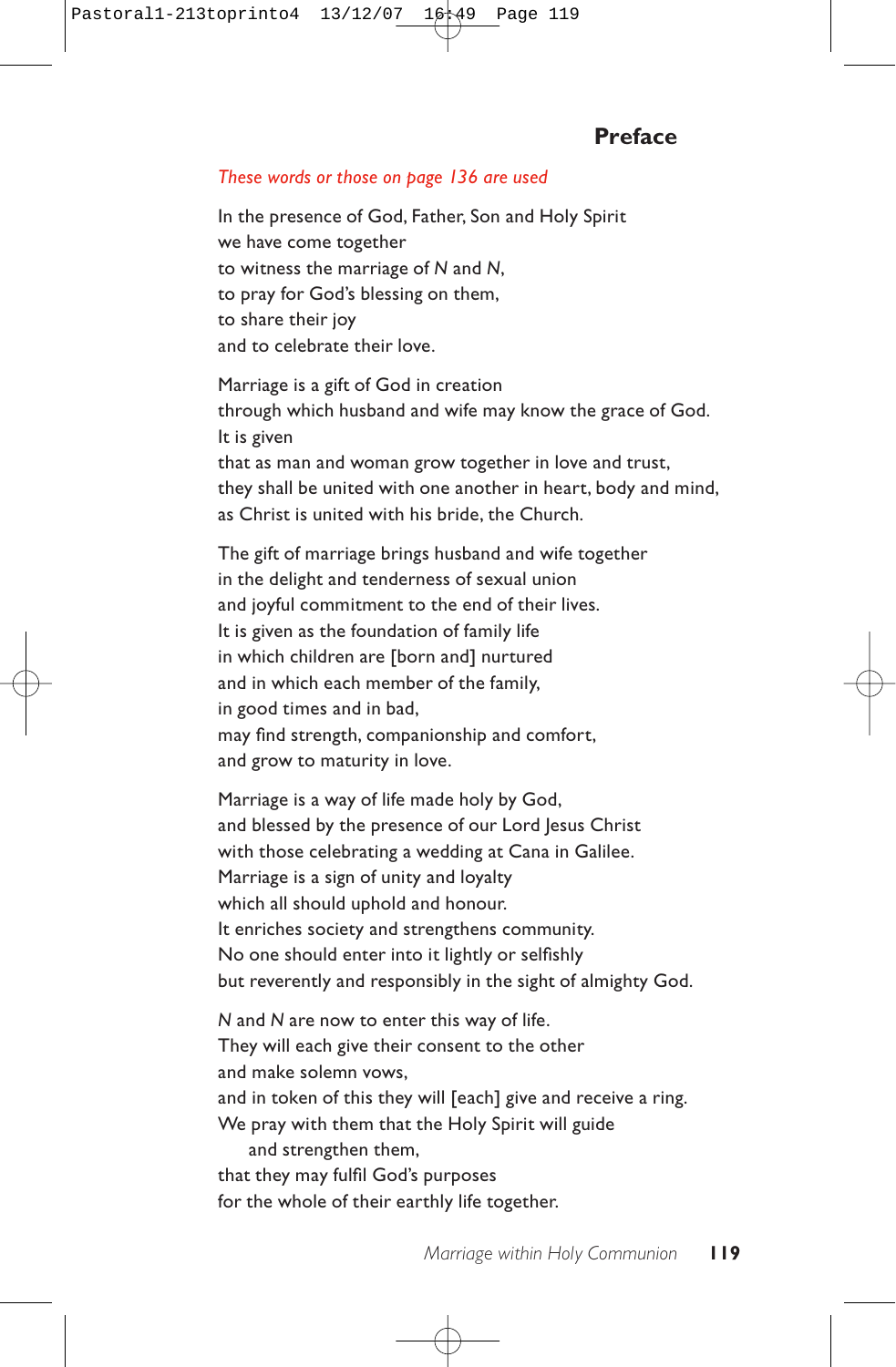## Preface

*These words or those on page 136 are used*

In the presence of God, Father, Son and Holy Spirit
we have come together
to witness the marriage of *N* and *N*,
to pray for God's blessing on them,
to share their joy
and to celebrate their love.

Marriage is a gift of God in creation
through which husband and wife may know the grace of God.
It is given
that as man and woman grow together in love and trust,
they shall be united with one another in heart, body and mind,
as Christ is united with his bride, the Church.

The gift of marriage brings husband and wife together
in the delight and tenderness of sexual union
and joyful commitment to the end of their lives.
It is given as the foundation of family life
in which children are [born and] nurtured
and in which each member of the family,
in good times and in bad,
may find strength, companionship and comfort,
and grow to maturity in love.

Marriage is a way of life made holy by God,
and blessed by the presence of our Lord Jesus Christ
with those celebrating a wedding at Cana in Galilee.
Marriage is a sign of unity and loyalty
which all should uphold and honour.
It enriches society and strengthens community.
No one should enter into it lightly or selfishly
but reverently and responsibly in the sight of almighty God.

*N* and *N* are now to enter this way of life.
They will each give their consent to the other
and make solemn vows,
and in token of this they will [each] give and receive a ring.
We pray with them that the Holy Spirit will guide
    and strengthen them,
that they may fulfil God's purposes
for the whole of their earthly life together.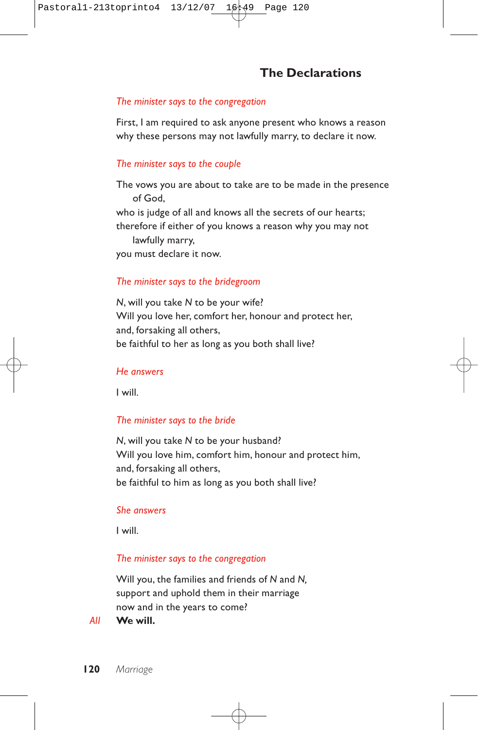## The Declarations

*The minister says to the congregation*

First, I am required to ask anyone present who knows a reason why these persons may not lawfully marry, to declare it now.

*The minister says to the couple*

The vows you are about to take are to be made in the presence of God,
who is judge of all and knows all the secrets of our hearts;
therefore if either of you knows a reason why you may not lawfully marry,
you must declare it now.

*The minister says to the bridegroom*

*N*, will you take *N* to be your wife?
Will you love her, comfort her, honour and protect her,
and, forsaking all others,
be faithful to her as long as you both shall live?

*He answers*

I will.

*The minister says to the bride*

*N*, will you take *N* to be your husband?
Will you love him, comfort him, honour and protect him,
and, forsaking all others,
be faithful to him as long as you both shall live?

*She answers*

I will.

*The minister says to the congregation*

Will you, the families and friends of *N* and *N*,
support and uphold them in their marriage
now and in the years to come?

*All* **We will.**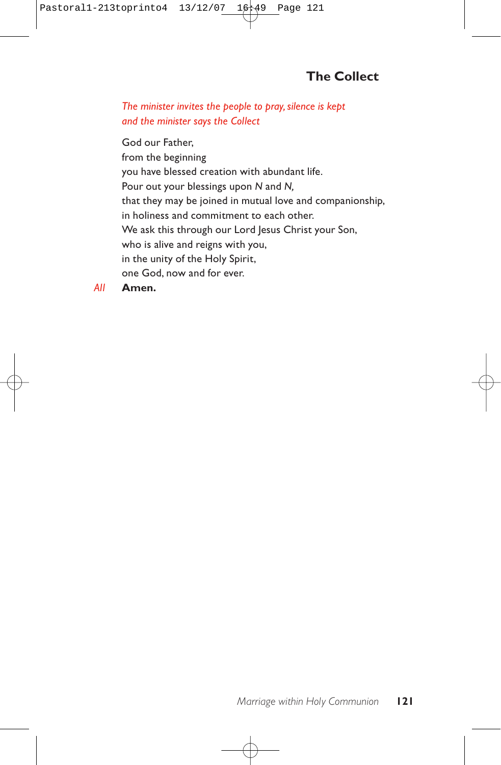## The Collect

*The minister invites the people to pray, silence is kept and the minister says the Collect*

God our Father,
from the beginning
you have blessed creation with abundant life.
Pour out your blessings upon *N* and *N,*
that they may be joined in mutual love and companionship,
in holiness and commitment to each other.
We ask this through our Lord Jesus Christ your Son,
who is alive and reigns with you,
in the unity of the Holy Spirit,
one God, now and for ever.

*All* **Amen.**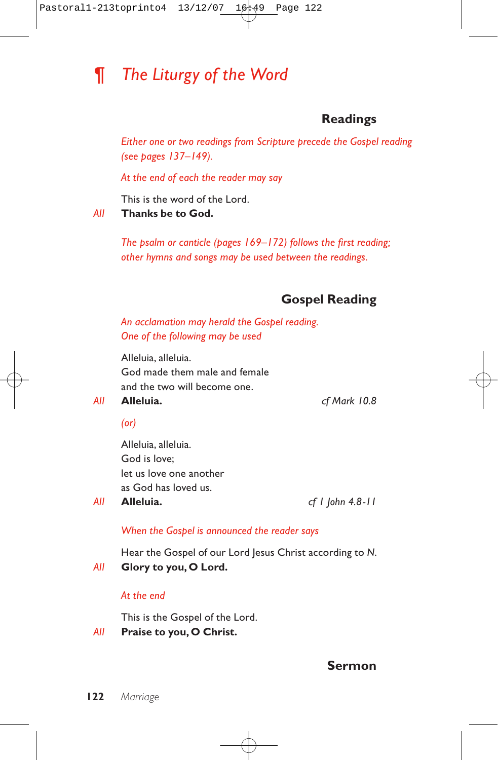# ¶ *The Liturgy of the Word*

### Readings

*Either one or two readings from Scripture precede the Gospel reading (see pages 137–149).*

*At the end of each the reader may say*

This is the word of the Lord.
*All* **Thanks be to God.**

*The psalm or canticle (pages 169–172) follows the first reading; other hymns and songs may be used between the readings.*

### Gospel Reading

*An acclamation may herald the Gospel reading. One of the following may be used*

Alleluia, alleluia.
God made them male and female
and the two will become one.
*All* **Alleluia.** *cf Mark 10.8*

*(or)*

Alleluia, alleluia.
God is love;
let us love one another
as God has loved us.
*All* **Alleluia.** *cf 1 John 4.8-11*

*When the Gospel is announced the reader says*

Hear the Gospel of our Lord Jesus Christ according to *N.*
*All* **Glory to you, O Lord.**

*At the end*

This is the Gospel of the Lord.
*All* **Praise to you, O Christ.**

### Sermon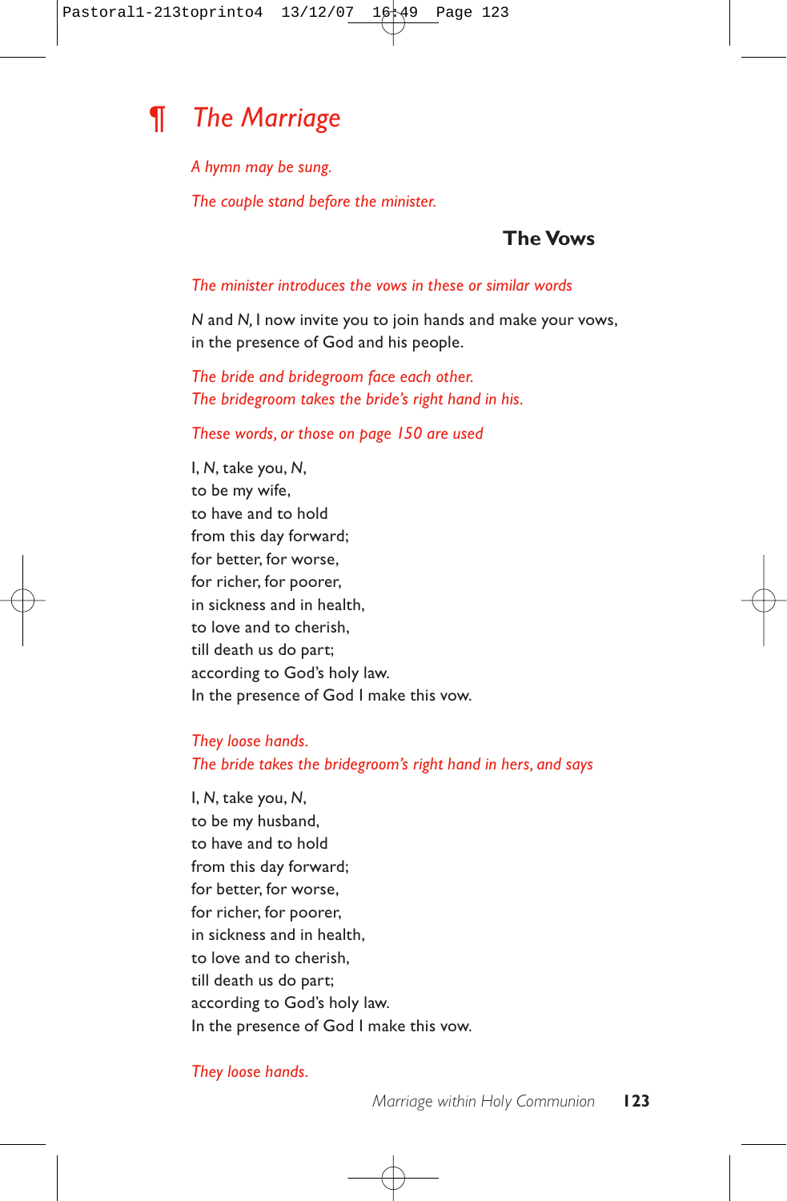# ¶ *The Marriage*

*A hymn may be sung.*

*The couple stand before the minister.*

### The Vows

*The minister introduces the vows in these or similar words*

*N* and *N,* I now invite you to join hands and make your vows,
in the presence of God and his people.

*The bride and bridegroom face each other.*
*The bridegroom takes the bride's right hand in his.*

*These words, or those on page 150 are used*

I, *N*, take you, *N*,
to be my wife,
to have and to hold
from this day forward;
for better, for worse,
for richer, for poorer,
in sickness and in health,
to love and to cherish,
till death us do part;
according to God's holy law.
In the presence of God I make this vow.

*They loose hands.*
*The bride takes the bridegroom's right hand in hers, and says*

I, *N*, take you, *N*,
to be my husband,
to have and to hold
from this day forward;
for better, for worse,
for richer, for poorer,
in sickness and in health,
to love and to cherish,
till death us do part;
according to God's holy law.
In the presence of God I make this vow.

*They loose hands.*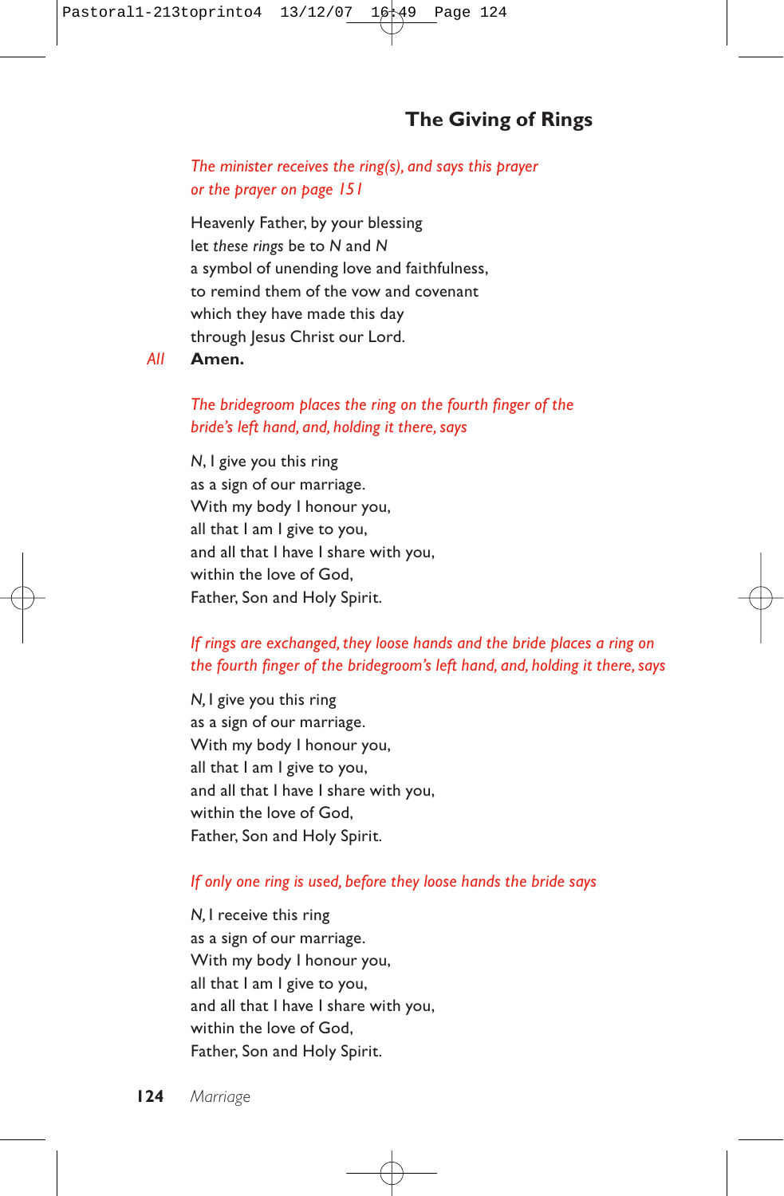## The Giving of Rings

*The minister receives the ring(s), and says this prayer or the prayer on page 151*

Heavenly Father, by your blessing
let *these rings* be to *N* and *N*
a symbol of unending love and faithfulness,
to remind them of the vow and covenant
which they have made this day
through Jesus Christ our Lord.

*All* **Amen.**

*The bridegroom places the ring on the fourth finger of the bride's left hand, and, holding it there, says*

*N*, I give you this ring
as a sign of our marriage.
With my body I honour you,
all that I am I give to you,
and all that I have I share with you,
within the love of God,
Father, Son and Holy Spirit.

*If rings are exchanged, they loose hands and the bride places a ring on the fourth finger of the bridegroom's left hand, and, holding it there, says*

*N*, I give you this ring
as a sign of our marriage.
With my body I honour you,
all that I am I give to you,
and all that I have I share with you,
within the love of God,
Father, Son and Holy Spirit.

*If only one ring is used, before they loose hands the bride says*

*N*, I receive this ring
as a sign of our marriage.
With my body I honour you,
all that I am I give to you,
and all that I have I share with you,
within the love of God,
Father, Son and Holy Spirit.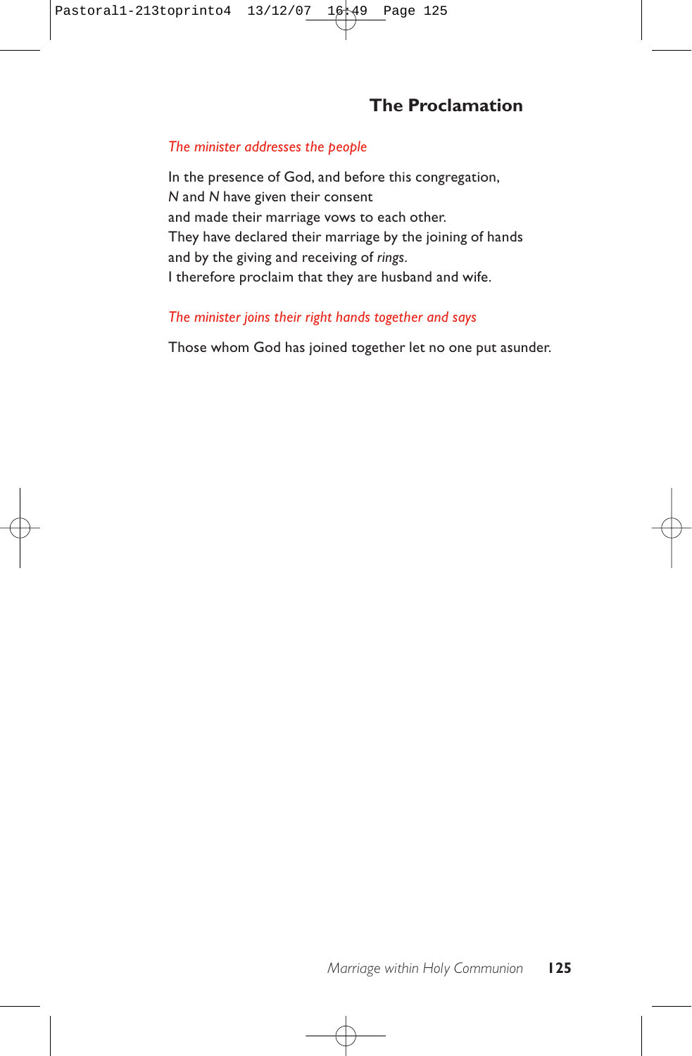## The Proclamation

*The minister addresses the people*

In the presence of God, and before this congregation,
*N* and *N* have given their consent
and made their marriage vows to each other.
They have declared their marriage by the joining of hands
and by the giving and receiving of *rings*.
I therefore proclaim that they are husband and wife.

*The minister joins their right hands together and says*

Those whom God has joined together let no one put asunder.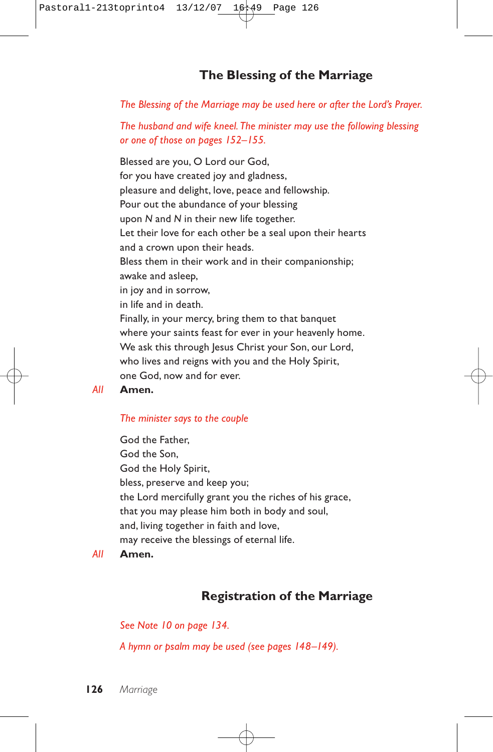## The Blessing of the Marriage

*The Blessing of the Marriage may be used here or after the Lord's Prayer.*

*The husband and wife kneel. The minister may use the following blessing or one of those on pages 152–155.*

Blessed are you, O Lord our God,
for you have created joy and gladness,
pleasure and delight, love, peace and fellowship.
Pour out the abundance of your blessing
upon *N* and *N* in their new life together.
Let their love for each other be a seal upon their hearts
and a crown upon their heads.
Bless them in their work and in their companionship;
awake and asleep,
in joy and in sorrow,
in life and in death.
Finally, in your mercy, bring them to that banquet
where your saints feast for ever in your heavenly home.
We ask this through Jesus Christ your Son, our Lord,
who lives and reigns with you and the Holy Spirit,
one God, now and for ever.

*All* **Amen.**

*The minister says to the couple*

God the Father,
God the Son,
God the Holy Spirit,
bless, preserve and keep you;
the Lord mercifully grant you the riches of his grace,
that you may please him both in body and soul,
and, living together in faith and love,
may receive the blessings of eternal life.

*All* **Amen.**

## Registration of the Marriage

*See Note 10 on page 134.*

*A hymn or psalm may be used (see pages 148–149).*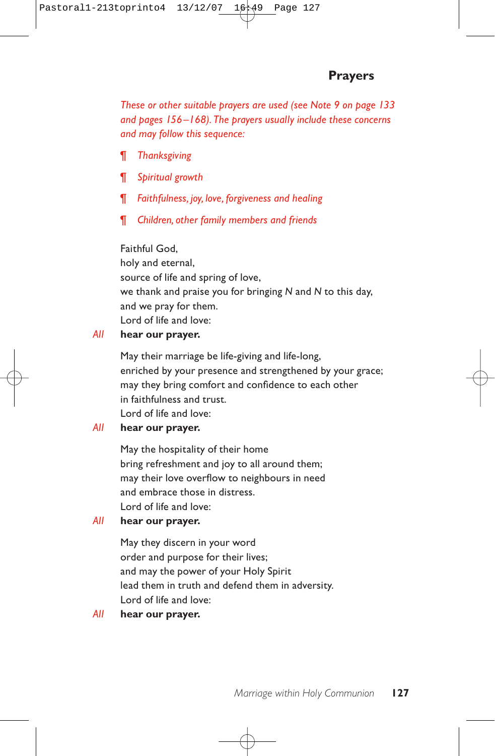## Prayers

*These or other suitable prayers are used (see Note 9 on page 133 and pages 156–168). The prayers usually include these concerns and may follow this sequence:*

¶ *Thanksgiving*

¶ *Spiritual growth*

¶ *Faithfulness, joy, love, forgiveness and healing*

¶ *Children, other family members and friends*

Faithful God,
holy and eternal,
source of life and spring of love,
we thank and praise you for bringing *N* and *N* to this day,
and we pray for them.
Lord of life and love:

*All* **hear our prayer.**

May their marriage be life-giving and life-long,
enriched by your presence and strengthened by your grace;
may they bring comfort and confidence to each other
in faithfulness and trust.
Lord of life and love:

*All* **hear our prayer.**

May the hospitality of their home
bring refreshment and joy to all around them;
may their love overflow to neighbours in need
and embrace those in distress.
Lord of life and love:

*All* **hear our prayer.**

May they discern in your word
order and purpose for their lives;
and may the power of your Holy Spirit
lead them in truth and defend them in adversity.
Lord of life and love:

*All* **hear our prayer.**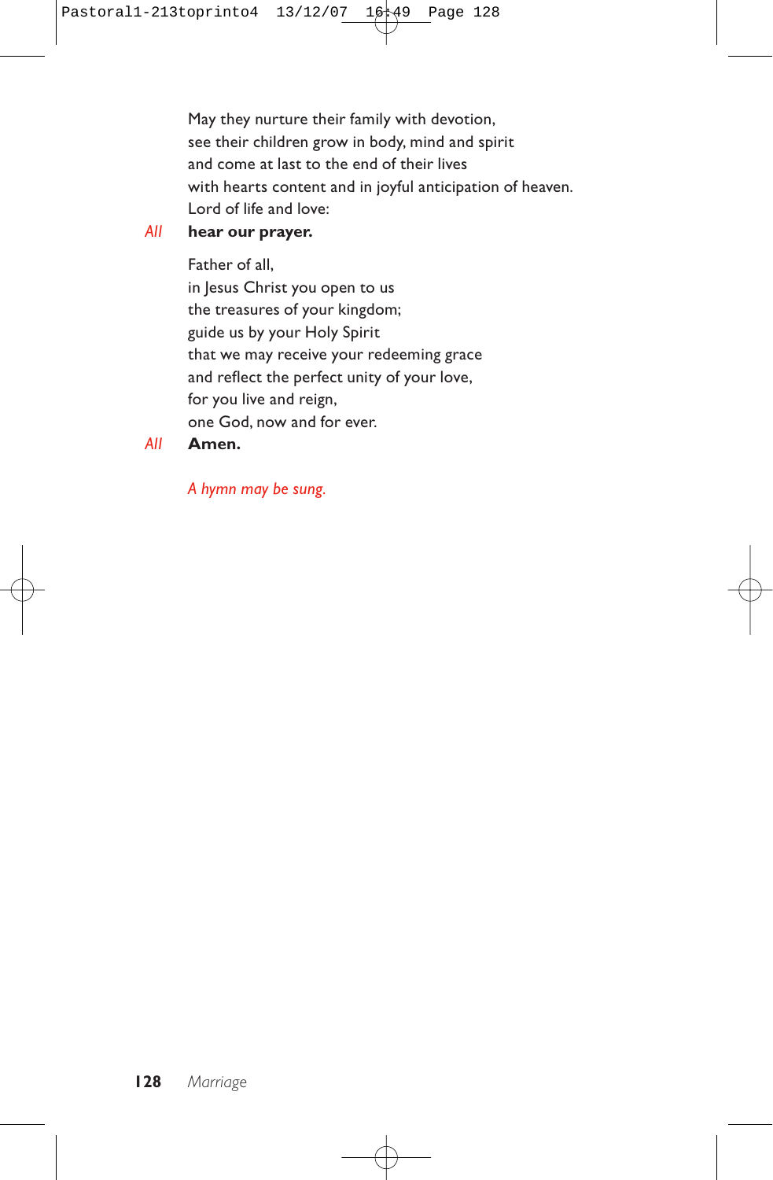May they nurture their family with devotion,
see their children grow in body, mind and spirit
and come at last to the end of their lives
with hearts content and in joyful anticipation of heaven.
Lord of life and love:

*All* **hear our prayer.**

Father of all,
in Jesus Christ you open to us
the treasures of your kingdom;
guide us by your Holy Spirit
that we may receive your redeeming grace
and reflect the perfect unity of your love,
for you live and reign,
one God, now and for ever.

*All* **Amen.**

*A hymn may be sung.*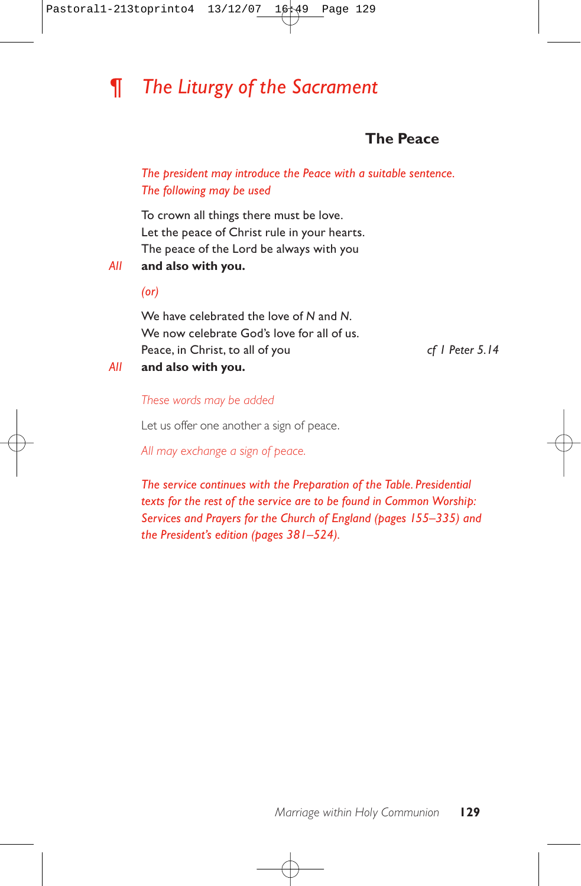# ¶ *The Liturgy of the Sacrament*

## The Peace

*The president may introduce the Peace with a suitable sentence. The following may be used*

To crown all things there must be love.
Let the peace of Christ rule in your hearts.
The peace of the Lord be always with you

*All* **and also with you.**

*(or)*

We have celebrated the love of *N* and *N*.
We now celebrate God's love for all of us.
Peace, in Christ, to all of you *cf 1 Peter 5.14*

*All* **and also with you.**

*These words may be added*

Let us offer one another a sign of peace.

*All may exchange a sign of peace.*

*The service continues with the Preparation of the Table. Presidential texts for the rest of the service are to be found in Common Worship: Services and Prayers for the Church of England (pages 155–335) and the President's edition (pages 381–524).*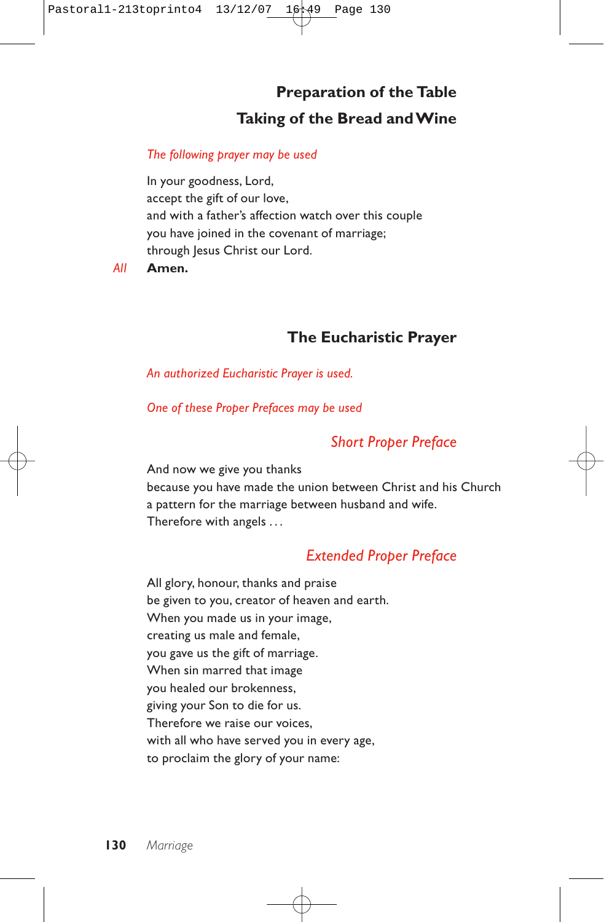## Preparation of the Table

## Taking of the Bread and Wine

*The following prayer may be used*

In your goodness, Lord,
accept the gift of our love,
and with a father's affection watch over this couple
you have joined in the covenant of marriage;
through Jesus Christ our Lord.

*All* **Amen.**

## The Eucharistic Prayer

*An authorized Eucharistic Prayer is used.*

*One of these Proper Prefaces may be used*

### *Short Proper Preface*

And now we give you thanks
because you have made the union between Christ and his Church
a pattern for the marriage between husband and wife.
Therefore with angels . . .

### *Extended Proper Preface*

All glory, honour, thanks and praise
be given to you, creator of heaven and earth.
When you made us in your image,
creating us male and female,
you gave us the gift of marriage.
When sin marred that image
you healed our brokenness,
giving your Son to die for us.
Therefore we raise our voices,
with all who have served you in every age,
to proclaim the glory of your name: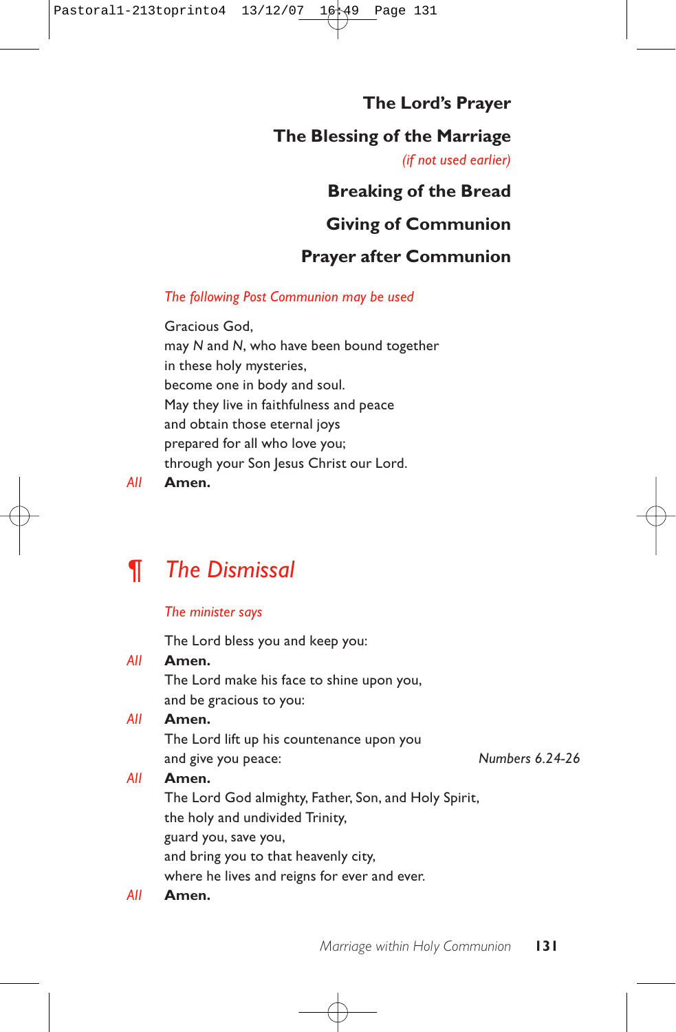### The Lord's Prayer

### The Blessing of the Marriage

*(if not used earlier)*

### Breaking of the Bread

### Giving of Communion

### Prayer after Communion

*The following Post Communion may be used*

Gracious God,
may *N* and *N*, who have been bound together
in these holy mysteries,
become one in body and soul.
May they live in faithfulness and peace
and obtain those eternal joys
prepared for all who love you;
through your Son Jesus Christ our Lord.

*All* **Amen.**

## ¶ *The Dismissal*

*The minister says*

The Lord bless you and keep you:

*All* **Amen.**

The Lord make his face to shine upon you,
and be gracious to you:

*All* **Amen.**

The Lord lift up his countenance upon you
and give you peace: *Numbers 6.24-26*

*All* **Amen.**

The Lord God almighty, Father, Son, and Holy Spirit,
the holy and undivided Trinity,
guard you, save you,
and bring you to that heavenly city,
where he lives and reigns for ever and ever.

*All* **Amen.**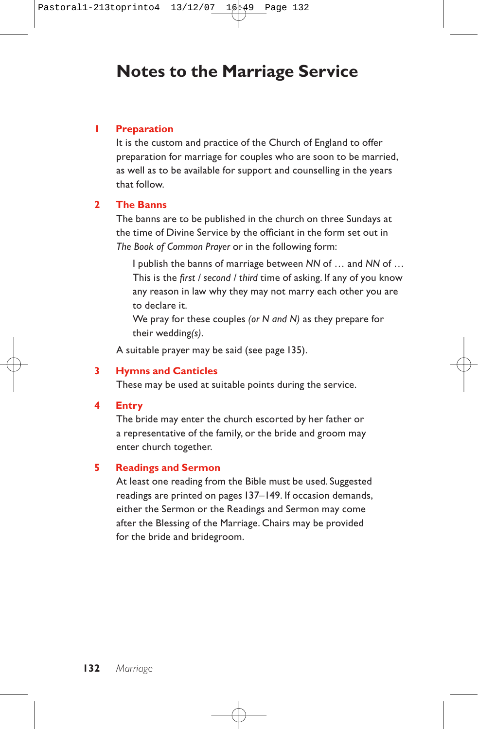# Notes to the Marriage Service

## 1 Preparation

It is the custom and practice of the Church of England to offer preparation for marriage for couples who are soon to be married, as well as to be available for support and counselling in the years that follow.

## 2 The Banns

The banns are to be published in the church on three Sundays at the time of Divine Service by the officiant in the form set out in *The Book of Common Prayer* or in the following form:

> I publish the banns of marriage between *NN* of … and *NN* of …
> This is the *first* / *second* / *third* time of asking. If any of you know any reason in law why they may not marry each other you are to declare it.
> We pray for these couples *(or N and N)* as they prepare for their wedding*(s)*.

A suitable prayer may be said (see page 135).

## 3 Hymns and Canticles

These may be used at suitable points during the service.

## 4 Entry

The bride may enter the church escorted by her father or a representative of the family, or the bride and groom may enter church together.

## 5 Readings and Sermon

At least one reading from the Bible must be used. Suggested readings are printed on pages 137–149. If occasion demands, either the Sermon or the Readings and Sermon may come after the Blessing of the Marriage. Chairs may be provided for the bride and bridegroom.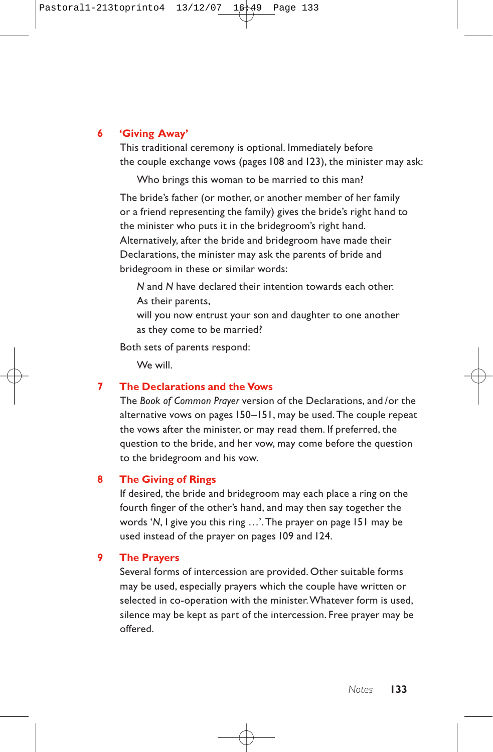## 6 'Giving Away'

This traditional ceremony is optional. Immediately before the couple exchange vows (pages 108 and 123), the minister may ask:

> Who brings this woman to be married to this man?

The bride's father (or mother, or another member of her family or a friend representing the family) gives the bride's right hand to the minister who puts it in the bridegroom's right hand. Alternatively, after the bride and bridegroom have made their Declarations, the minister may ask the parents of bride and bridegroom in these or similar words:

> *N* and *N* have declared their intention towards each other.
> As their parents,
> will you now entrust your son and daughter to one another
> as they come to be married?

Both sets of parents respond:

> We will.

## 7 The Declarations and the Vows

The *Book of Common Prayer* version of the Declarations, and/or the alternative vows on pages 150–151, may be used. The couple repeat the vows after the minister, or may read them. If preferred, the question to the bride, and her vow, may come before the question to the bridegroom and his vow.

## 8 The Giving of Rings

If desired, the bride and bridegroom may each place a ring on the fourth finger of the other's hand, and may then say together the words '*N*, I give you this ring …'. The prayer on page 151 may be used instead of the prayer on pages 109 and 124.

## 9 The Prayers

Several forms of intercession are provided. Other suitable forms may be used, especially prayers which the couple have written or selected in co-operation with the minister. Whatever form is used, silence may be kept as part of the intercession. Free prayer may be offered.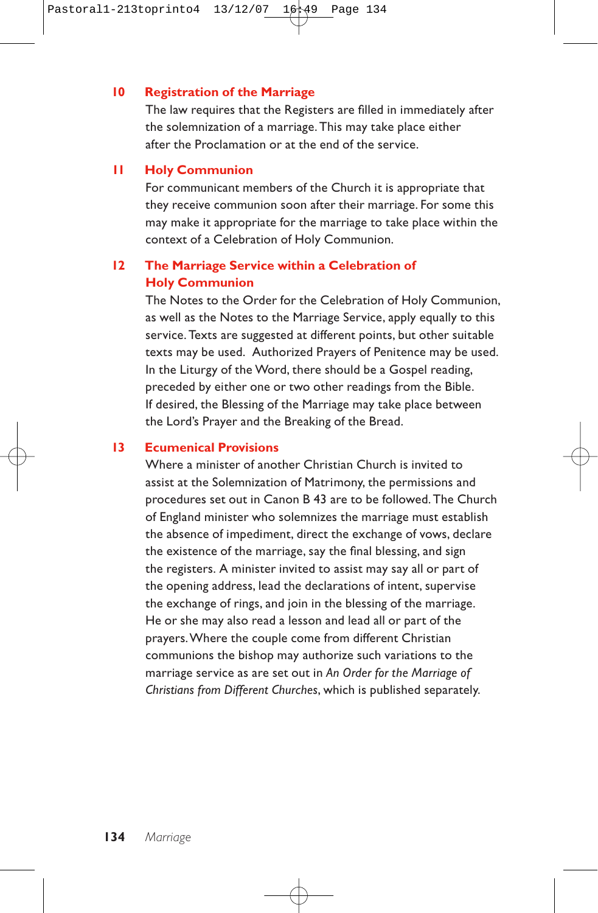## 10 Registration of the Marriage

The law requires that the Registers are filled in immediately after the solemnization of a marriage. This may take place either after the Proclamation or at the end of the service.

## 11 Holy Communion

For communicant members of the Church it is appropriate that they receive communion soon after their marriage. For some this may make it appropriate for the marriage to take place within the context of a Celebration of Holy Communion.

## 12 The Marriage Service within a Celebration of Holy Communion

The Notes to the Order for the Celebration of Holy Communion, as well as the Notes to the Marriage Service, apply equally to this service. Texts are suggested at different points, but other suitable texts may be used. Authorized Prayers of Penitence may be used. In the Liturgy of the Word, there should be a Gospel reading, preceded by either one or two other readings from the Bible. If desired, the Blessing of the Marriage may take place between the Lord's Prayer and the Breaking of the Bread.

## 13 Ecumenical Provisions

Where a minister of another Christian Church is invited to assist at the Solemnization of Matrimony, the permissions and procedures set out in Canon B 43 are to be followed. The Church of England minister who solemnizes the marriage must establish the absence of impediment, direct the exchange of vows, declare the existence of the marriage, say the final blessing, and sign the registers. A minister invited to assist may say all or part of the opening address, lead the declarations of intent, supervise the exchange of rings, and join in the blessing of the marriage. He or she may also read a lesson and lead all or part of the prayers. Where the couple come from different Christian communions the bishop may authorize such variations to the marriage service as are set out in *An Order for the Marriage of Christians from Different Churches*, which is published separately.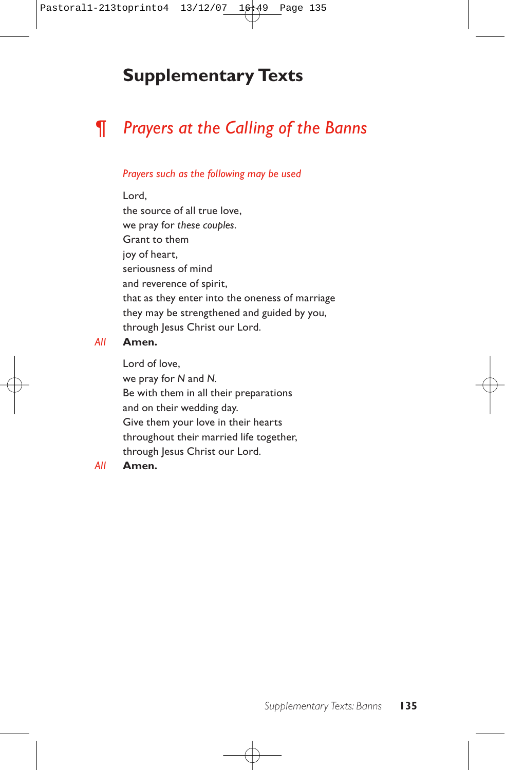# Supplementary Texts

## ¶ *Prayers at the Calling of the Banns*

*Prayers such as the following may be used*

Lord,  
the source of all true love,  
we pray for *these couples*.  
Grant to them  
joy of heart,  
seriousness of mind  
and reverence of spirit,  
that as they enter into the oneness of marriage  
they may be strengthened and guided by you,  
through Jesus Christ our Lord.

*All* **Amen.**

Lord of love,  
we pray for *N* and *N*.  
Be with them in all their preparations  
and on their wedding day.  
Give them your love in their hearts  
throughout their married life together,  
through Jesus Christ our Lord.

*All* **Amen.**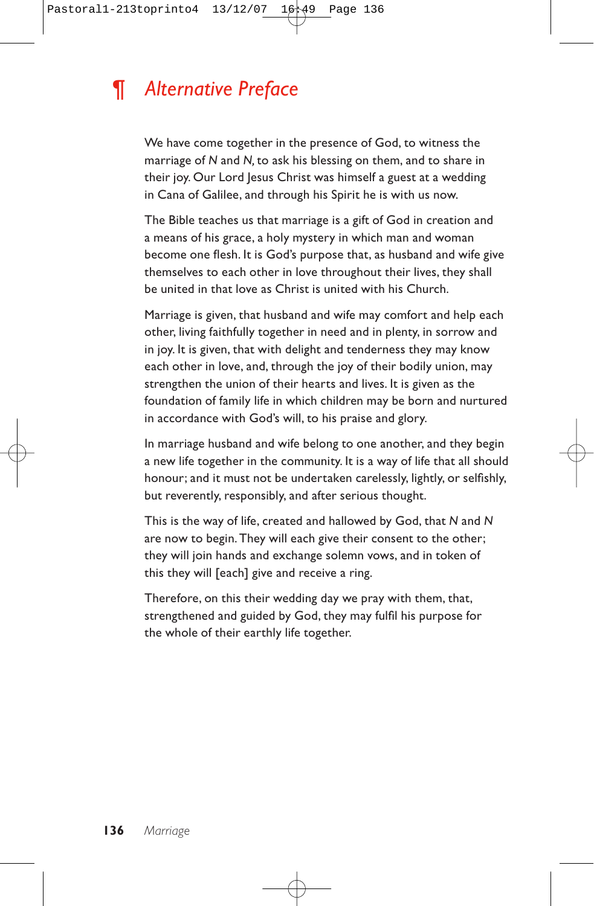## ¶ *Alternative Preface*

We have come together in the presence of God, to witness the marriage of *N* and *N*, to ask his blessing on them, and to share in their joy. Our Lord Jesus Christ was himself a guest at a wedding in Cana of Galilee, and through his Spirit he is with us now.

The Bible teaches us that marriage is a gift of God in creation and a means of his grace, a holy mystery in which man and woman become one flesh. It is God's purpose that, as husband and wife give themselves to each other in love throughout their lives, they shall be united in that love as Christ is united with his Church.

Marriage is given, that husband and wife may comfort and help each other, living faithfully together in need and in plenty, in sorrow and in joy. It is given, that with delight and tenderness they may know each other in love, and, through the joy of their bodily union, may strengthen the union of their hearts and lives. It is given as the foundation of family life in which children may be born and nurtured in accordance with God's will, to his praise and glory.

In marriage husband and wife belong to one another, and they begin a new life together in the community. It is a way of life that all should honour; and it must not be undertaken carelessly, lightly, or selfishly, but reverently, responsibly, and after serious thought.

This is the way of life, created and hallowed by God, that *N* and *N* are now to begin. They will each give their consent to the other; they will join hands and exchange solemn vows, and in token of this they will [each] give and receive a ring.

Therefore, on this their wedding day we pray with them, that, strengthened and guided by God, they may fulfil his purpose for the whole of their earthly life together.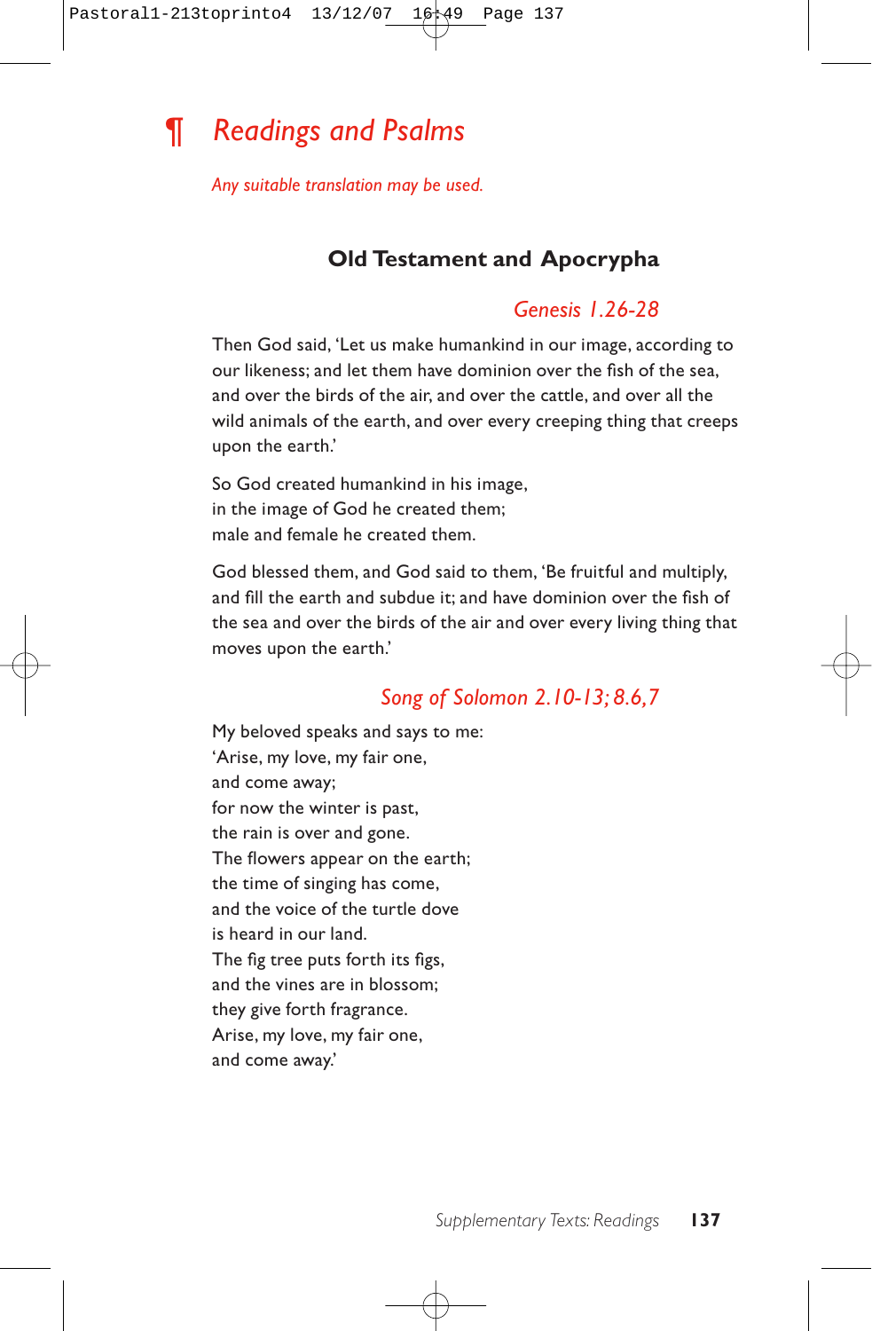# ¶ Readings and Psalms

*Any suitable translation may be used.*

## Old Testament and Apocrypha

### *Genesis 1.26-28*

Then God said, 'Let us make humankind in our image, according to our likeness; and let them have dominion over the fish of the sea, and over the birds of the air, and over the cattle, and over all the wild animals of the earth, and over every creeping thing that creeps upon the earth.'

So God created humankind in his image,
in the image of God he created them;
male and female he created them.

God blessed them, and God said to them, 'Be fruitful and multiply, and fill the earth and subdue it; and have dominion over the fish of the sea and over the birds of the air and over every living thing that moves upon the earth.'

### *Song of Solomon 2.10-13; 8.6,7*

My beloved speaks and says to me:
'Arise, my love, my fair one,
and come away;
for now the winter is past,
the rain is over and gone.
The flowers appear on the earth;
the time of singing has come,
and the voice of the turtle dove
is heard in our land.
The fig tree puts forth its figs,
and the vines are in blossom;
they give forth fragrance.
Arise, my love, my fair one,
and come away.'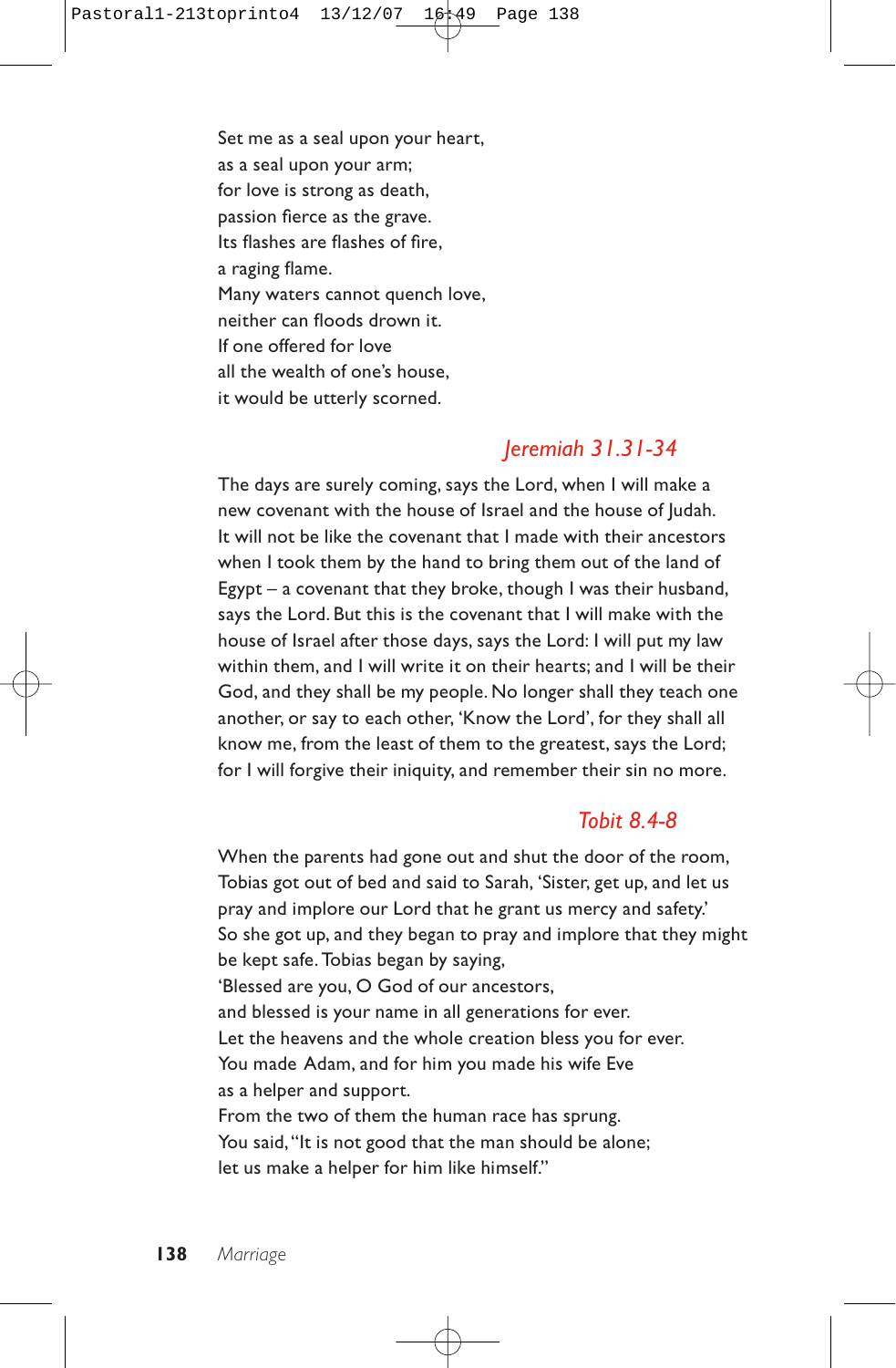Set me as a seal upon your heart,
as a seal upon your arm;
for love is strong as death,
passion fierce as the grave.
Its flashes are flashes of fire,
a raging flame.
Many waters cannot quench love,
neither can floods drown it.
If one offered for love
all the wealth of one's house,
it would be utterly scorned.

### *Jeremiah 31.31-34*

The days are surely coming, says the Lord, when I will make a new covenant with the house of Israel and the house of Judah. It will not be like the covenant that I made with their ancestors when I took them by the hand to bring them out of the land of Egypt – a covenant that they broke, though I was their husband, says the Lord. But this is the covenant that I will make with the house of Israel after those days, says the Lord: I will put my law within them, and I will write it on their hearts; and I will be their God, and they shall be my people. No longer shall they teach one another, or say to each other, 'Know the Lord', for they shall all know me, from the least of them to the greatest, says the Lord; for I will forgive their iniquity, and remember their sin no more.

### *Tobit 8.4-8*

When the parents had gone out and shut the door of the room, Tobias got out of bed and said to Sarah, 'Sister, get up, and let us pray and implore our Lord that he grant us mercy and safety.' So she got up, and they began to pray and implore that they might be kept safe. Tobias began by saying,
'Blessed are you, O God of our ancestors,
and blessed is your name in all generations for ever.
Let the heavens and the whole creation bless you for ever.
You made Adam, and for him you made his wife Eve
as a helper and support.
From the two of them the human race has sprung.
You said, "It is not good that the man should be alone;
let us make a helper for him like himself."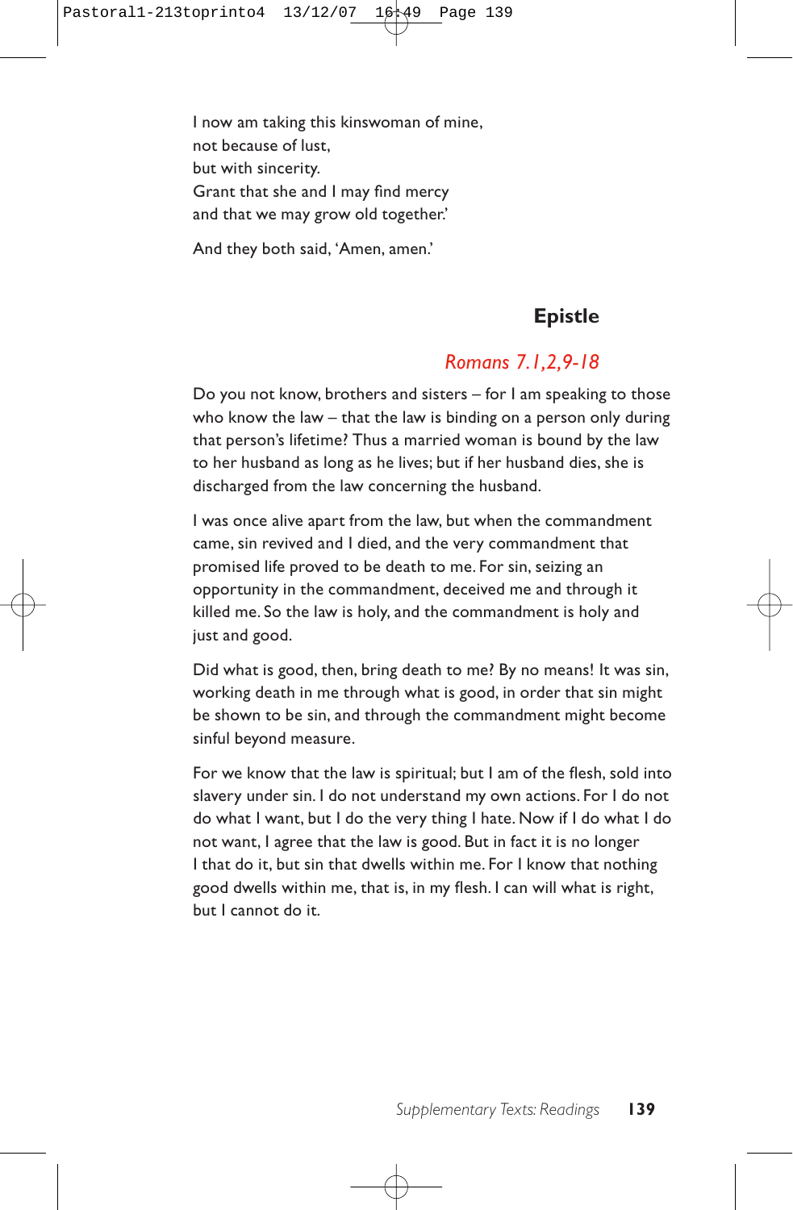I now am taking this kinswoman of mine,
not because of lust,
but with sincerity.
Grant that she and I may find mercy
and that we may grow old together.'

And they both said, 'Amen, amen.'

## Epistle

*Romans 7.1,2,9-18*

Do you not know, brothers and sisters – for I am speaking to those who know the law – that the law is binding on a person only during that person's lifetime? Thus a married woman is bound by the law to her husband as long as he lives; but if her husband dies, she is discharged from the law concerning the husband.

I was once alive apart from the law, but when the commandment came, sin revived and I died, and the very commandment that promised life proved to be death to me. For sin, seizing an opportunity in the commandment, deceived me and through it killed me. So the law is holy, and the commandment is holy and just and good.

Did what is good, then, bring death to me? By no means! It was sin, working death in me through what is good, in order that sin might be shown to be sin, and through the commandment might become sinful beyond measure.

For we know that the law is spiritual; but I am of the flesh, sold into slavery under sin. I do not understand my own actions. For I do not do what I want, but I do the very thing I hate. Now if I do what I do not want, I agree that the law is good. But in fact it is no longer I that do it, but sin that dwells within me. For I know that nothing good dwells within me, that is, in my flesh. I can will what is right, but I cannot do it.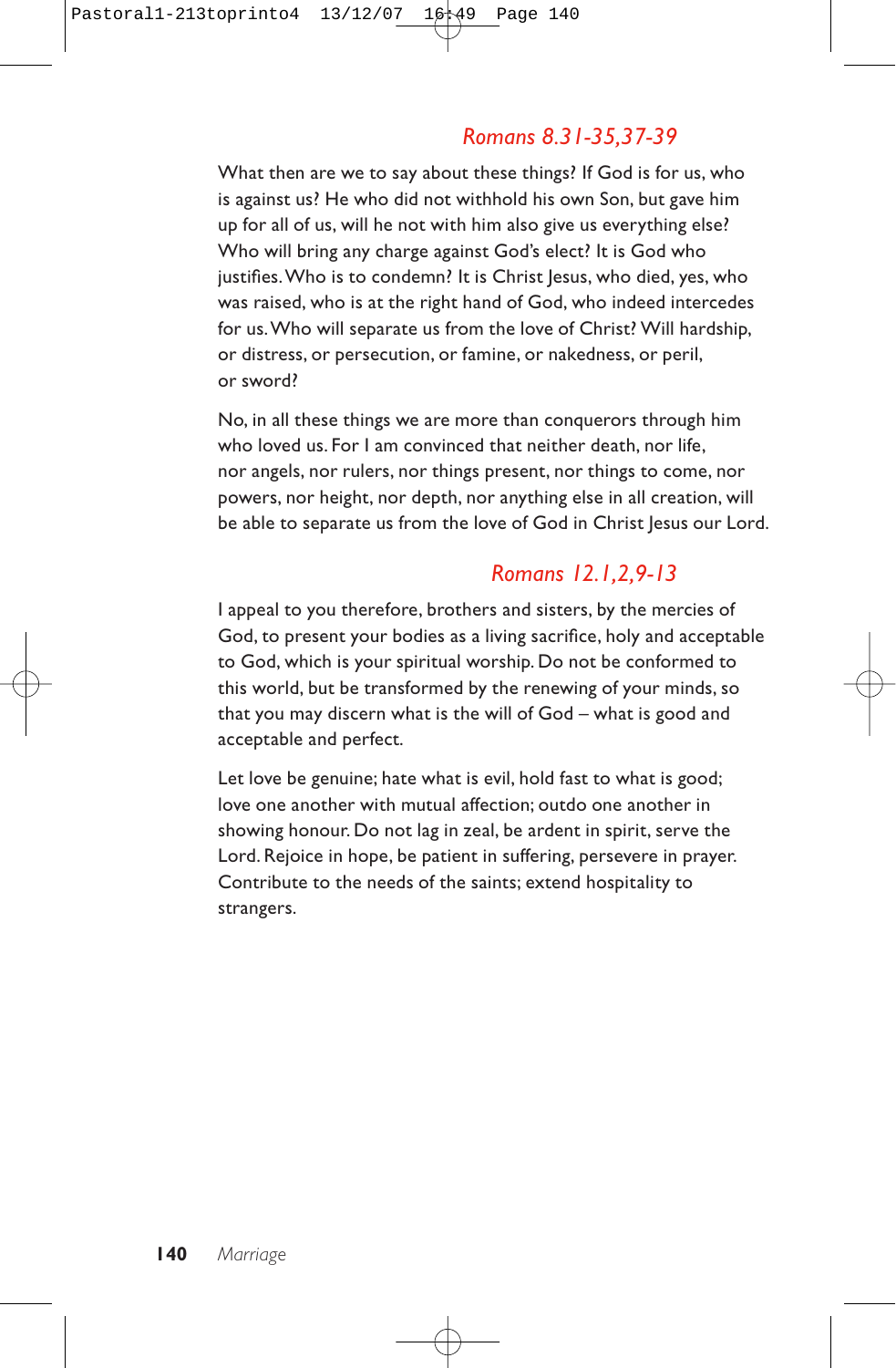### *Romans 8.31-35,37-39*

What then are we to say about these things? If God is for us, who is against us? He who did not withhold his own Son, but gave him up for all of us, will he not with him also give us everything else? Who will bring any charge against God's elect? It is God who justifies. Who is to condemn? It is Christ Jesus, who died, yes, who was raised, who is at the right hand of God, who indeed intercedes for us. Who will separate us from the love of Christ? Will hardship, or distress, or persecution, or famine, or nakedness, or peril, or sword?

No, in all these things we are more than conquerors through him who loved us. For I am convinced that neither death, nor life, nor angels, nor rulers, nor things present, nor things to come, nor powers, nor height, nor depth, nor anything else in all creation, will be able to separate us from the love of God in Christ Jesus our Lord.

### *Romans 12.1,2,9-13*

I appeal to you therefore, brothers and sisters, by the mercies of God, to present your bodies as a living sacrifice, holy and acceptable to God, which is your spiritual worship. Do not be conformed to this world, but be transformed by the renewing of your minds, so that you may discern what is the will of God – what is good and acceptable and perfect.

Let love be genuine; hate what is evil, hold fast to what is good; love one another with mutual affection; outdo one another in showing honour. Do not lag in zeal, be ardent in spirit, serve the Lord. Rejoice in hope, be patient in suffering, persevere in prayer. Contribute to the needs of the saints; extend hospitality to strangers.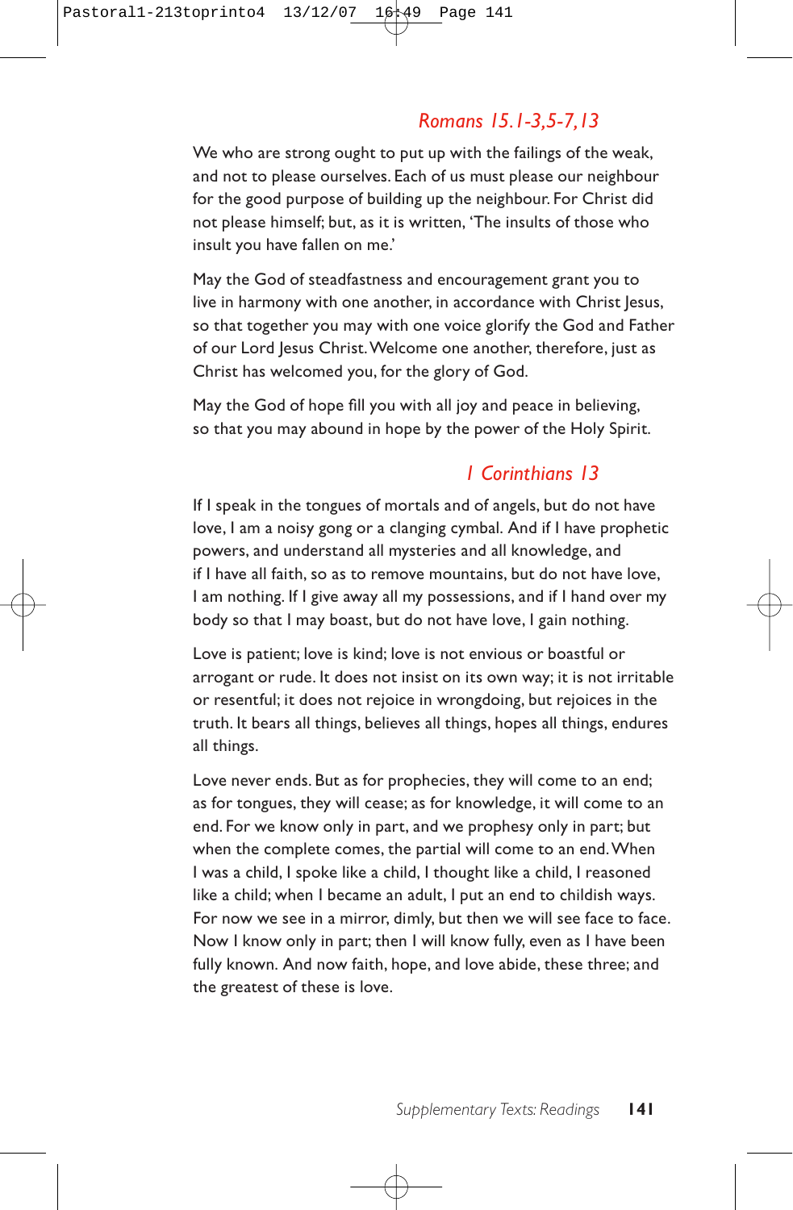### *Romans 15.1-3,5-7,13*

We who are strong ought to put up with the failings of the weak, and not to please ourselves. Each of us must please our neighbour for the good purpose of building up the neighbour. For Christ did not please himself; but, as it is written, 'The insults of those who insult you have fallen on me.'

May the God of steadfastness and encouragement grant you to live in harmony with one another, in accordance with Christ Jesus, so that together you may with one voice glorify the God and Father of our Lord Jesus Christ. Welcome one another, therefore, just as Christ has welcomed you, for the glory of God.

May the God of hope fill you with all joy and peace in believing, so that you may abound in hope by the power of the Holy Spirit.

### *1 Corinthians 13*

If I speak in the tongues of mortals and of angels, but do not have love, I am a noisy gong or a clanging cymbal. And if I have prophetic powers, and understand all mysteries and all knowledge, and if I have all faith, so as to remove mountains, but do not have love, I am nothing. If I give away all my possessions, and if I hand over my body so that I may boast, but do not have love, I gain nothing.

Love is patient; love is kind; love is not envious or boastful or arrogant or rude. It does not insist on its own way; it is not irritable or resentful; it does not rejoice in wrongdoing, but rejoices in the truth. It bears all things, believes all things, hopes all things, endures all things.

Love never ends. But as for prophecies, they will come to an end; as for tongues, they will cease; as for knowledge, it will come to an end. For we know only in part, and we prophesy only in part; but when the complete comes, the partial will come to an end. When I was a child, I spoke like a child, I thought like a child, I reasoned like a child; when I became an adult, I put an end to childish ways. For now we see in a mirror, dimly, but then we will see face to face. Now I know only in part; then I will know fully, even as I have been fully known. And now faith, hope, and love abide, these three; and the greatest of these is love.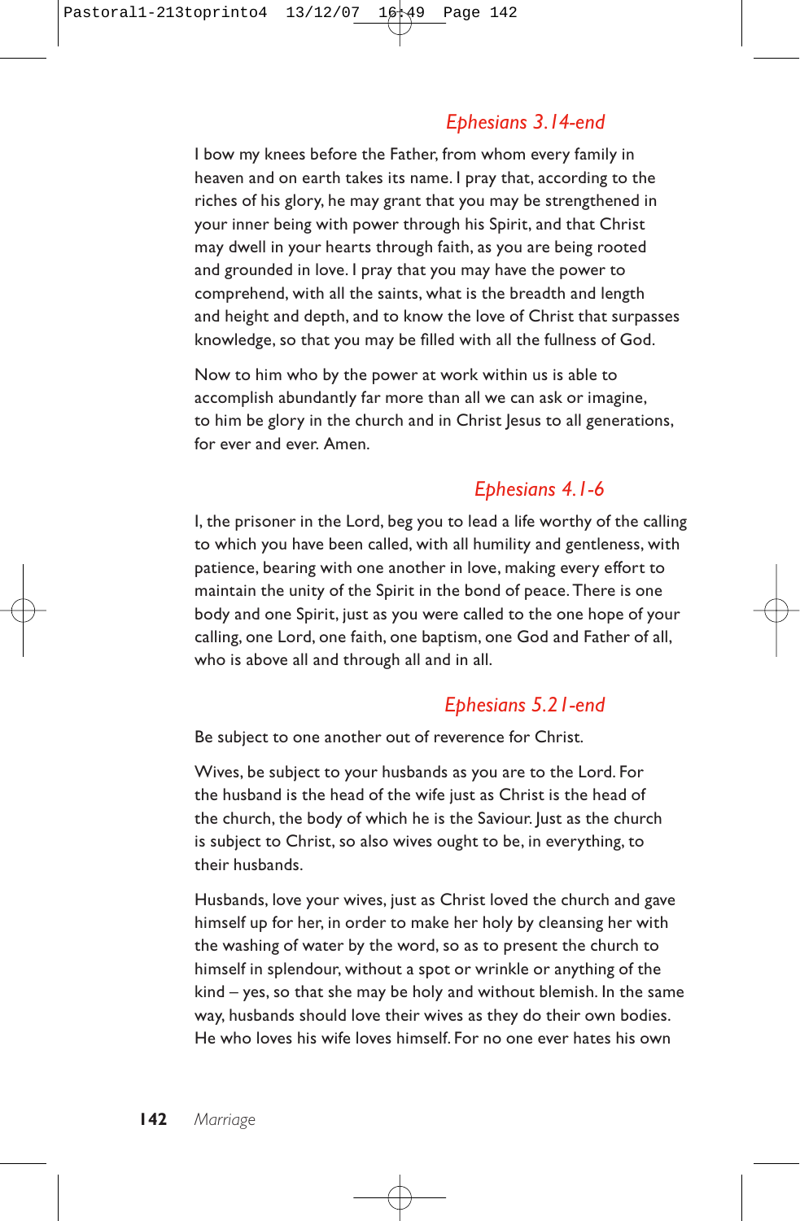## *Ephesians 3.14-end*

I bow my knees before the Father, from whom every family in heaven and on earth takes its name. I pray that, according to the riches of his glory, he may grant that you may be strengthened in your inner being with power through his Spirit, and that Christ may dwell in your hearts through faith, as you are being rooted and grounded in love. I pray that you may have the power to comprehend, with all the saints, what is the breadth and length and height and depth, and to know the love of Christ that surpasses knowledge, so that you may be filled with all the fullness of God.

Now to him who by the power at work within us is able to accomplish abundantly far more than all we can ask or imagine, to him be glory in the church and in Christ Jesus to all generations, for ever and ever. Amen.

## *Ephesians 4.1-6*

I, the prisoner in the Lord, beg you to lead a life worthy of the calling to which you have been called, with all humility and gentleness, with patience, bearing with one another in love, making every effort to maintain the unity of the Spirit in the bond of peace. There is one body and one Spirit, just as you were called to the one hope of your calling, one Lord, one faith, one baptism, one God and Father of all, who is above all and through all and in all.

## *Ephesians 5.21-end*

Be subject to one another out of reverence for Christ.

Wives, be subject to your husbands as you are to the Lord. For the husband is the head of the wife just as Christ is the head of the church, the body of which he is the Saviour. Just as the church is subject to Christ, so also wives ought to be, in everything, to their husbands.

Husbands, love your wives, just as Christ loved the church and gave himself up for her, in order to make her holy by cleansing her with the washing of water by the word, so as to present the church to himself in splendour, without a spot or wrinkle or anything of the kind – yes, so that she may be holy and without blemish. In the same way, husbands should love their wives as they do their own bodies. He who loves his wife loves himself. For no one ever hates his own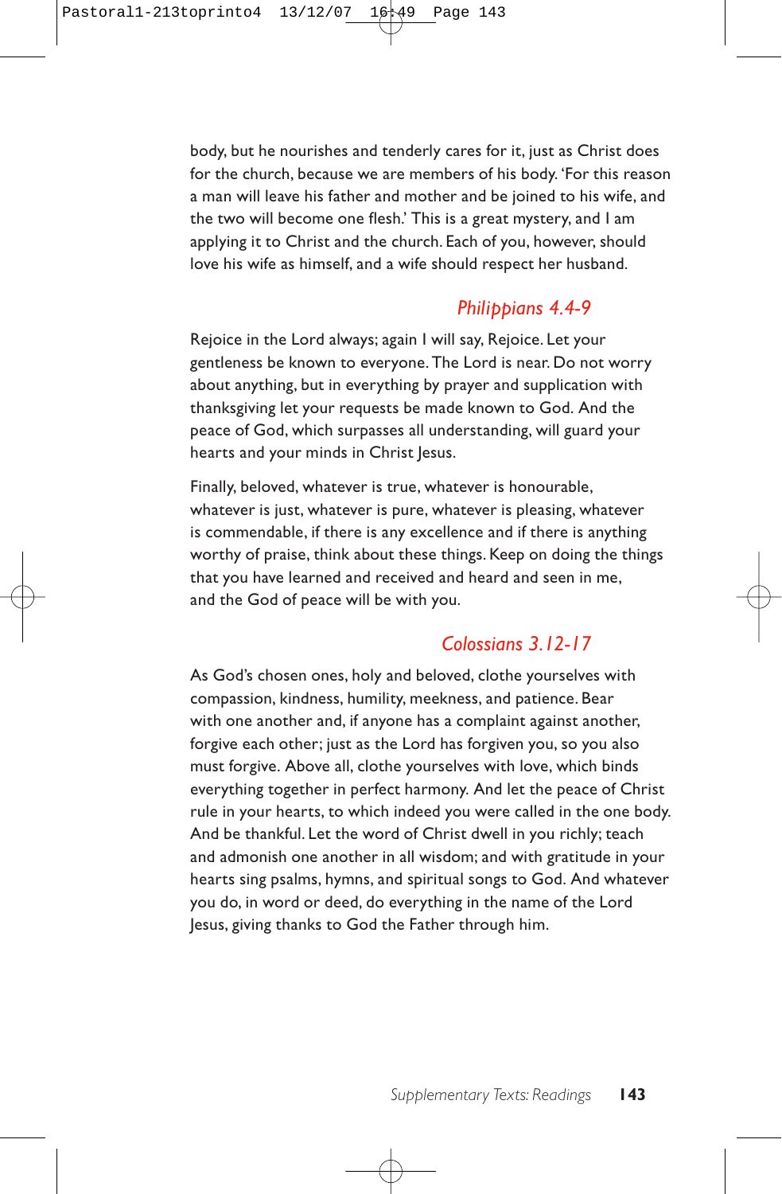body, but he nourishes and tenderly cares for it, just as Christ does for the church, because we are members of his body. 'For this reason a man will leave his father and mother and be joined to his wife, and the two will become one flesh.' This is a great mystery, and I am applying it to Christ and the church. Each of you, however, should love his wife as himself, and a wife should respect her husband.

### *Philippians 4.4-9*

Rejoice in the Lord always; again I will say, Rejoice. Let your gentleness be known to everyone. The Lord is near. Do not worry about anything, but in everything by prayer and supplication with thanksgiving let your requests be made known to God. And the peace of God, which surpasses all understanding, will guard your hearts and your minds in Christ Jesus.

Finally, beloved, whatever is true, whatever is honourable, whatever is just, whatever is pure, whatever is pleasing, whatever is commendable, if there is any excellence and if there is anything worthy of praise, think about these things. Keep on doing the things that you have learned and received and heard and seen in me, and the God of peace will be with you.

### *Colossians 3.12-17*

As God's chosen ones, holy and beloved, clothe yourselves with compassion, kindness, humility, meekness, and patience. Bear with one another and, if anyone has a complaint against another, forgive each other; just as the Lord has forgiven you, so you also must forgive. Above all, clothe yourselves with love, which binds everything together in perfect harmony. And let the peace of Christ rule in your hearts, to which indeed you were called in the one body. And be thankful. Let the word of Christ dwell in you richly; teach and admonish one another in all wisdom; and with gratitude in your hearts sing psalms, hymns, and spiritual songs to God. And whatever you do, in word or deed, do everything in the name of the Lord Jesus, giving thanks to God the Father through him.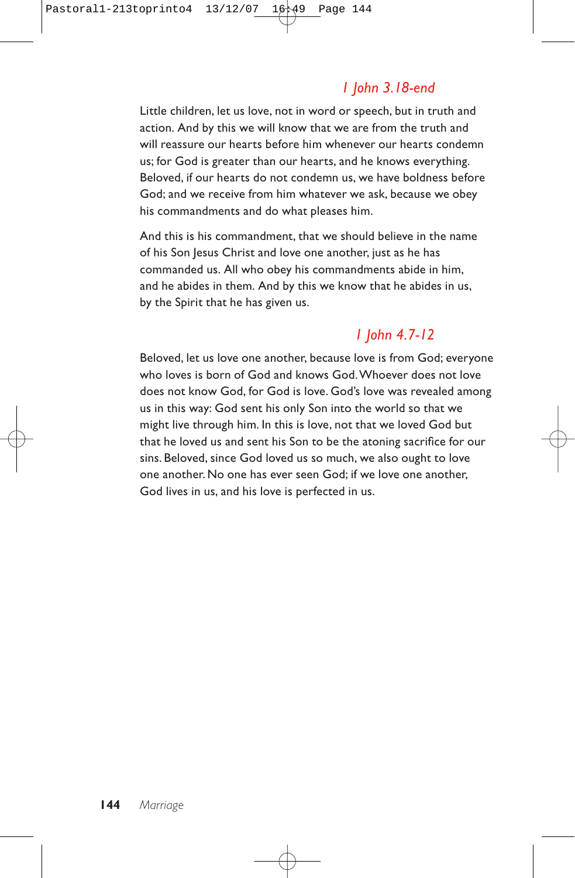### *1 John 3.18-end*

Little children, let us love, not in word or speech, but in truth and action. And by this we will know that we are from the truth and will reassure our hearts before him whenever our hearts condemn us; for God is greater than our hearts, and he knows everything. Beloved, if our hearts do not condemn us, we have boldness before God; and we receive from him whatever we ask, because we obey his commandments and do what pleases him.

And this is his commandment, that we should believe in the name of his Son Jesus Christ and love one another, just as he has commanded us. All who obey his commandments abide in him, and he abides in them. And by this we know that he abides in us, by the Spirit that he has given us.

### *1 John 4.7-12*

Beloved, let us love one another, because love is from God; everyone who loves is born of God and knows God. Whoever does not love does not know God, for God is love. God's love was revealed among us in this way: God sent his only Son into the world so that we might live through him. In this is love, not that we loved God but that he loved us and sent his Son to be the atoning sacrifice for our sins. Beloved, since God loved us so much, we also ought to love one another. No one has ever seen God; if we love one another, God lives in us, and his love is perfected in us.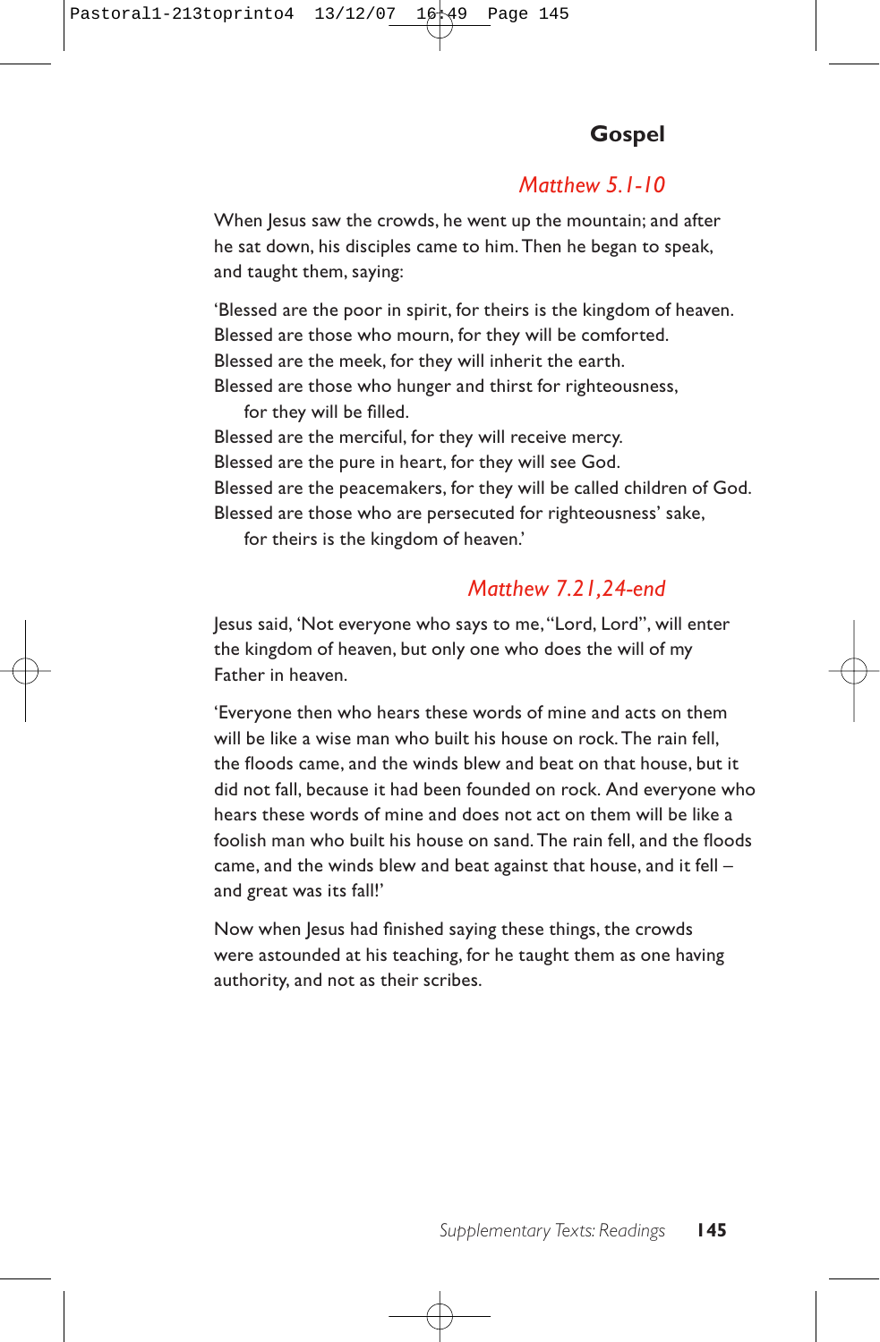## Gospel

### *Matthew 5.1-10*

When Jesus saw the crowds, he went up the mountain; and after he sat down, his disciples came to him. Then he began to speak, and taught them, saying:

'Blessed are the poor in spirit, for theirs is the kingdom of heaven.
Blessed are those who mourn, for they will be comforted.
Blessed are the meek, for they will inherit the earth.
Blessed are those who hunger and thirst for righteousness,
for they will be filled.
Blessed are the merciful, for they will receive mercy.
Blessed are the pure in heart, for they will see God.
Blessed are the peacemakers, for they will be called children of God.
Blessed are those who are persecuted for righteousness' sake,
for theirs is the kingdom of heaven.'

### *Matthew 7.21,24-end*

Jesus said, 'Not everyone who says to me, "Lord, Lord", will enter the kingdom of heaven, but only one who does the will of my Father in heaven.

'Everyone then who hears these words of mine and acts on them will be like a wise man who built his house on rock. The rain fell, the floods came, and the winds blew and beat on that house, but it did not fall, because it had been founded on rock. And everyone who hears these words of mine and does not act on them will be like a foolish man who built his house on sand. The rain fell, and the floods came, and the winds blew and beat against that house, and it fell – and great was its fall!'

Now when Jesus had finished saying these things, the crowds were astounded at his teaching, for he taught them as one having authority, and not as their scribes.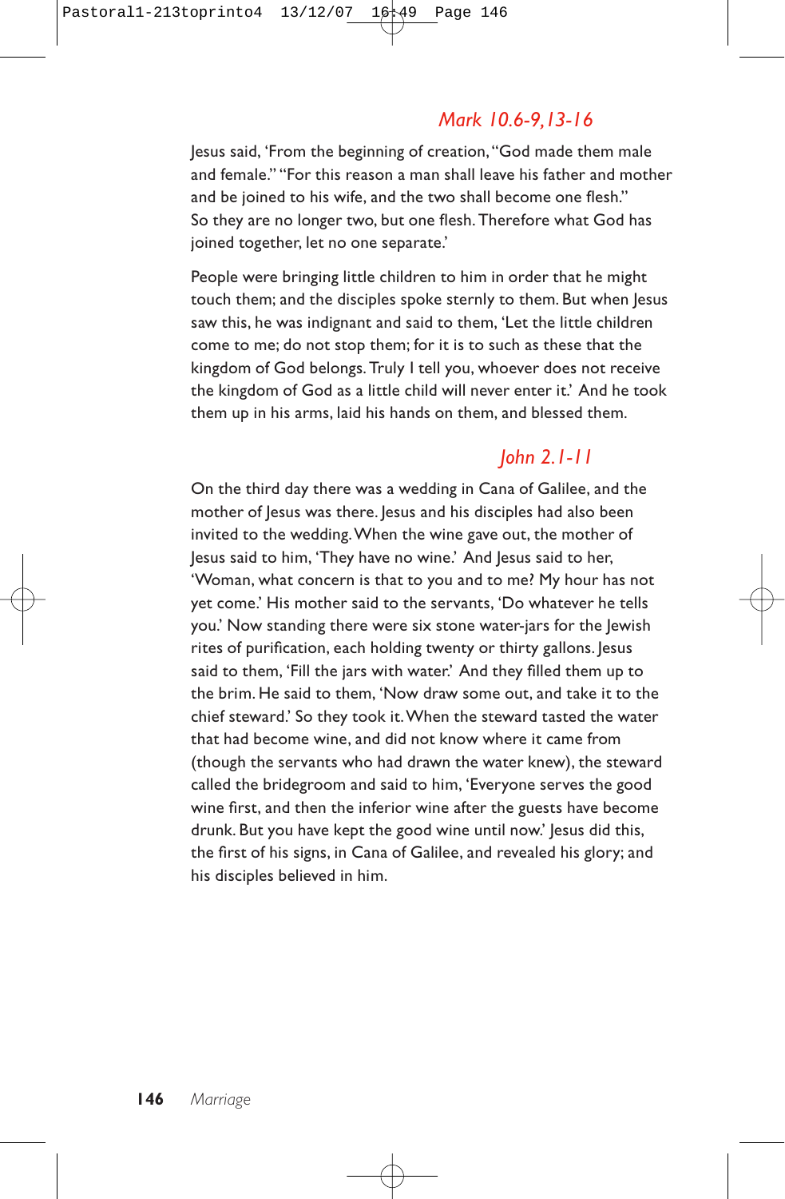### *Mark 10.6-9,13-16*

Jesus said, 'From the beginning of creation, "God made them male and female." "For this reason a man shall leave his father and mother and be joined to his wife, and the two shall become one flesh." So they are no longer two, but one flesh. Therefore what God has joined together, let no one separate.'

People were bringing little children to him in order that he might touch them; and the disciples spoke sternly to them. But when Jesus saw this, he was indignant and said to them, 'Let the little children come to me; do not stop them; for it is to such as these that the kingdom of God belongs. Truly I tell you, whoever does not receive the kingdom of God as a little child will never enter it.' And he took them up in his arms, laid his hands on them, and blessed them.

### *John 2.1-11*

On the third day there was a wedding in Cana of Galilee, and the mother of Jesus was there. Jesus and his disciples had also been invited to the wedding. When the wine gave out, the mother of Jesus said to him, 'They have no wine.' And Jesus said to her, 'Woman, what concern is that to you and to me? My hour has not yet come.' His mother said to the servants, 'Do whatever he tells you.' Now standing there were six stone water-jars for the Jewish rites of purification, each holding twenty or thirty gallons. Jesus said to them, 'Fill the jars with water.' And they filled them up to the brim. He said to them, 'Now draw some out, and take it to the chief steward.' So they took it. When the steward tasted the water that had become wine, and did not know where it came from (though the servants who had drawn the water knew), the steward called the bridegroom and said to him, 'Everyone serves the good wine first, and then the inferior wine after the guests have become drunk. But you have kept the good wine until now.' Jesus did this, the first of his signs, in Cana of Galilee, and revealed his glory; and his disciples believed in him.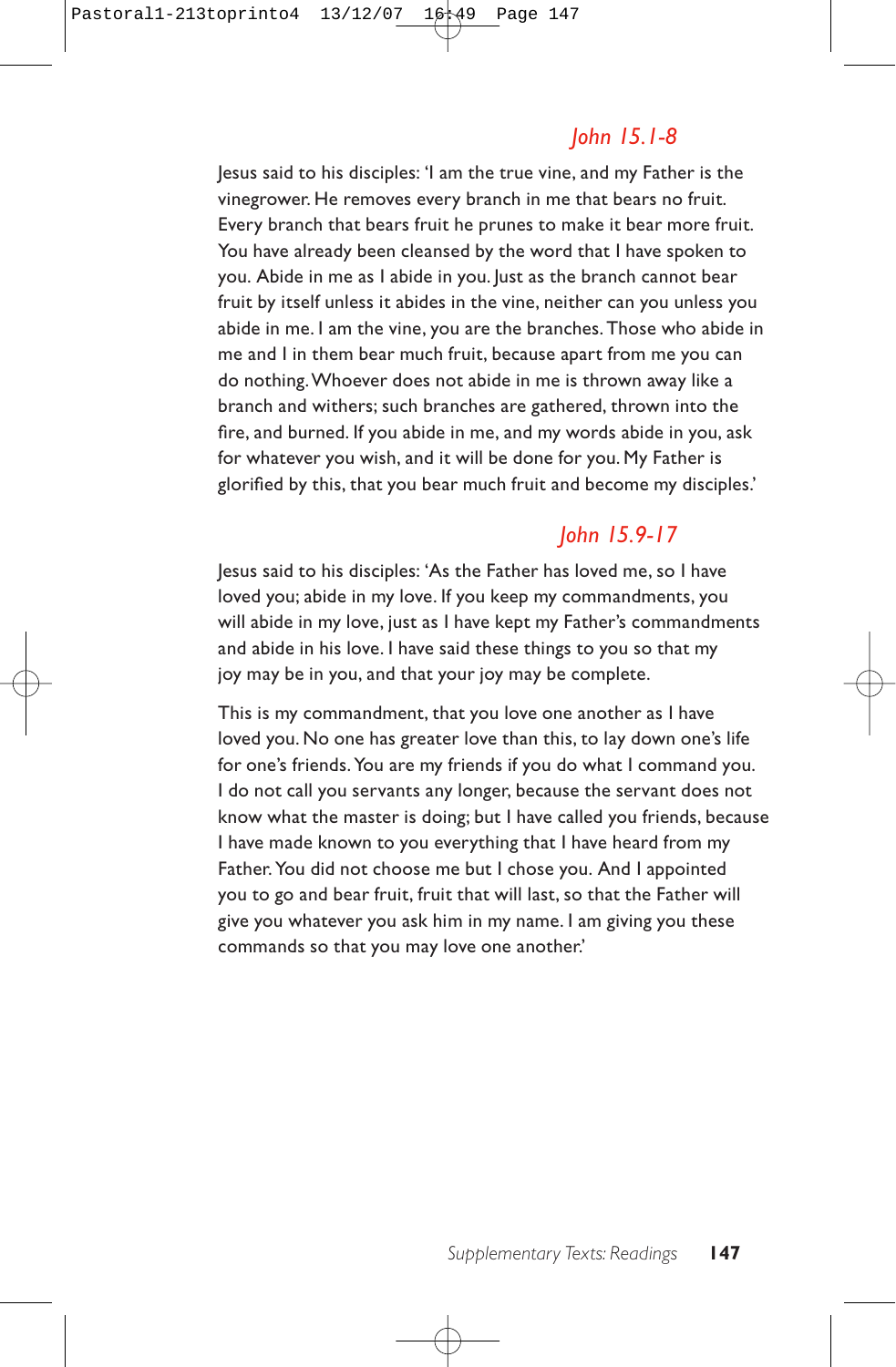## *John 15.1-8*

Jesus said to his disciples: 'I am the true vine, and my Father is the vinegrower. He removes every branch in me that bears no fruit. Every branch that bears fruit he prunes to make it bear more fruit. You have already been cleansed by the word that I have spoken to you. Abide in me as I abide in you. Just as the branch cannot bear fruit by itself unless it abides in the vine, neither can you unless you abide in me. I am the vine, you are the branches. Those who abide in me and I in them bear much fruit, because apart from me you can do nothing. Whoever does not abide in me is thrown away like a branch and withers; such branches are gathered, thrown into the fire, and burned. If you abide in me, and my words abide in you, ask for whatever you wish, and it will be done for you. My Father is glorified by this, that you bear much fruit and become my disciples.'

## *John 15.9-17*

Jesus said to his disciples: 'As the Father has loved me, so I have loved you; abide in my love. If you keep my commandments, you will abide in my love, just as I have kept my Father's commandments and abide in his love. I have said these things to you so that my joy may be in you, and that your joy may be complete.

This is my commandment, that you love one another as I have loved you. No one has greater love than this, to lay down one's life for one's friends. You are my friends if you do what I command you. I do not call you servants any longer, because the servant does not know what the master is doing; but I have called you friends, because I have made known to you everything that I have heard from my Father. You did not choose me but I chose you. And I appointed you to go and bear fruit, fruit that will last, so that the Father will give you whatever you ask him in my name. I am giving you these commands so that you may love one another.'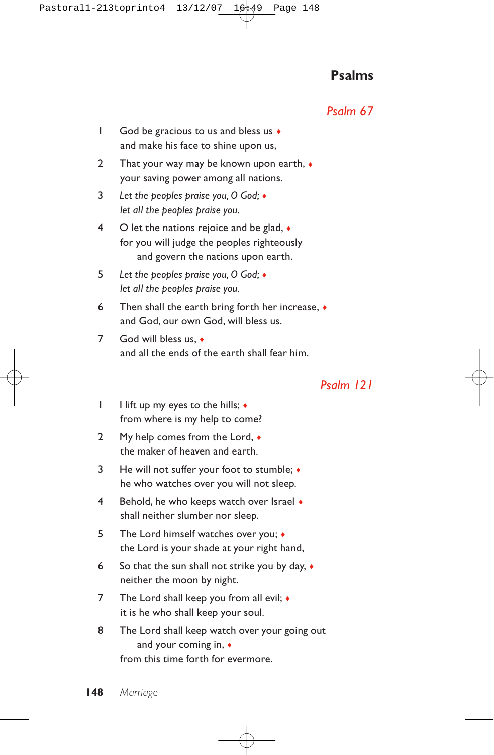## Psalms

### *Psalm 67*

1 God be gracious to us and bless us ♦
and make his face to shine upon us,

2 That your way may be known upon earth, ♦
your saving power among all nations.

3 *Let the peoples praise you, O God;* ♦
*let all the peoples praise you.*

4 O let the nations rejoice and be glad, ♦
for you will judge the peoples righteously
and govern the nations upon earth.

5 *Let the peoples praise you, O God;* ♦
*let all the peoples praise you.*

6 Then shall the earth bring forth her increase, ♦
and God, our own God, will bless us.

7 God will bless us, ♦
and all the ends of the earth shall fear him.

### *Psalm 121*

1 I lift up my eyes to the hills; ♦
from where is my help to come?

2 My help comes from the Lord, ♦
the maker of heaven and earth.

3 He will not suffer your foot to stumble; ♦
he who watches over you will not sleep.

4 Behold, he who keeps watch over Israel ♦
shall neither slumber nor sleep.

5 The Lord himself watches over you; ♦
the Lord is your shade at your right hand,

6 So that the sun shall not strike you by day, ♦
neither the moon by night.

7 The Lord shall keep you from all evil; ♦
it is he who shall keep your soul.

8 The Lord shall keep watch over your going out
and your coming in, ♦
from this time forth for evermore.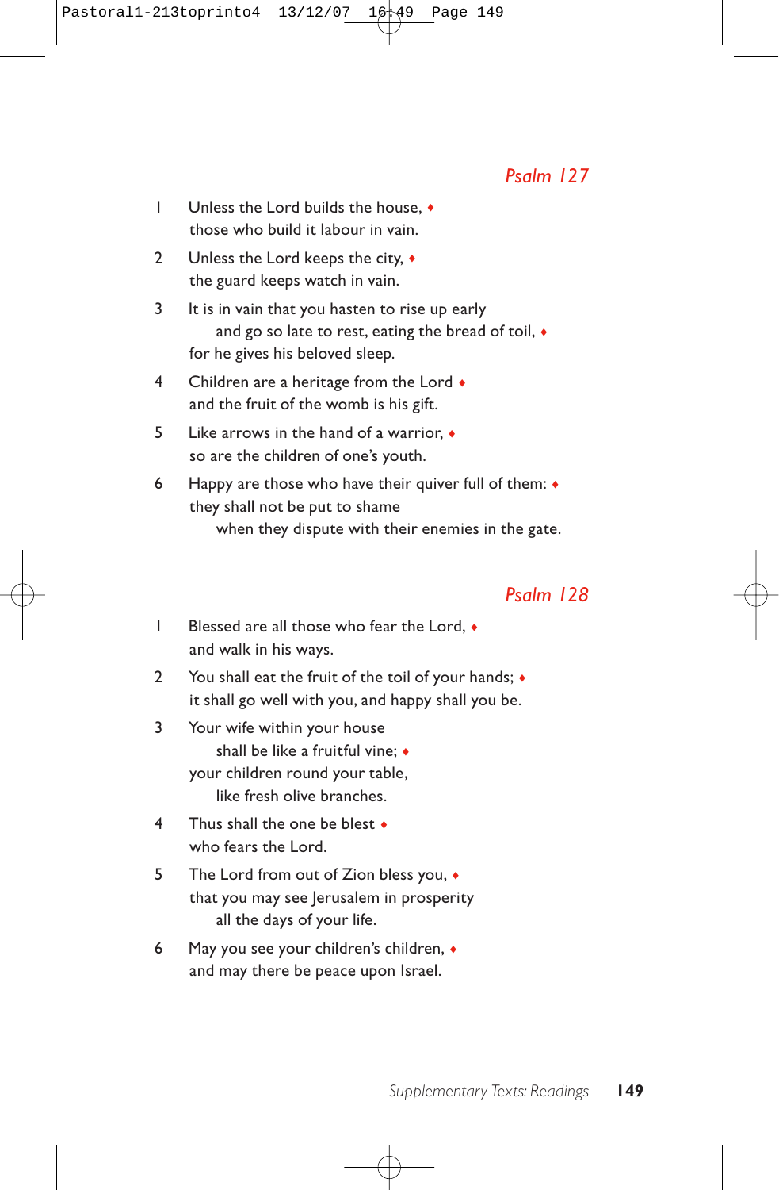## *Psalm 127*

1 Unless the Lord builds the house, ♦
those who build it labour in vain.

2 Unless the Lord keeps the city, ♦
the guard keeps watch in vain.

3 It is in vain that you hasten to rise up early
    and go so late to rest, eating the bread of toil, ♦
for he gives his beloved sleep.

4 Children are a heritage from the Lord ♦
and the fruit of the womb is his gift.

5 Like arrows in the hand of a warrior, ♦
so are the children of one's youth.

6 Happy are those who have their quiver full of them: ♦
they shall not be put to shame
    when they dispute with their enemies in the gate.

## *Psalm 128*

1 Blessed are all those who fear the Lord, ♦
and walk in his ways.

2 You shall eat the fruit of the toil of your hands; ♦
it shall go well with you, and happy shall you be.

3 Your wife within your house
    shall be like a fruitful vine; ♦
your children round your table,
    like fresh olive branches.

4 Thus shall the one be blest ♦
who fears the Lord.

5 The Lord from out of Zion bless you, ♦
that you may see Jerusalem in prosperity
    all the days of your life.

6 May you see your children's children, ♦
and may there be peace upon Israel.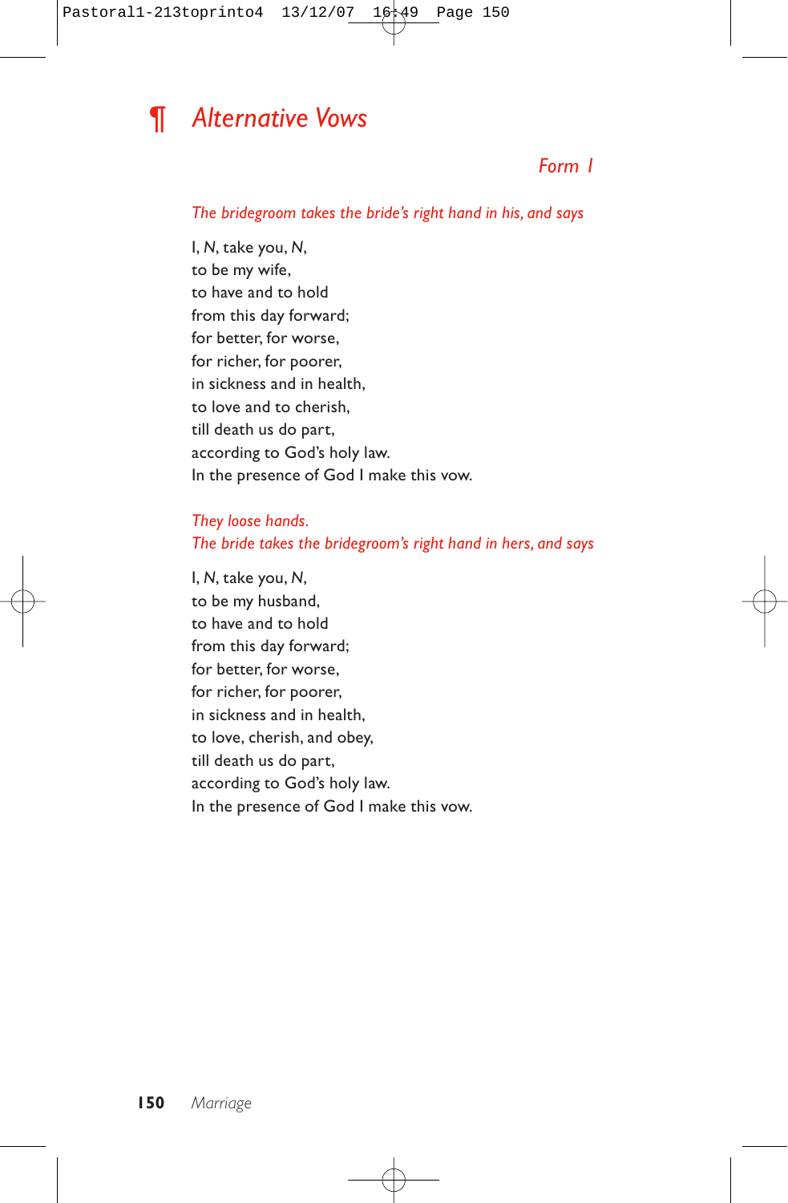## ¶ *Alternative Vows*

### *Form 1*

*The bridegroom takes the bride's right hand in his, and says*

I, *N*, take you, *N*,  
to be my wife,  
to have and to hold  
from this day forward;  
for better, for worse,  
for richer, for poorer,  
in sickness and in health,  
to love and to cherish,  
till death us do part,  
according to God's holy law.  
In the presence of God I make this vow.

*They loose hands.*  
*The bride takes the bridegroom's right hand in hers, and says*

I, *N*, take you, *N*,  
to be my husband,  
to have and to hold  
from this day forward;  
for better, for worse,  
for richer, for poorer,  
in sickness and in health,  
to love, cherish, and obey,  
till death us do part,  
according to God's holy law.  
In the presence of God I make this vow.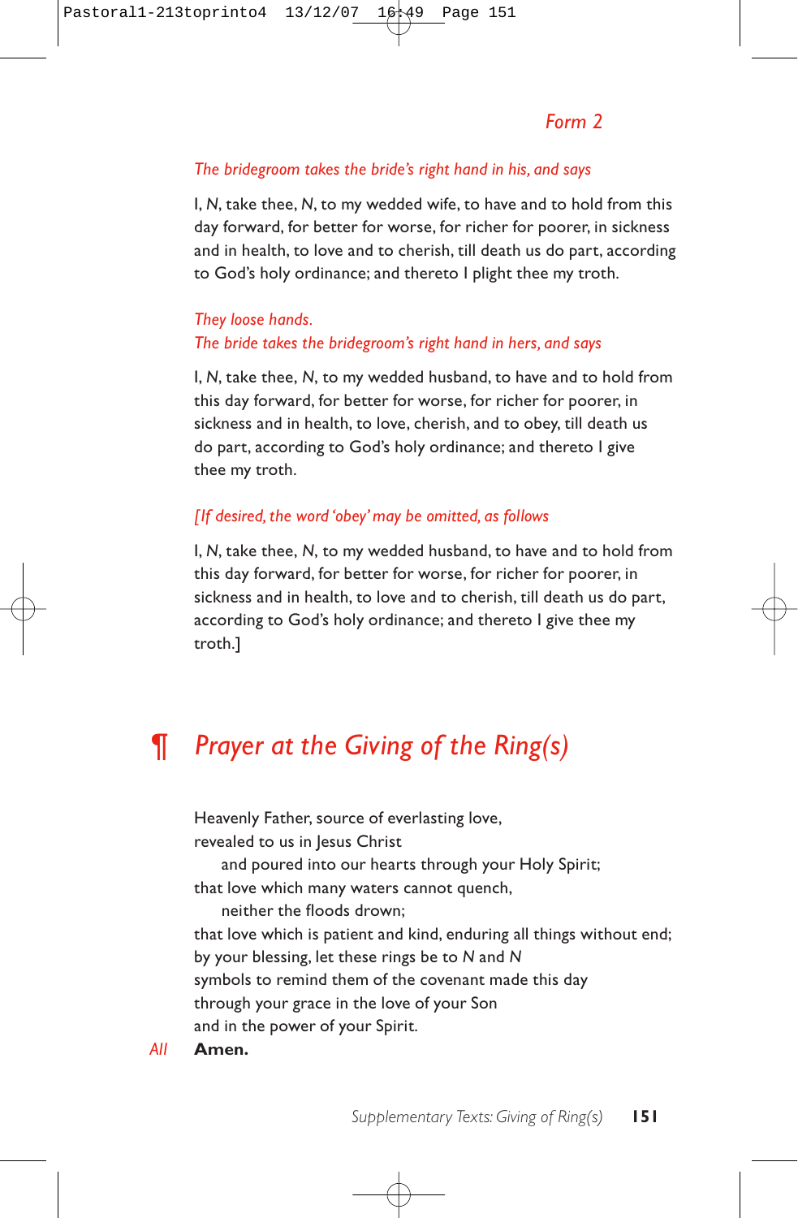### *Form 2*

*The bridegroom takes the bride's right hand in his, and says*

I, *N*, take thee, *N*, to my wedded wife, to have and to hold from this day forward, for better for worse, for richer for poorer, in sickness and in health, to love and to cherish, till death us do part, according to God's holy ordinance; and thereto I plight thee my troth.

*They loose hands.*
*The bride takes the bridegroom's right hand in hers, and says*

I, *N*, take thee, *N*, to my wedded husband, to have and to hold from this day forward, for better for worse, for richer for poorer, in sickness and in health, to love, cherish, and to obey, till death us do part, according to God's holy ordinance; and thereto I give thee my troth.

*[If desired, the word 'obey' may be omitted, as follows*

I, *N*, take thee, *N*, to my wedded husband, to have and to hold from this day forward, for better for worse, for richer for poorer, in sickness and in health, to love and to cherish, till death us do part, according to God's holy ordinance; and thereto I give thee my troth.]

## ¶ *Prayer at the Giving of the Ring(s)*

Heavenly Father, source of everlasting love,
revealed to us in Jesus Christ
  and poured into our hearts through your Holy Spirit;
that love which many waters cannot quench,
  neither the floods drown;
that love which is patient and kind, enduring all things without end;
by your blessing, let these rings be to *N* and *N*
symbols to remind them of the covenant made this day
through your grace in the love of your Son
and in the power of your Spirit.

*All* **Amen.**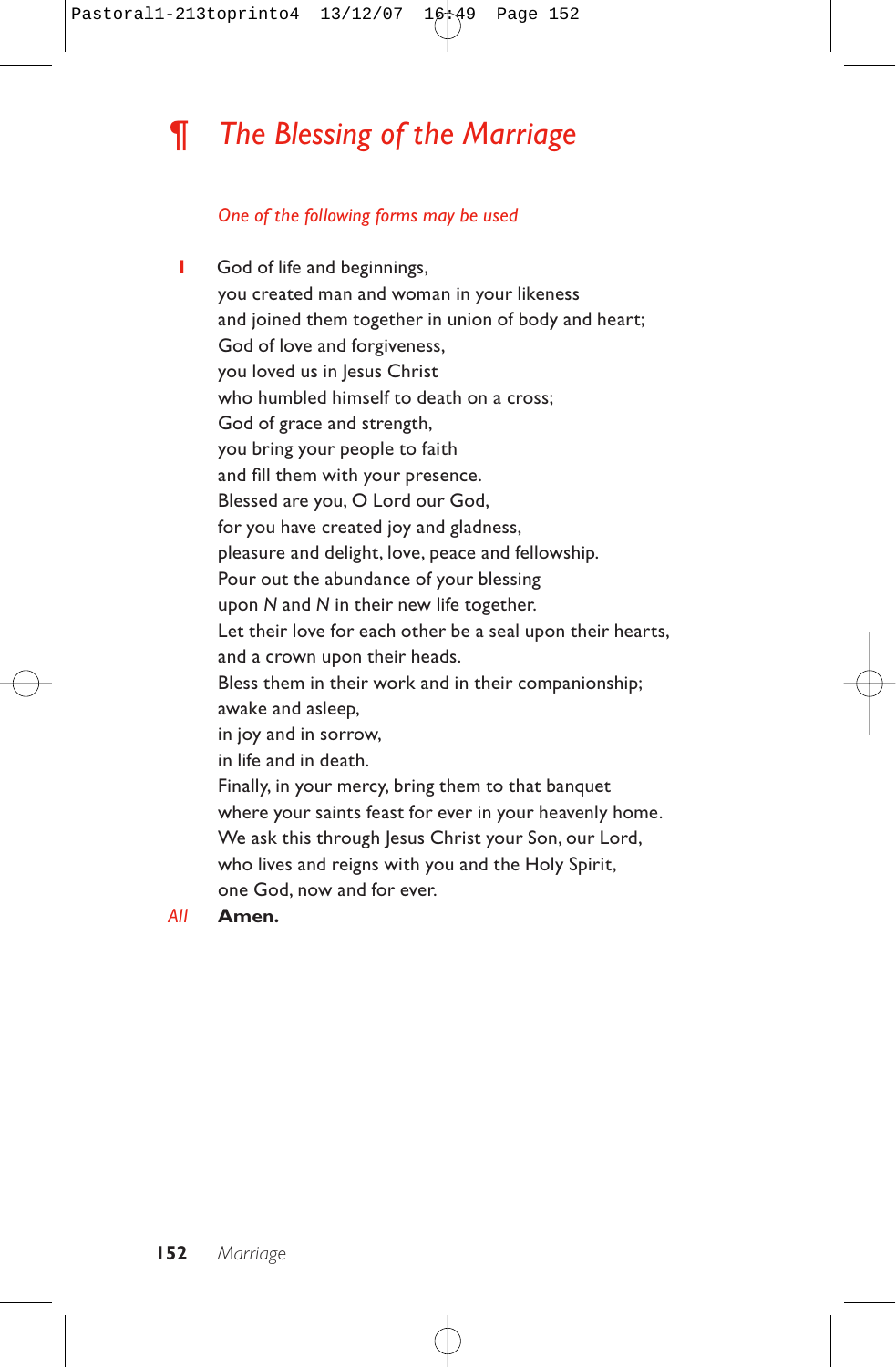## ¶ *The Blessing of the Marriage*

*One of the following forms may be used*

**1** God of life and beginnings,
you created man and woman in your likeness
and joined them together in union of body and heart;
God of love and forgiveness,
you loved us in Jesus Christ
who humbled himself to death on a cross;
God of grace and strength,
you bring your people to faith
and fill them with your presence.
Blessed are you, O Lord our God,
for you have created joy and gladness,
pleasure and delight, love, peace and fellowship.
Pour out the abundance of your blessing
upon *N* and *N* in their new life together.
Let their love for each other be a seal upon their hearts,
and a crown upon their heads.
Bless them in their work and in their companionship;
awake and asleep,
in joy and in sorrow,
in life and in death.
Finally, in your mercy, bring them to that banquet
where your saints feast for ever in your heavenly home.
We ask this through Jesus Christ your Son, our Lord,
who lives and reigns with you and the Holy Spirit,
one God, now and for ever.

*All* **Amen.**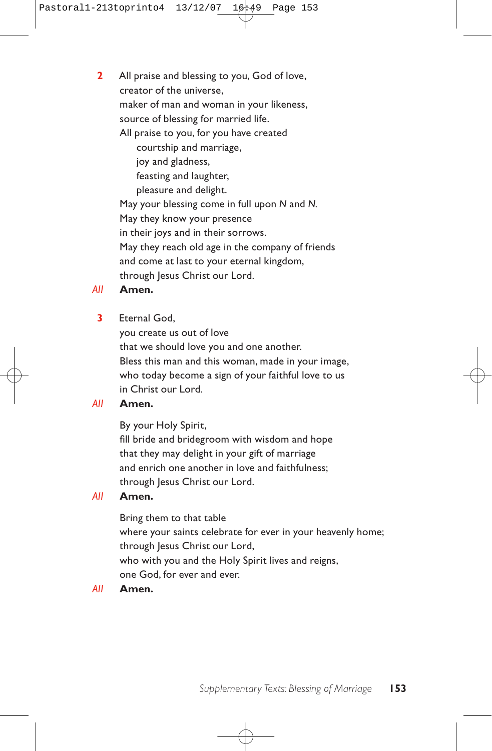**2** All praise and blessing to you, God of love,
creator of the universe,
maker of man and woman in your likeness,
source of blessing for married life.
All praise to you, for you have created
  courtship and marriage,
  joy and gladness,
  feasting and laughter,
  pleasure and delight.
May your blessing come in full upon *N* and *N.*
May they know your presence
in their joys and in their sorrows.
May they reach old age in the company of friends
and come at last to your eternal kingdom,
through Jesus Christ our Lord.

*All* **Amen.**

**3** Eternal God,
you create us out of love
that we should love you and one another.
Bless this man and this woman, made in your image,
who today become a sign of your faithful love to us
in Christ our Lord.

*All* **Amen.**

By your Holy Spirit,
fill bride and bridegroom with wisdom and hope
that they may delight in your gift of marriage
and enrich one another in love and faithfulness;
through Jesus Christ our Lord.

*All* **Amen.**

Bring them to that table
where your saints celebrate for ever in your heavenly home;
through Jesus Christ our Lord,
who with you and the Holy Spirit lives and reigns,
one God, for ever and ever.

*All* **Amen.**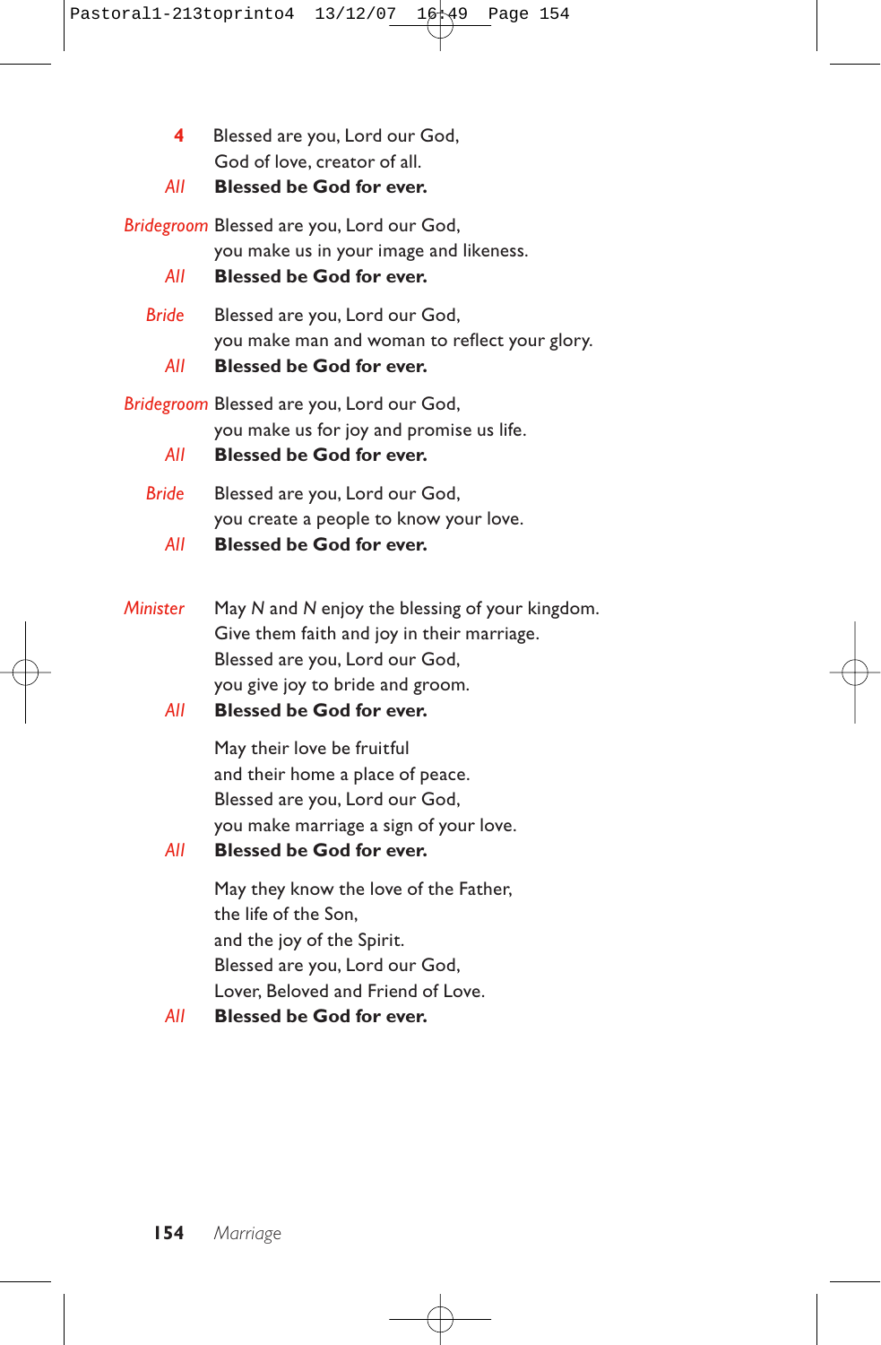**4** Blessed are you, Lord our God,
God of love, creator of all.

*All* **Blessed be God for ever.**

*Bridegroom* Blessed are you, Lord our God,
you make us in your image and likeness.

*All* **Blessed be God for ever.**

*Bride* Blessed are you, Lord our God,
you make man and woman to reflect your glory.

*All* **Blessed be God for ever.**

*Bridegroom* Blessed are you, Lord our God,
you make us for joy and promise us life.

*All* **Blessed be God for ever.**

*Bride* Blessed are you, Lord our God,
you create a people to know your love.

*All* **Blessed be God for ever.**

*Minister* May *N* and *N* enjoy the blessing of your kingdom.
Give them faith and joy in their marriage.
Blessed are you, Lord our God,
you give joy to bride and groom.

*All* **Blessed be God for ever.**

May their love be fruitful
and their home a place of peace.
Blessed are you, Lord our God,
you make marriage a sign of your love.

*All* **Blessed be God for ever.**

May they know the love of the Father,
the life of the Son,
and the joy of the Spirit.
Blessed are you, Lord our God,
Lover, Beloved and Friend of Love.

*All* **Blessed be God for ever.**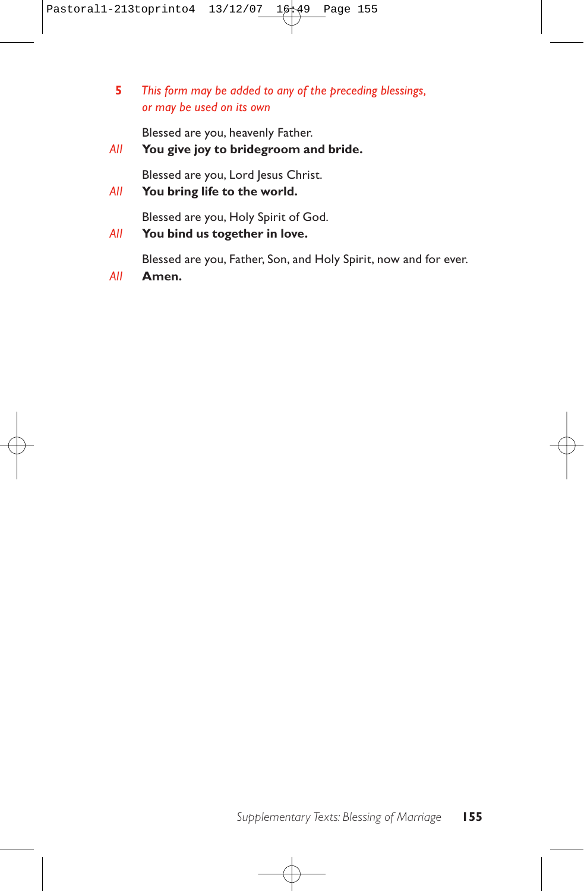**5** *This form may be added to any of the preceding blessings, or may be used on its own*

Blessed are you, heavenly Father.

*All* **You give joy to bridegroom and bride.**

Blessed are you, Lord Jesus Christ.

*All* **You bring life to the world.**

Blessed are you, Holy Spirit of God.

*All* **You bind us together in love.**

Blessed are you, Father, Son, and Holy Spirit, now and for ever.

*All* **Amen.**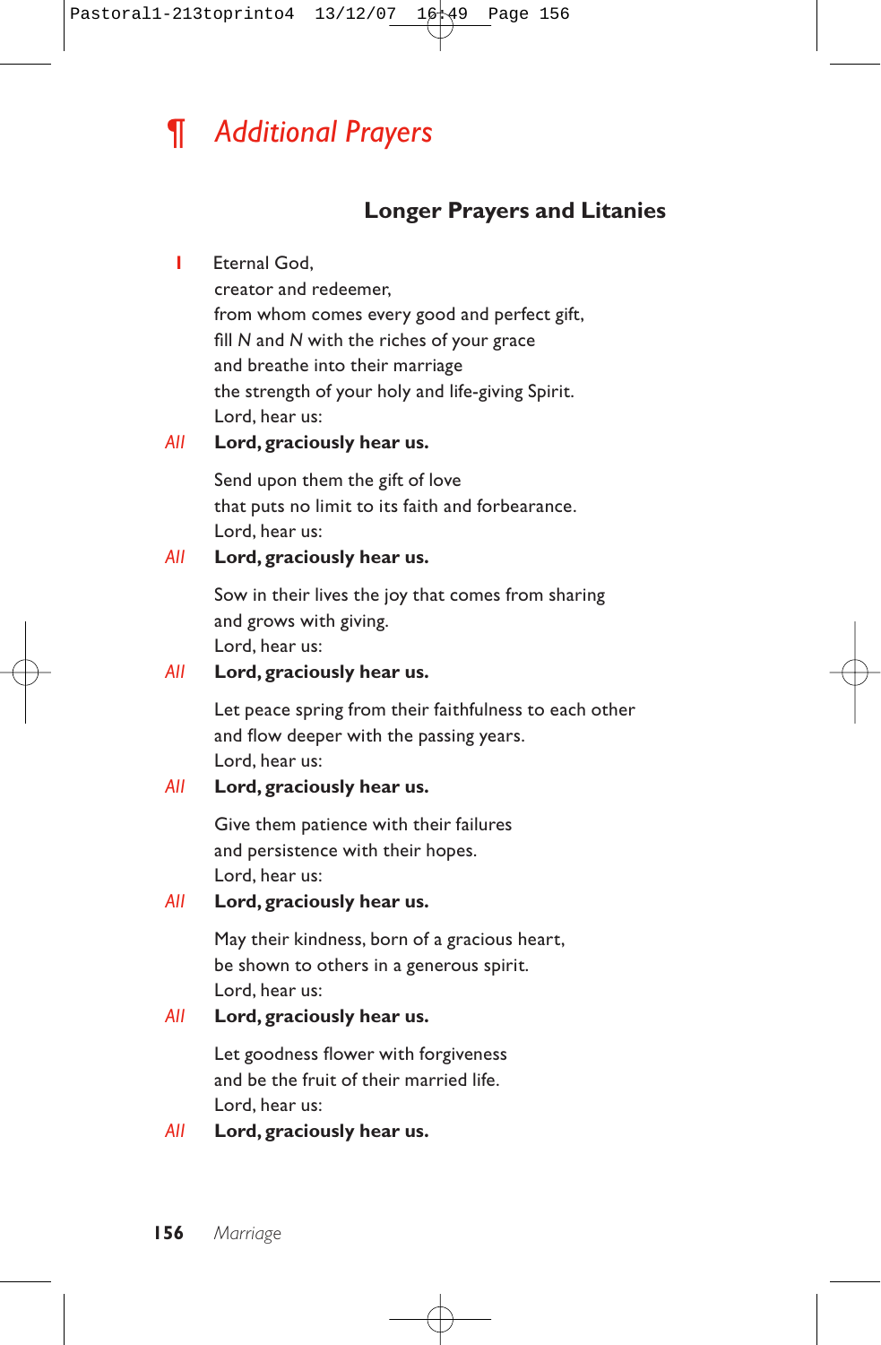# ¶ *Additional Prayers*

## Longer Prayers and Litanies

**1** Eternal God,
creator and redeemer,
from whom comes every good and perfect gift,
fill *N* and *N* with the riches of your grace
and breathe into their marriage
the strength of your holy and life-giving Spirit.
Lord, hear us:

*All* **Lord, graciously hear us.**

Send upon them the gift of love
that puts no limit to its faith and forbearance.
Lord, hear us:

*All* **Lord, graciously hear us.**

Sow in their lives the joy that comes from sharing
and grows with giving.
Lord, hear us:

*All* **Lord, graciously hear us.**

Let peace spring from their faithfulness to each other
and flow deeper with the passing years.
Lord, hear us:

*All* **Lord, graciously hear us.**

Give them patience with their failures
and persistence with their hopes.
Lord, hear us:

*All* **Lord, graciously hear us.**

May their kindness, born of a gracious heart,
be shown to others in a generous spirit.
Lord, hear us:

*All* **Lord, graciously hear us.**

Let goodness flower with forgiveness
and be the fruit of their married life.
Lord, hear us:

*All* **Lord, graciously hear us.**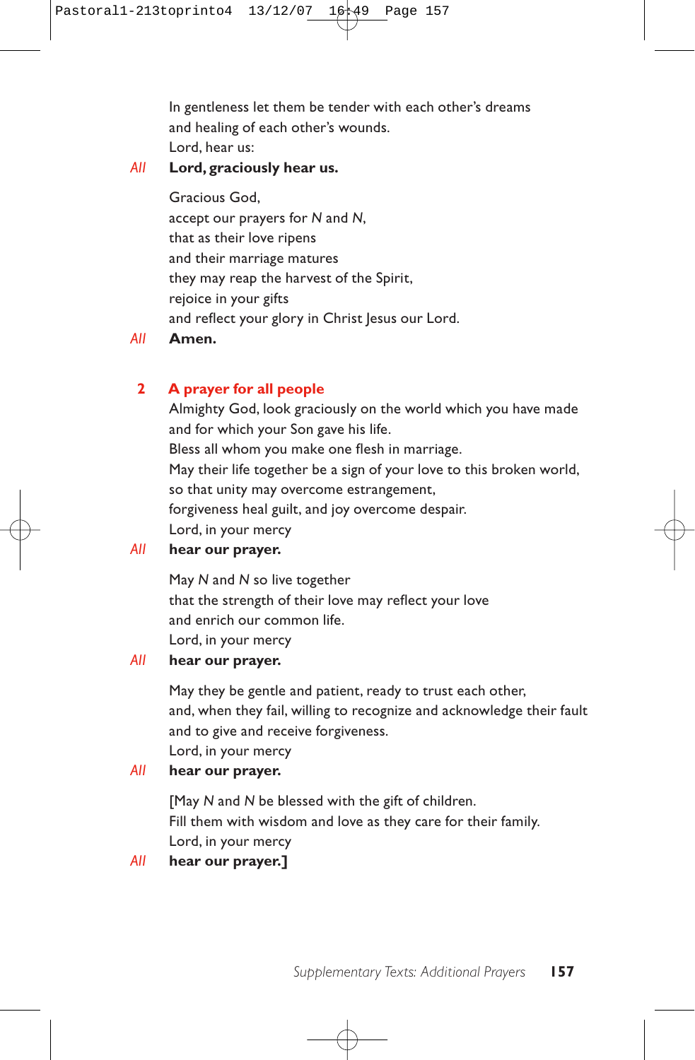In gentleness let them be tender with each other's dreams
and healing of each other's wounds.
Lord, hear us:

*All* **Lord, graciously hear us.**

Gracious God,
accept our prayers for *N* and *N*,
that as their love ripens
and their marriage matures
they may reap the harvest of the Spirit,
rejoice in your gifts
and reflect your glory in Christ Jesus our Lord.

*All* **Amen.**

## 2 A prayer for all people

Almighty God, look graciously on the world which you have made
and for which your Son gave his life.
Bless all whom you make one flesh in marriage.
May their life together be a sign of your love to this broken world,
so that unity may overcome estrangement,
forgiveness heal guilt, and joy overcome despair.
Lord, in your mercy

*All* **hear our prayer.**

May *N* and *N* so live together
that the strength of their love may reflect your love
and enrich our common life.
Lord, in your mercy

*All* **hear our prayer.**

May they be gentle and patient, ready to trust each other,
and, when they fail, willing to recognize and acknowledge their fault
and to give and receive forgiveness.
Lord, in your mercy

*All* **hear our prayer.**

[May *N* and *N* be blessed with the gift of children.
Fill them with wisdom and love as they care for their family.
Lord, in your mercy

*All* **hear our prayer.]**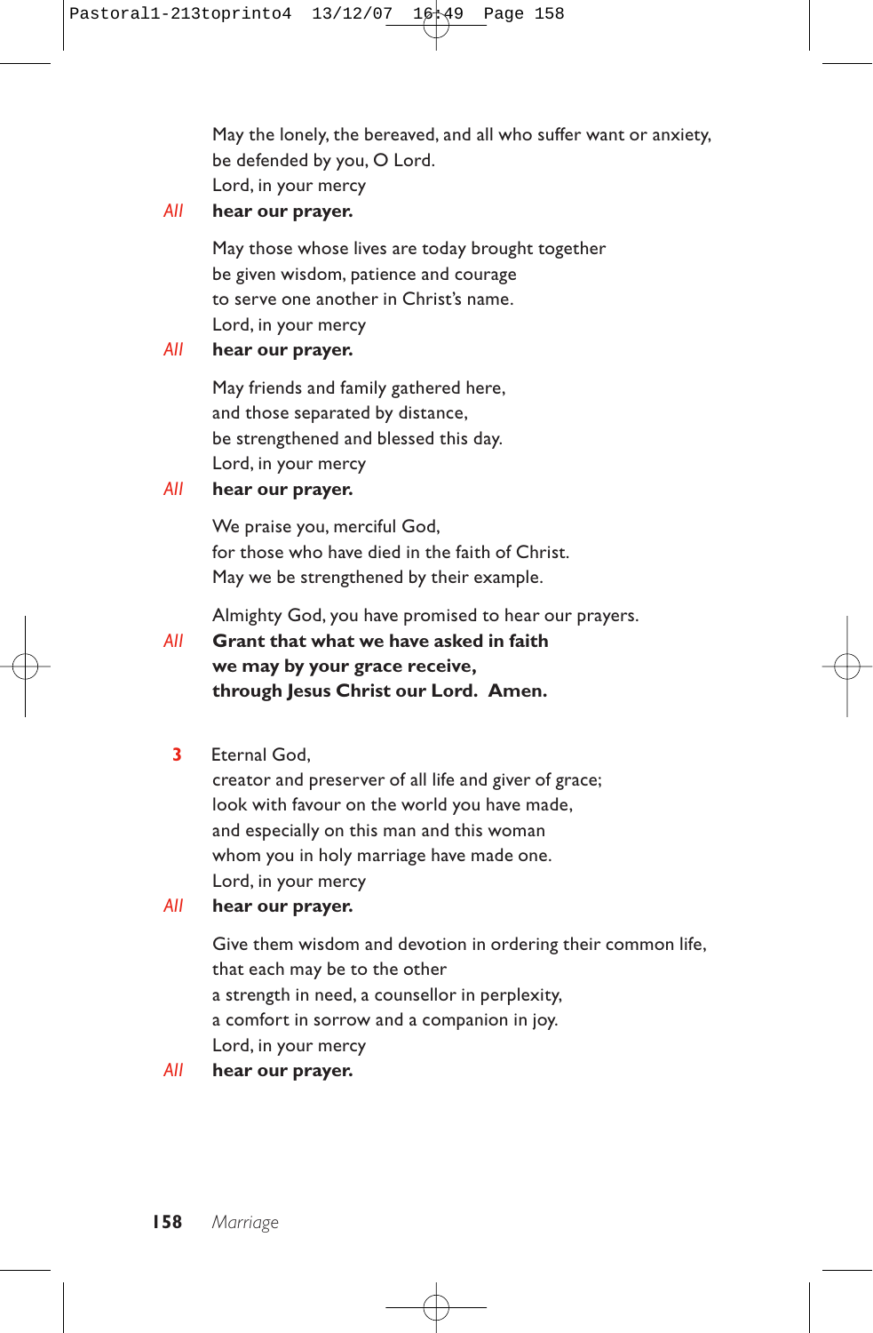May the lonely, the bereaved, and all who suffer want or anxiety,
be defended by you, O Lord.
Lord, in your mercy

*All* **hear our prayer.**

May those whose lives are today brought together
be given wisdom, patience and courage
to serve one another in Christ's name.
Lord, in your mercy

*All* **hear our prayer.**

May friends and family gathered here,
and those separated by distance,
be strengthened and blessed this day.
Lord, in your mercy

*All* **hear our prayer.**

We praise you, merciful God,
for those who have died in the faith of Christ.
May we be strengthened by their example.

Almighty God, you have promised to hear our prayers.

*All* **Grant that what we have asked in faith
we may by your grace receive,
through Jesus Christ our Lord. Amen.**

**3** Eternal God,
creator and preserver of all life and giver of grace;
look with favour on the world you have made,
and especially on this man and this woman
whom you in holy marriage have made one.
Lord, in your mercy

*All* **hear our prayer.**

Give them wisdom and devotion in ordering their common life,
that each may be to the other
a strength in need, a counsellor in perplexity,
a comfort in sorrow and a companion in joy.
Lord, in your mercy

*All* **hear our prayer.**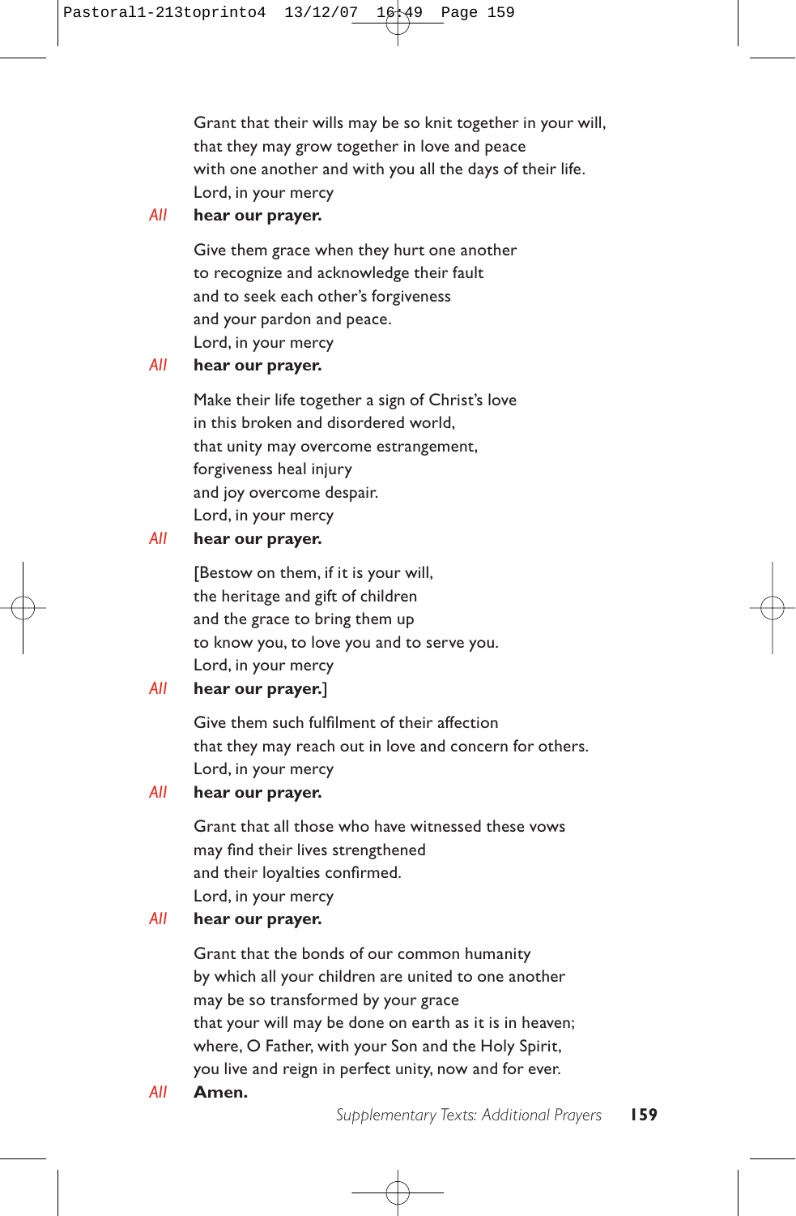Grant that their wills may be so knit together in your will,
that they may grow together in love and peace
with one another and with you all the days of their life.
Lord, in your mercy

*All* **hear our prayer.**

Give them grace when they hurt one another
to recognize and acknowledge their fault
and to seek each other's forgiveness
and your pardon and peace.
Lord, in your mercy

*All* **hear our prayer.**

Make their life together a sign of Christ's love
in this broken and disordered world,
that unity may overcome estrangement,
forgiveness heal injury
and joy overcome despair.
Lord, in your mercy

*All* **hear our prayer.**

[Bestow on them, if it is your will,
the heritage and gift of children
and the grace to bring them up
to know you, to love you and to serve you.
Lord, in your mercy

*All* **hear our prayer.**]

Give them such fulfilment of their affection
that they may reach out in love and concern for others.
Lord, in your mercy

*All* **hear our prayer.**

Grant that all those who have witnessed these vows
may find their lives strengthened
and their loyalties confirmed.
Lord, in your mercy

*All* **hear our prayer.**

Grant that the bonds of our common humanity
by which all your children are united to one another
may be so transformed by your grace
that your will may be done on earth as it is in heaven;
where, O Father, with your Son and the Holy Spirit,
you live and reign in perfect unity, now and for ever.

*All* **Amen.**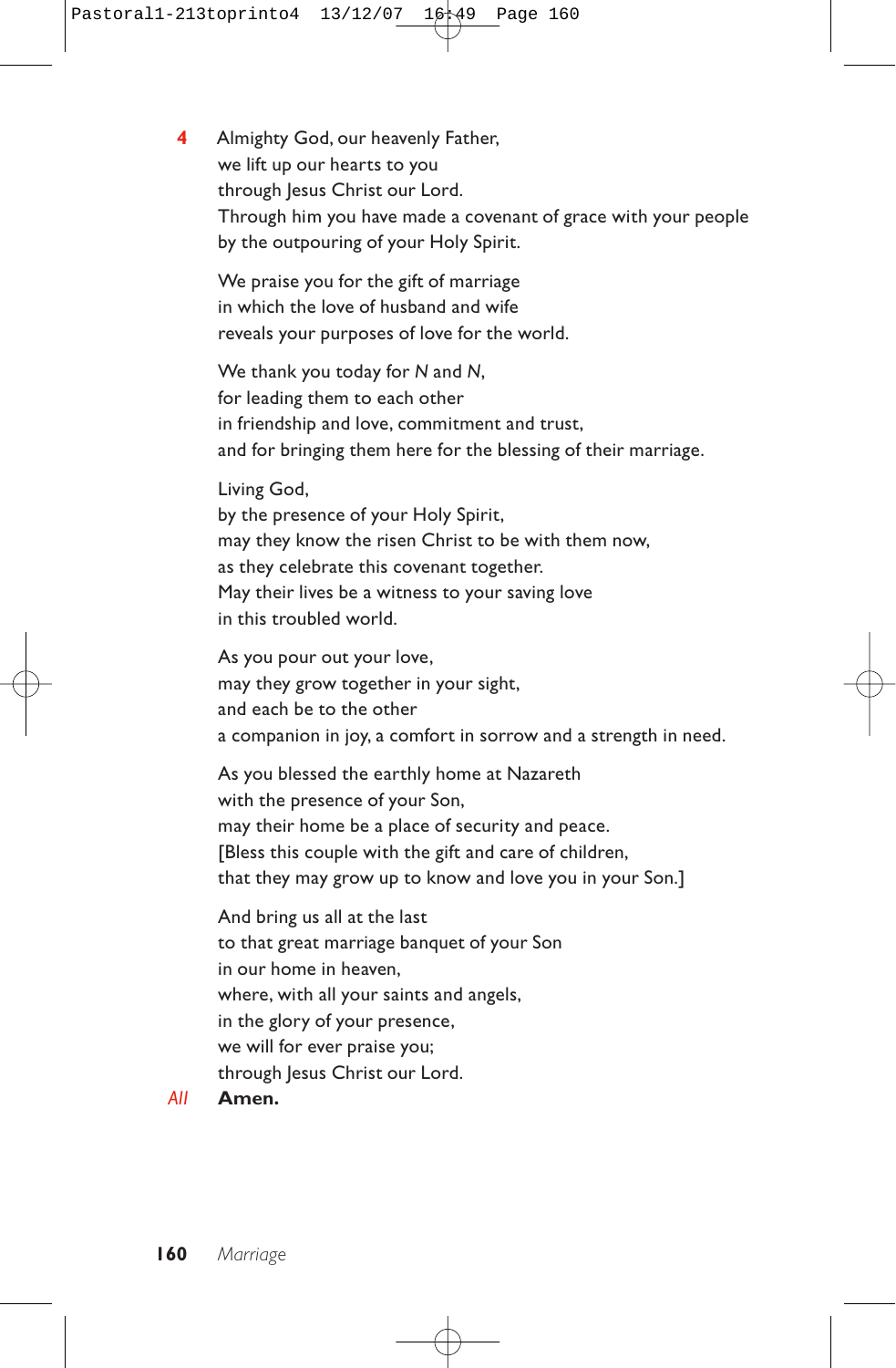**4** Almighty God, our heavenly Father,
we lift up our hearts to you
through Jesus Christ our Lord.
Through him you have made a covenant of grace with your people
by the outpouring of your Holy Spirit.

We praise you for the gift of marriage
in which the love of husband and wife
reveals your purposes of love for the world.

We thank you today for *N* and *N*,
for leading them to each other
in friendship and love, commitment and trust,
and for bringing them here for the blessing of their marriage.

Living God,
by the presence of your Holy Spirit,
may they know the risen Christ to be with them now,
as they celebrate this covenant together.
May their lives be a witness to your saving love
in this troubled world.

As you pour out your love,
may they grow together in your sight,
and each be to the other
a companion in joy, a comfort in sorrow and a strength in need.

As you blessed the earthly home at Nazareth
with the presence of your Son,
may their home be a place of security and peace.
[Bless this couple with the gift and care of children,
that they may grow up to know and love you in your Son.]

And bring us all at the last
to that great marriage banquet of your Son
in our home in heaven,
where, with all your saints and angels,
in the glory of your presence,
we will for ever praise you;
through Jesus Christ our Lord.

*All* **Amen.**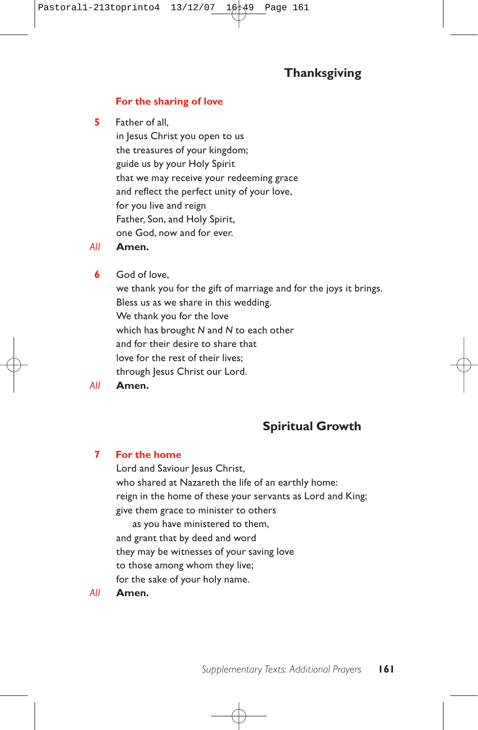## Thanksgiving

### For the sharing of love

**5** Father of all,
in Jesus Christ you open to us
the treasures of your kingdom;
guide us by your Holy Spirit
that we may receive your redeeming grace
and reflect the perfect unity of your love,
for you live and reign
Father, Son, and Holy Spirit,
one God, now and for ever.

*All* **Amen.**

**6** God of love,
we thank you for the gift of marriage and for the joys it brings.
Bless us as we share in this wedding.
We thank you for the love
which has brought *N* and *N* to each other
and for their desire to share that
love for the rest of their lives;
through Jesus Christ our Lord.

*All* **Amen.**

## Spiritual Growth

### 7 For the home

Lord and Saviour Jesus Christ,
who shared at Nazareth the life of an earthly home:
reign in the home of these your servants as Lord and King;
give them grace to minister to others
as you have ministered to them,
and grant that by deed and word
they may be witnesses of your saving love
to those among whom they live;
for the sake of your holy name.

*All* **Amen.**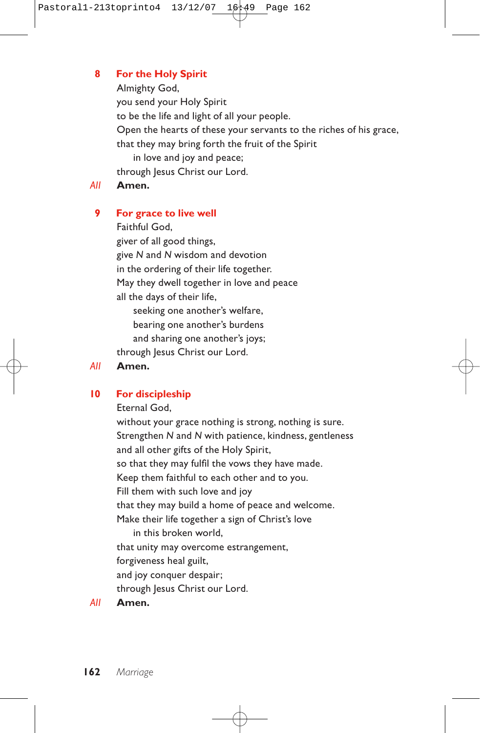### 8 For the Holy Spirit

Almighty God,  
you send your Holy Spirit  
to be the life and light of all your people.  
Open the hearts of these your servants to the riches of his grace,  
that they may bring forth the fruit of the Spirit  
  in love and joy and peace;  
through Jesus Christ our Lord.

*All* **Amen.**

### 9 For grace to live well

Faithful God,  
giver of all good things,  
give *N* and *N* wisdom and devotion  
in the ordering of their life together.  
May they dwell together in love and peace  
all the days of their life,  
  seeking one another's welfare,  
  bearing one another's burdens  
  and sharing one another's joys;  
through Jesus Christ our Lord.

*All* **Amen.**

### 10 For discipleship

Eternal God,  
without your grace nothing is strong, nothing is sure.  
Strengthen *N* and *N* with patience, kindness, gentleness  
and all other gifts of the Holy Spirit,  
so that they may fulfil the vows they have made.  
Keep them faithful to each other and to you.  
Fill them with such love and joy  
that they may build a home of peace and welcome.  
Make their life together a sign of Christ's love  
  in this broken world,  
that unity may overcome estrangement,  
forgiveness heal guilt,  
and joy conquer despair;  
through Jesus Christ our Lord.

*All* **Amen.**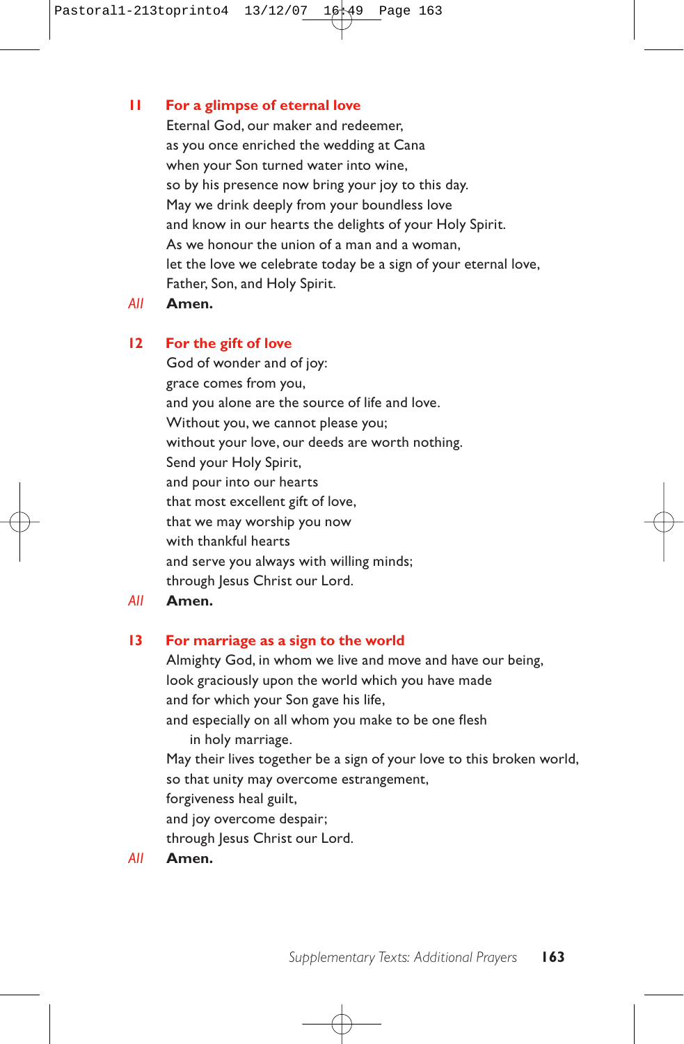### 11 For a glimpse of eternal love

Eternal God, our maker and redeemer,
as you once enriched the wedding at Cana
when your Son turned water into wine,
so by his presence now bring your joy to this day.
May we drink deeply from your boundless love
and know in our hearts the delights of your Holy Spirit.
As we honour the union of a man and a woman,
let the love we celebrate today be a sign of your eternal love,
Father, Son, and Holy Spirit.

*All* **Amen.**

### 12 For the gift of love

God of wonder and of joy:
grace comes from you,
and you alone are the source of life and love.
Without you, we cannot please you;
without your love, our deeds are worth nothing.
Send your Holy Spirit,
and pour into our hearts
that most excellent gift of love,
that we may worship you now
with thankful hearts
and serve you always with willing minds;
through Jesus Christ our Lord.

*All* **Amen.**

### 13 For marriage as a sign to the world

Almighty God, in whom we live and move and have our being,
look graciously upon the world which you have made
and for which your Son gave his life,
and especially on all whom you make to be one flesh
in holy marriage.
May their lives together be a sign of your love to this broken world,
so that unity may overcome estrangement,
forgiveness heal guilt,
and joy overcome despair;
through Jesus Christ our Lord.

*All* **Amen.**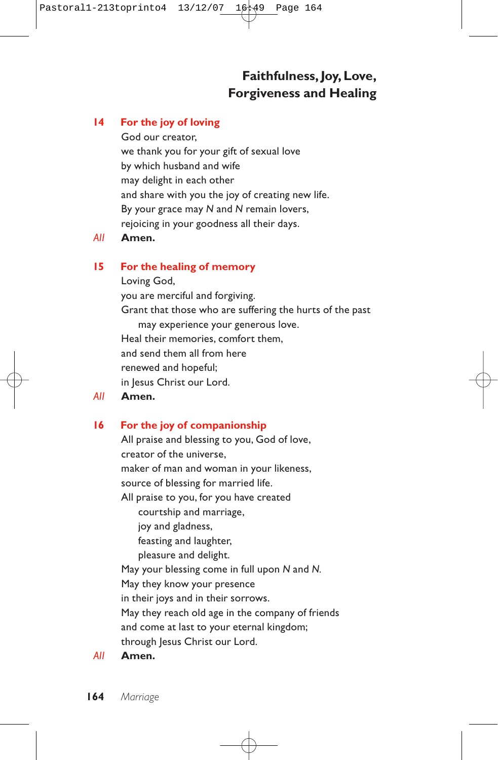## Faithfulness, Joy, Love, Forgiveness and Healing

### 14 For the joy of loving

God our creator,  
we thank you for your gift of sexual love  
by which husband and wife  
may delight in each other  
and share with you the joy of creating new life.  
By your grace may *N* and *N* remain lovers,  
rejoicing in your goodness all their days.

*All* **Amen.**

### 15 For the healing of memory

Loving God,  
you are merciful and forgiving.  
Grant that those who are suffering the hurts of the past  
  may experience your generous love.  
Heal their memories, comfort them,  
and send them all from here  
renewed and hopeful;  
in Jesus Christ our Lord.

*All* **Amen.**

### 16 For the joy of companionship

All praise and blessing to you, God of love,  
creator of the universe,  
maker of man and woman in your likeness,  
source of blessing for married life.  
All praise to you, for you have created  
  courtship and marriage,  
  joy and gladness,  
  feasting and laughter,  
  pleasure and delight.  
May your blessing come in full upon *N* and *N*.  
May they know your presence  
in their joys and in their sorrows.  
May they reach old age in the company of friends  
and come at last to your eternal kingdom;  
through Jesus Christ our Lord.

*All* **Amen.**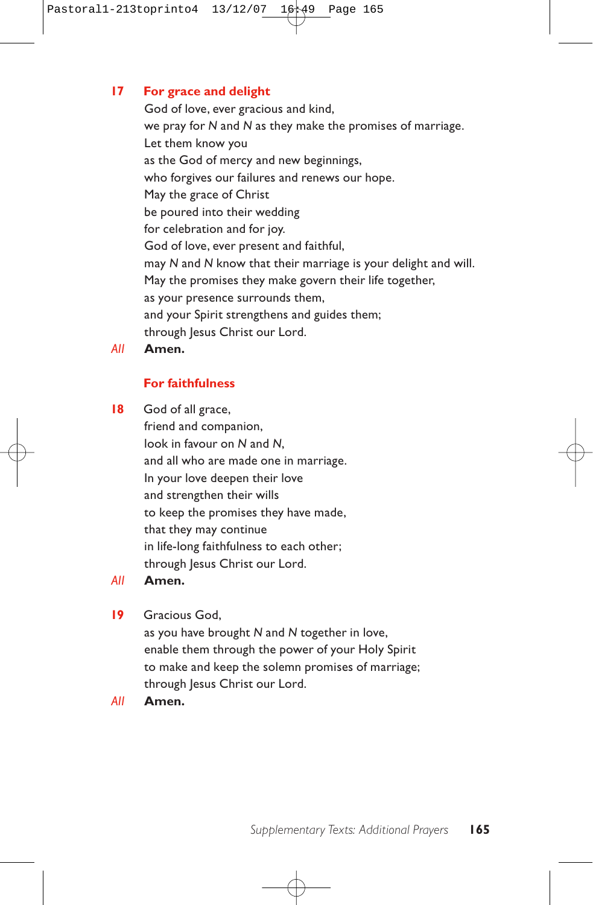**17** **For grace and delight**

God of love, ever gracious and kind,
we pray for *N* and *N* as they make the promises of marriage.
Let them know you
as the God of mercy and new beginnings,
who forgives our failures and renews our hope.
May the grace of Christ
be poured into their wedding
for celebration and for joy.
God of love, ever present and faithful,
may *N* and *N* know that their marriage is your delight and will.
May the promises they make govern their life together,
as your presence surrounds them,
and your Spirit strengthens and guides them;
through Jesus Christ our Lord.

*All* **Amen.**

**For faithfulness**

**18** God of all grace,
friend and companion,
look in favour on *N* and *N*,
and all who are made one in marriage.
In your love deepen their love
and strengthen their wills
to keep the promises they have made,
that they may continue
in life-long faithfulness to each other;
through Jesus Christ our Lord.

*All* **Amen.**

**19** Gracious God,
as you have brought *N* and *N* together in love,
enable them through the power of your Holy Spirit
to make and keep the solemn promises of marriage;
through Jesus Christ our Lord.

*All* **Amen.**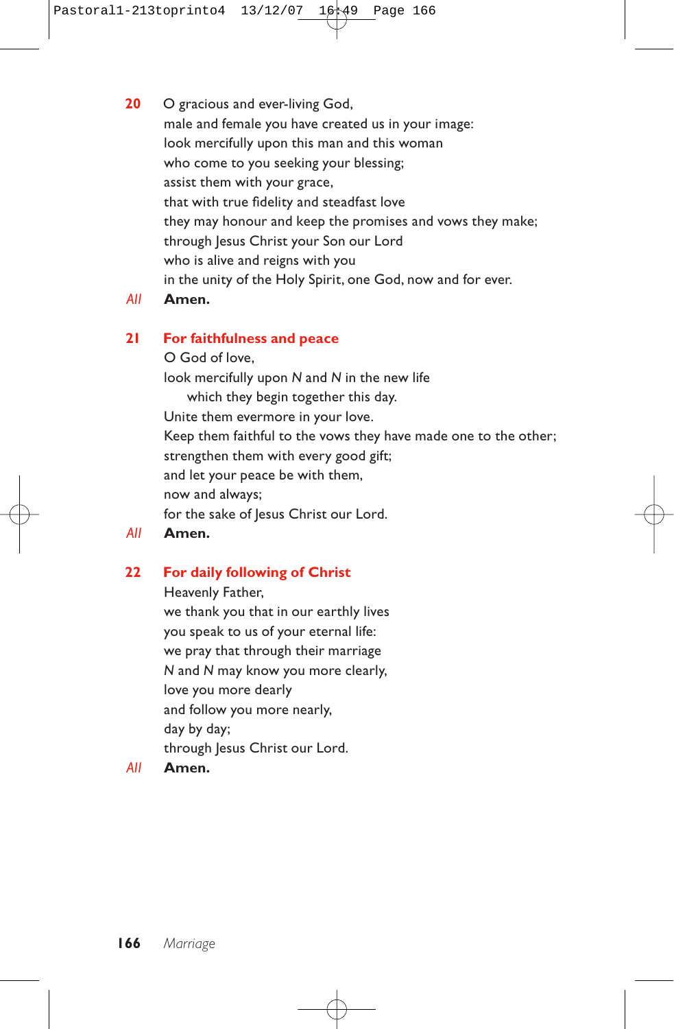**20** O gracious and ever-living God,
male and female you have created us in your image:
look mercifully upon this man and this woman
who come to you seeking your blessing;
assist them with your grace,
that with true fidelity and steadfast love
they may honour and keep the promises and vows they make;
through Jesus Christ your Son our Lord
who is alive and reigns with you
in the unity of the Holy Spirit, one God, now and for ever.

*All* **Amen.**

### 21 For faithfulness and peace

O God of love,
look mercifully upon *N* and *N* in the new life
which they begin together this day.
Unite them evermore in your love.
Keep them faithful to the vows they have made one to the other;
strengthen them with every good gift;
and let your peace be with them,
now and always;
for the sake of Jesus Christ our Lord.

*All* **Amen.**

### 22 For daily following of Christ

Heavenly Father,
we thank you that in our earthly lives
you speak to us of your eternal life:
we pray that through their marriage
*N* and *N* may know you more clearly,
love you more dearly
and follow you more nearly,
day by day;
through Jesus Christ our Lord.

*All* **Amen.**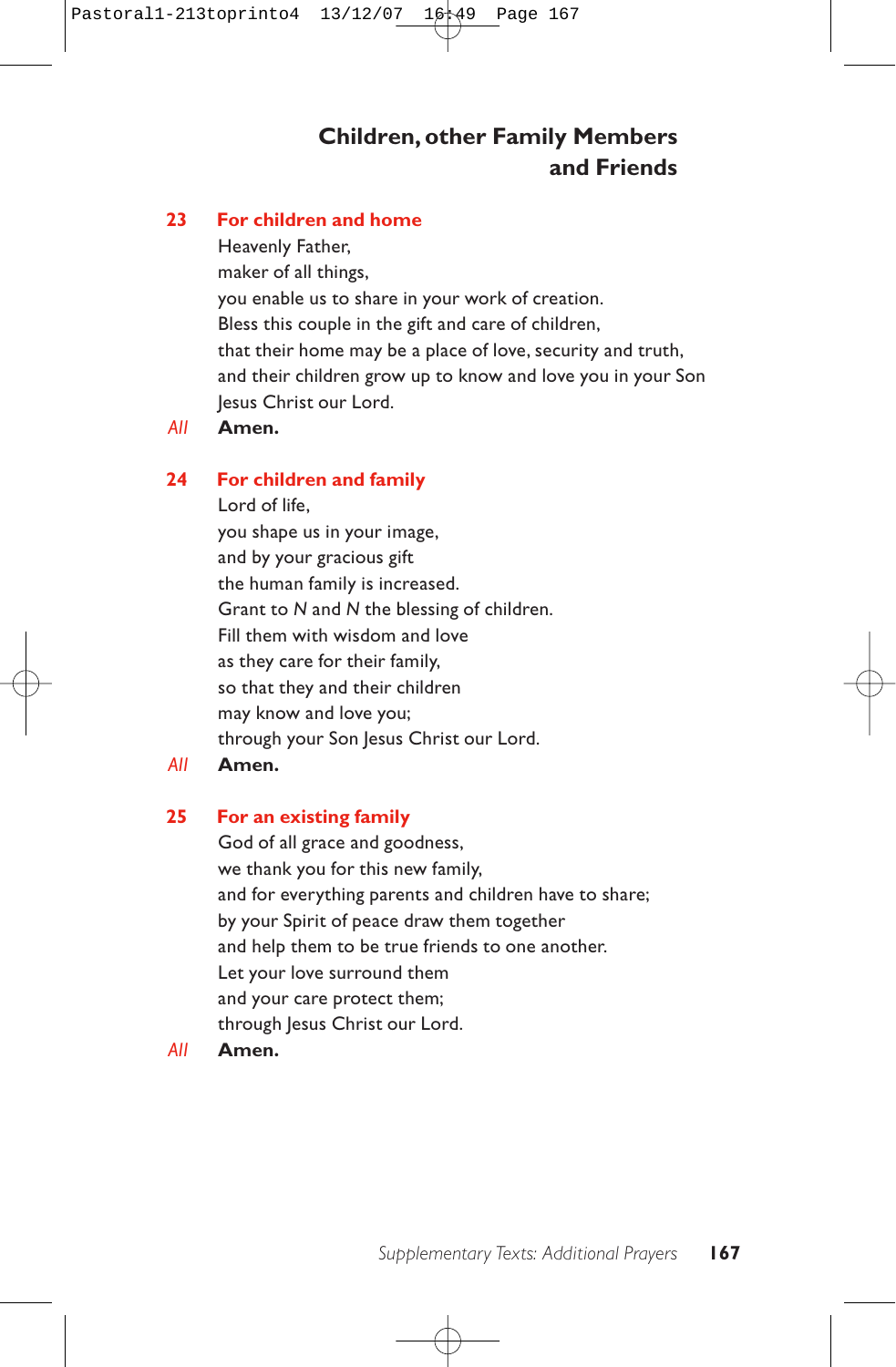## Children, other Family Members and Friends

### 23 For children and home

Heavenly Father,
maker of all things,
you enable us to share in your work of creation.
Bless this couple in the gift and care of children,
that their home may be a place of love, security and truth,
and their children grow up to know and love you in your Son
Jesus Christ our Lord.

*All* **Amen.**

### 24 For children and family

Lord of life,
you shape us in your image,
and by your gracious gift
the human family is increased.
Grant to *N* and *N* the blessing of children.
Fill them with wisdom and love
as they care for their family,
so that they and their children
may know and love you;
through your Son Jesus Christ our Lord.

*All* **Amen.**

### 25 For an existing family

God of all grace and goodness,
we thank you for this new family,
and for everything parents and children have to share;
by your Spirit of peace draw them together
and help them to be true friends to one another.
Let your love surround them
and your care protect them;
through Jesus Christ our Lord.

*All* **Amen.**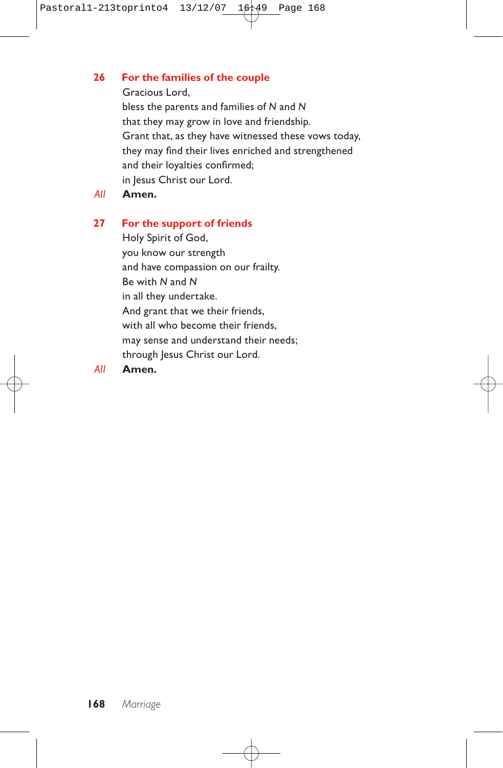### 26 For the families of the couple

Gracious Lord,
bless the parents and families of *N* and *N*
that they may grow in love and friendship.
Grant that, as they have witnessed these vows today,
they may find their lives enriched and strengthened
and their loyalties confirmed;
in Jesus Christ our Lord.

*All* **Amen.**

### 27 For the support of friends

Holy Spirit of God,
you know our strength
and have compassion on our frailty.
Be with *N* and *N*
in all they undertake.
And grant that we their friends,
with all who become their friends,
may sense and understand their needs;
through Jesus Christ our Lord.

*All* **Amen.**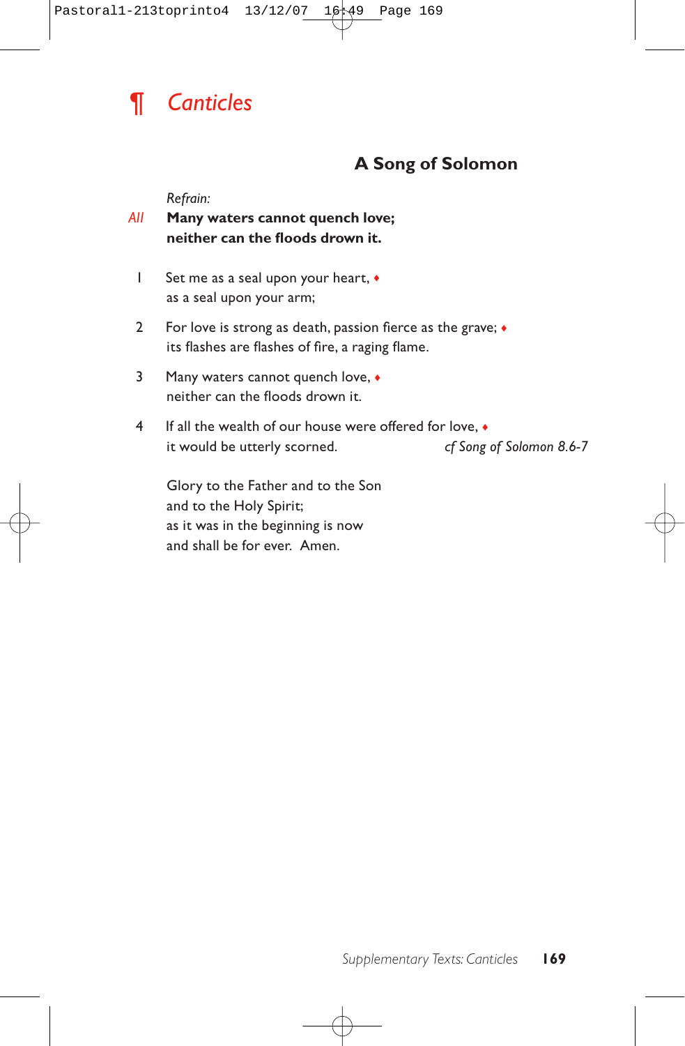# ¶ Canticles

## A Song of Solomon

*Refrain:*

*All* **Many waters cannot quench love;**
**neither can the floods drown it.**

1 Set me as a seal upon your heart, ♦
as a seal upon your arm;

2 For love is strong as death, passion fierce as the grave; ♦
its flashes are flashes of fire, a raging flame.

3 Many waters cannot quench love, ♦
neither can the floods drown it.

4 If all the wealth of our house were offered for love, ♦
it would be utterly scorned. *cf Song of Solomon 8.6-7*

Glory to the Father and to the Son
and to the Holy Spirit;
as it was in the beginning is now
and shall be for ever. Amen.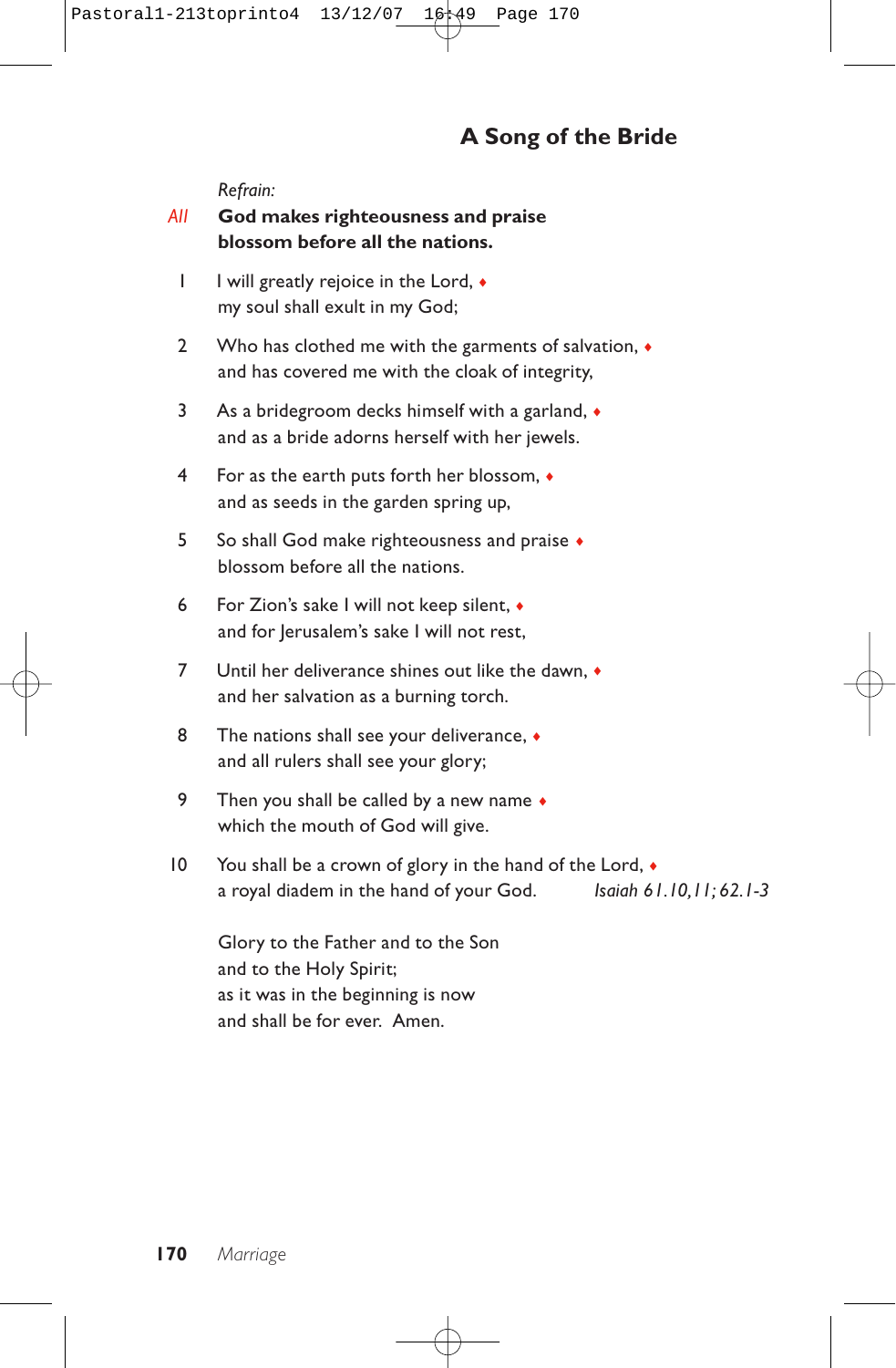## A Song of the Bride

*Refrain:*

*All* **God makes righteousness and praise**
**blossom before all the nations.**

1 I will greatly rejoice in the Lord, ♦
my soul shall exult in my God;

2 Who has clothed me with the garments of salvation, ♦
and has covered me with the cloak of integrity,

3 As a bridegroom decks himself with a garland, ♦
and as a bride adorns herself with her jewels.

4 For as the earth puts forth her blossom, ♦
and as seeds in the garden spring up,

5 So shall God make righteousness and praise ♦
blossom before all the nations.

6 For Zion's sake I will not keep silent, ♦
and for Jerusalem's sake I will not rest,

7 Until her deliverance shines out like the dawn, ♦
and her salvation as a burning torch.

8 The nations shall see your deliverance, ♦
and all rulers shall see your glory;

9 Then you shall be called by a new name ♦
which the mouth of God will give.

10 You shall be a crown of glory in the hand of the Lord, ♦
a royal diadem in the hand of your God. *Isaiah 61.10,11; 62.1-3*

Glory to the Father and to the Son
and to the Holy Spirit;
as it was in the beginning is now
and shall be for ever. Amen.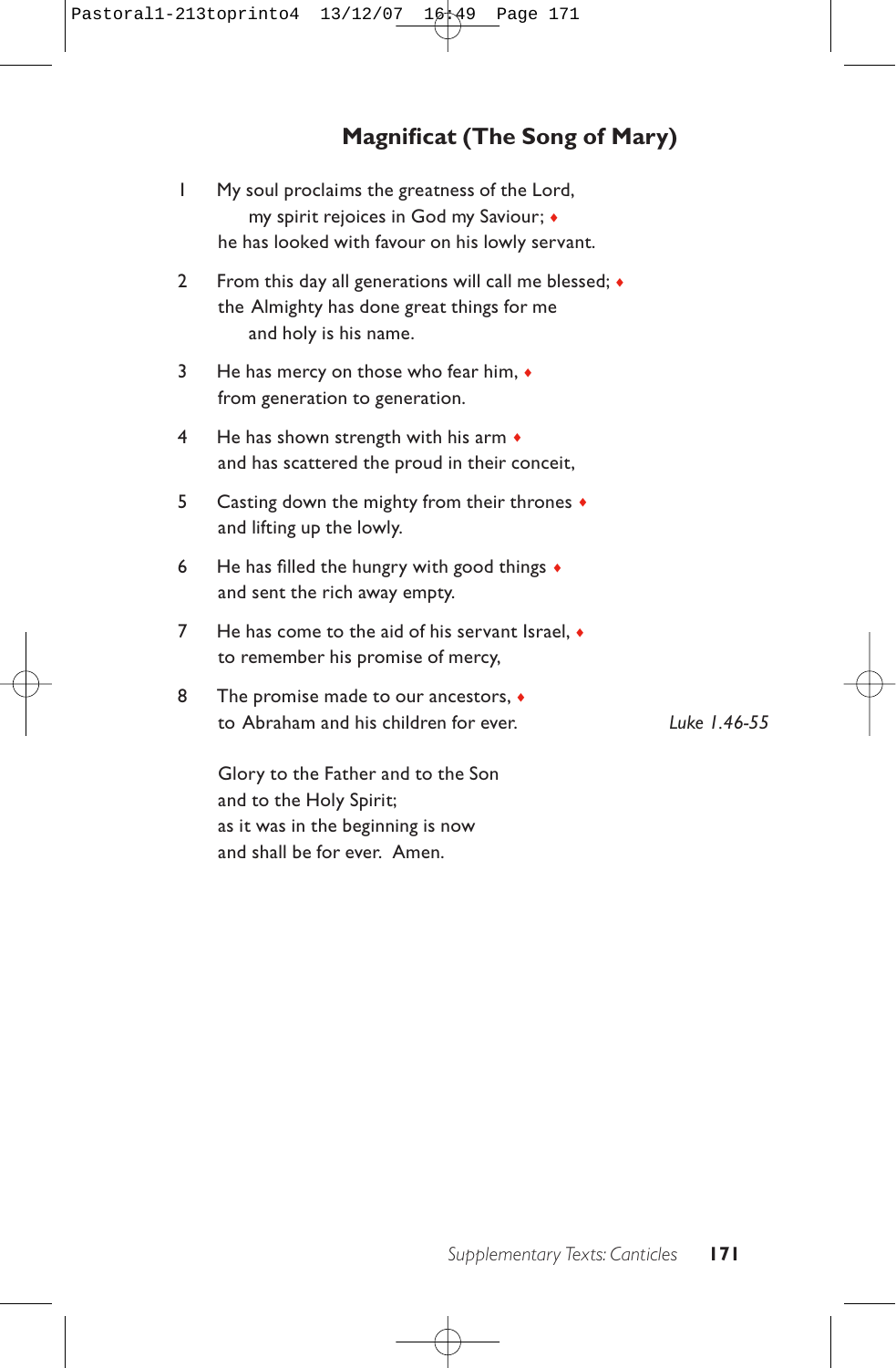## Magnificat (The Song of Mary)

1 My soul proclaims the greatness of the Lord,
   my spirit rejoices in God my Saviour; ♦
 he has looked with favour on his lowly servant.

2 From this day all generations will call me blessed; ♦
 the Almighty has done great things for me
   and holy is his name.

3 He has mercy on those who fear him, ♦
 from generation to generation.

4 He has shown strength with his arm ♦
 and has scattered the proud in their conceit,

5 Casting down the mighty from their thrones ♦
 and lifting up the lowly.

6 He has filled the hungry with good things ♦
 and sent the rich away empty.

7 He has come to the aid of his servant Israel, ♦
 to remember his promise of mercy,

8 The promise made to our ancestors, ♦
 to Abraham and his children for ever.

*Luke 1.46-55*

Glory to the Father and to the Son
and to the Holy Spirit;
as it was in the beginning is now
and shall be for ever. Amen.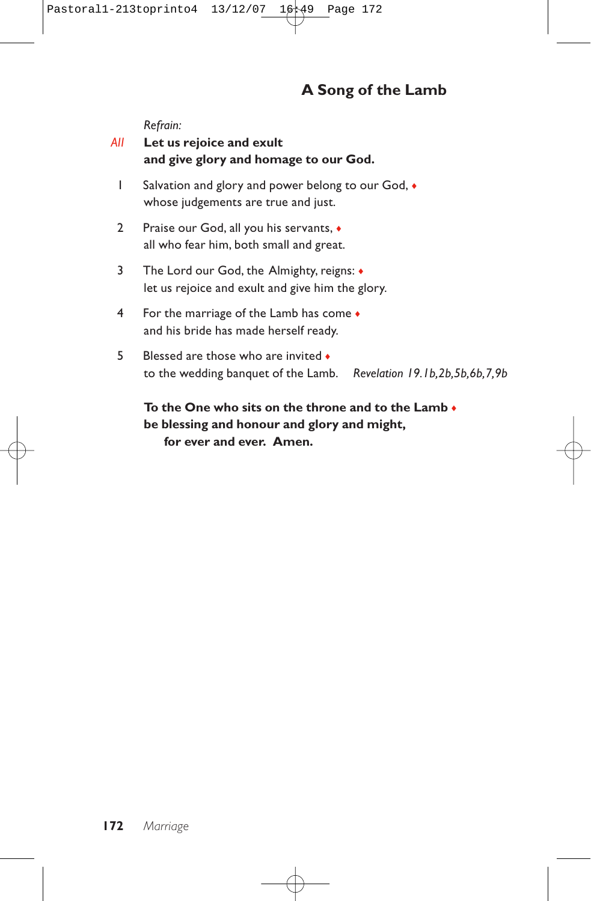## A Song of the Lamb

*Refrain:*

*All* **Let us rejoice and exult**
**and give glory and homage to our God.**

1 Salvation and glory and power belong to our God, ♦
whose judgements are true and just.

2 Praise our God, all you his servants, ♦
all who fear him, both small and great.

3 The Lord our God, the Almighty, reigns: ♦
let us rejoice and exult and give him the glory.

4 For the marriage of the Lamb has come ♦
and his bride has made herself ready.

5 Blessed are those who are invited ♦
to the wedding banquet of the Lamb. *Revelation 19.1b,2b,5b,6b,7,9b*

**To the One who sits on the throne and to the Lamb ♦**
**be blessing and honour and glory and might,**
**for ever and ever. Amen.**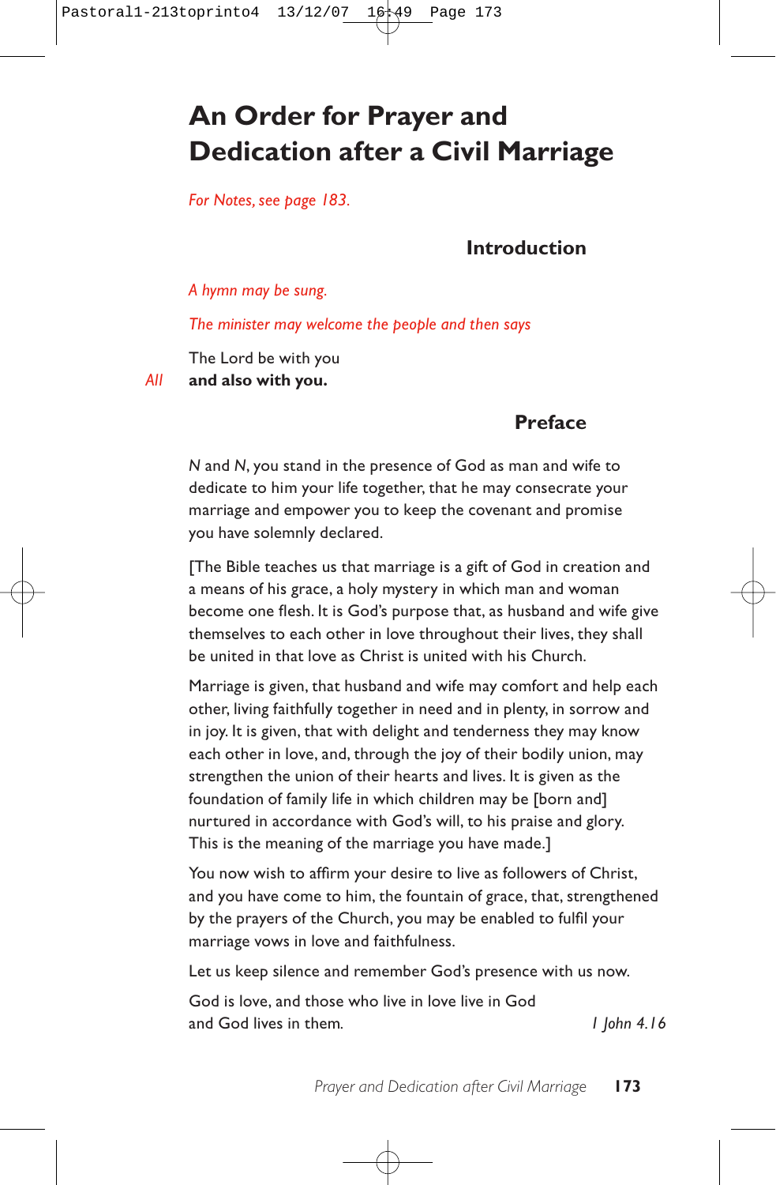# An Order for Prayer and Dedication after a Civil Marriage

*For Notes, see page 183.*

## Introduction

*A hymn may be sung.*

*The minister may welcome the people and then says*

The Lord be with you
*All* **and also with you.**

## Preface

*N* and *N*, you stand in the presence of God as man and wife to dedicate to him your life together, that he may consecrate your marriage and empower you to keep the covenant and promise you have solemnly declared.

[The Bible teaches us that marriage is a gift of God in creation and a means of his grace, a holy mystery in which man and woman become one flesh. It is God's purpose that, as husband and wife give themselves to each other in love throughout their lives, they shall be united in that love as Christ is united with his Church.

Marriage is given, that husband and wife may comfort and help each other, living faithfully together in need and in plenty, in sorrow and in joy. It is given, that with delight and tenderness they may know each other in love, and, through the joy of their bodily union, may strengthen the union of their hearts and lives. It is given as the foundation of family life in which children may be [born and] nurtured in accordance with God's will, to his praise and glory. This is the meaning of the marriage you have made.]

You now wish to affirm your desire to live as followers of Christ, and you have come to him, the fountain of grace, that, strengthened by the prayers of the Church, you may be enabled to fulfil your marriage vows in love and faithfulness.

Let us keep silence and remember God's presence with us now.

God is love, and those who live in love live in God
and God lives in them. *1 John 4.16*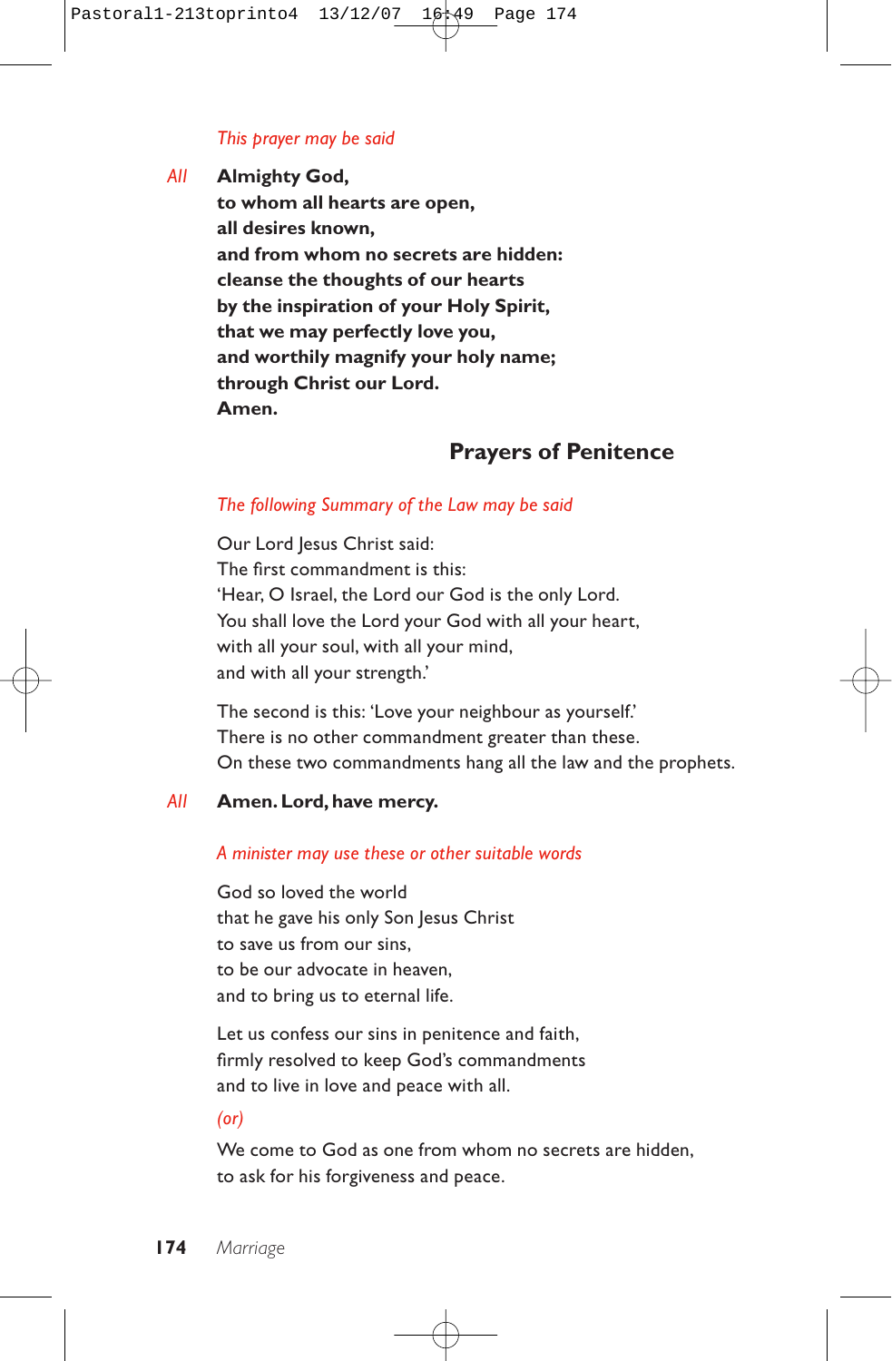*This prayer may be said*

*All* **Almighty God,**
**to whom all hearts are open,**
**all desires known,**
**and from whom no secrets are hidden:**
**cleanse the thoughts of our hearts**
**by the inspiration of your Holy Spirit,**
**that we may perfectly love you,**
**and worthily magnify your holy name;**
**through Christ our Lord.**
**Amen.**

## Prayers of Penitence

*The following Summary of the Law may be said*

Our Lord Jesus Christ said:
The first commandment is this:
'Hear, O Israel, the Lord our God is the only Lord.
You shall love the Lord your God with all your heart,
with all your soul, with all your mind,
and with all your strength.'

The second is this: 'Love your neighbour as yourself.'
There is no other commandment greater than these.
On these two commandments hang all the law and the prophets.

*All* **Amen. Lord, have mercy.**

*A minister may use these or other suitable words*

God so loved the world
that he gave his only Son Jesus Christ
to save us from our sins,
to be our advocate in heaven,
and to bring us to eternal life.

Let us confess our sins in penitence and faith,
firmly resolved to keep God's commandments
and to live in love and peace with all.

*(or)*

We come to God as one from whom no secrets are hidden,
to ask for his forgiveness and peace.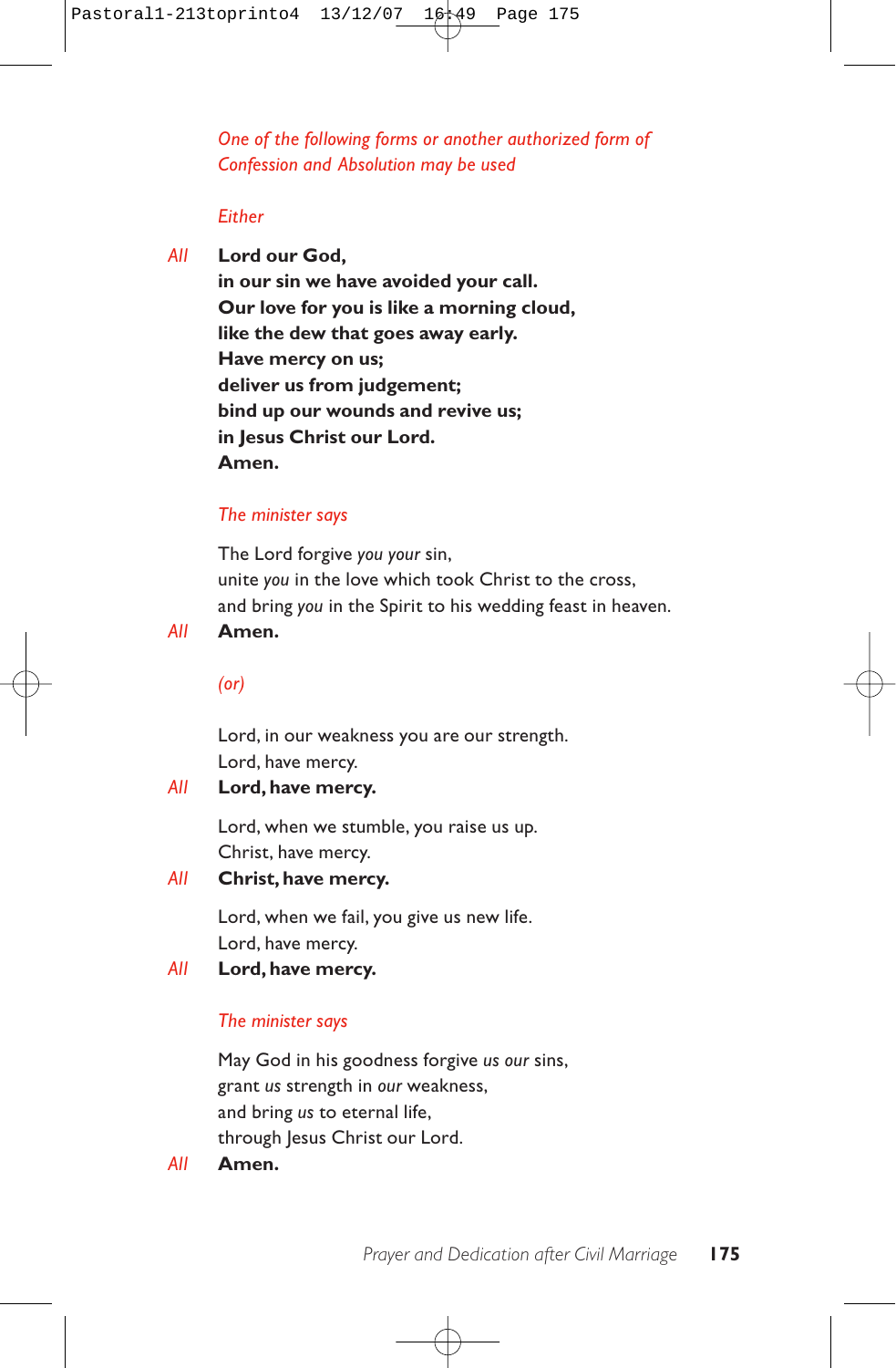*One of the following forms or another authorized form of Confession and Absolution may be used*

*Either*

*All* **Lord our God,**
**in our sin we have avoided your call.**
**Our love for you is like a morning cloud,**
**like the dew that goes away early.**
**Have mercy on us;**
**deliver us from judgement;**
**bind up our wounds and revive us;**
**in Jesus Christ our Lord.**
**Amen.**

*The minister says*

The Lord forgive *you your* sin,
unite *you* in the love which took Christ to the cross,
and bring *you* in the Spirit to his wedding feast in heaven.

*All* **Amen.**

*(or)*

Lord, in our weakness you are our strength.
Lord, have mercy.

*All* **Lord, have mercy.**

Lord, when we stumble, you raise us up.
Christ, have mercy.

*All* **Christ, have mercy.**

Lord, when we fail, you give us new life.
Lord, have mercy.

*All* **Lord, have mercy.**

*The minister says*

May God in his goodness forgive *us our* sins,
grant *us* strength in *our* weakness,
and bring *us* to eternal life,
through Jesus Christ our Lord.

*All* **Amen.**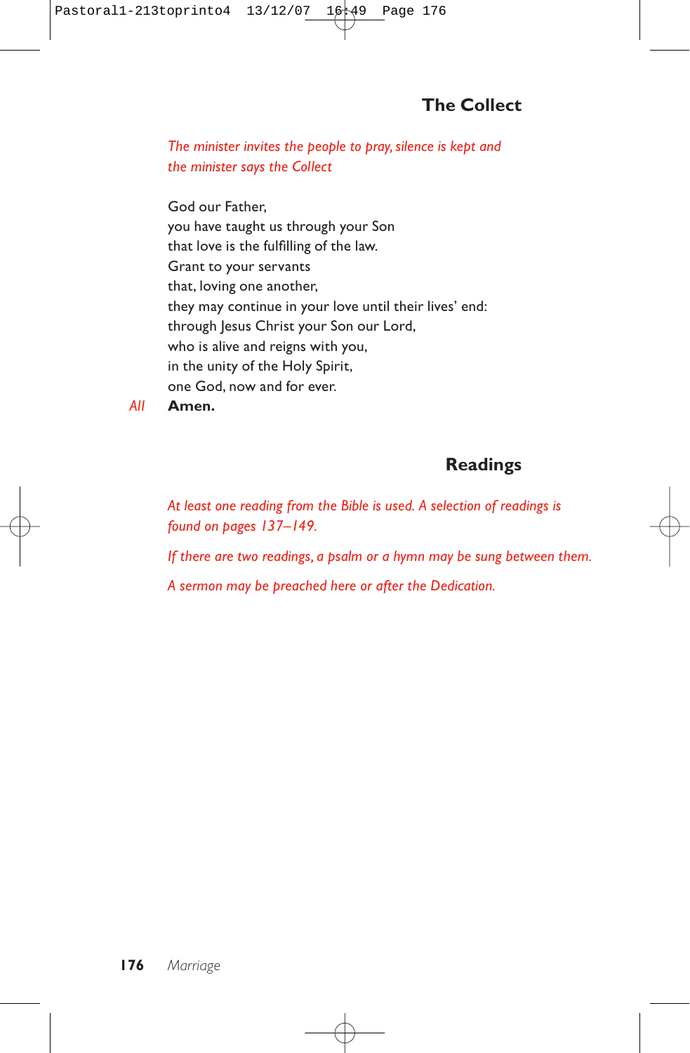## The Collect

*The minister invites the people to pray, silence is kept and the minister says the Collect*

God our Father,
you have taught us through your Son
that love is the fulfilling of the law.
Grant to your servants
that, loving one another,
they may continue in your love until their lives' end:
through Jesus Christ your Son our Lord,
who is alive and reigns with you,
in the unity of the Holy Spirit,
one God, now and for ever.

*All* **Amen.**

## Readings

*At least one reading from the Bible is used. A selection of readings is found on pages 137–149.*

*If there are two readings, a psalm or a hymn may be sung between them.*

*A sermon may be preached here or after the Dedication.*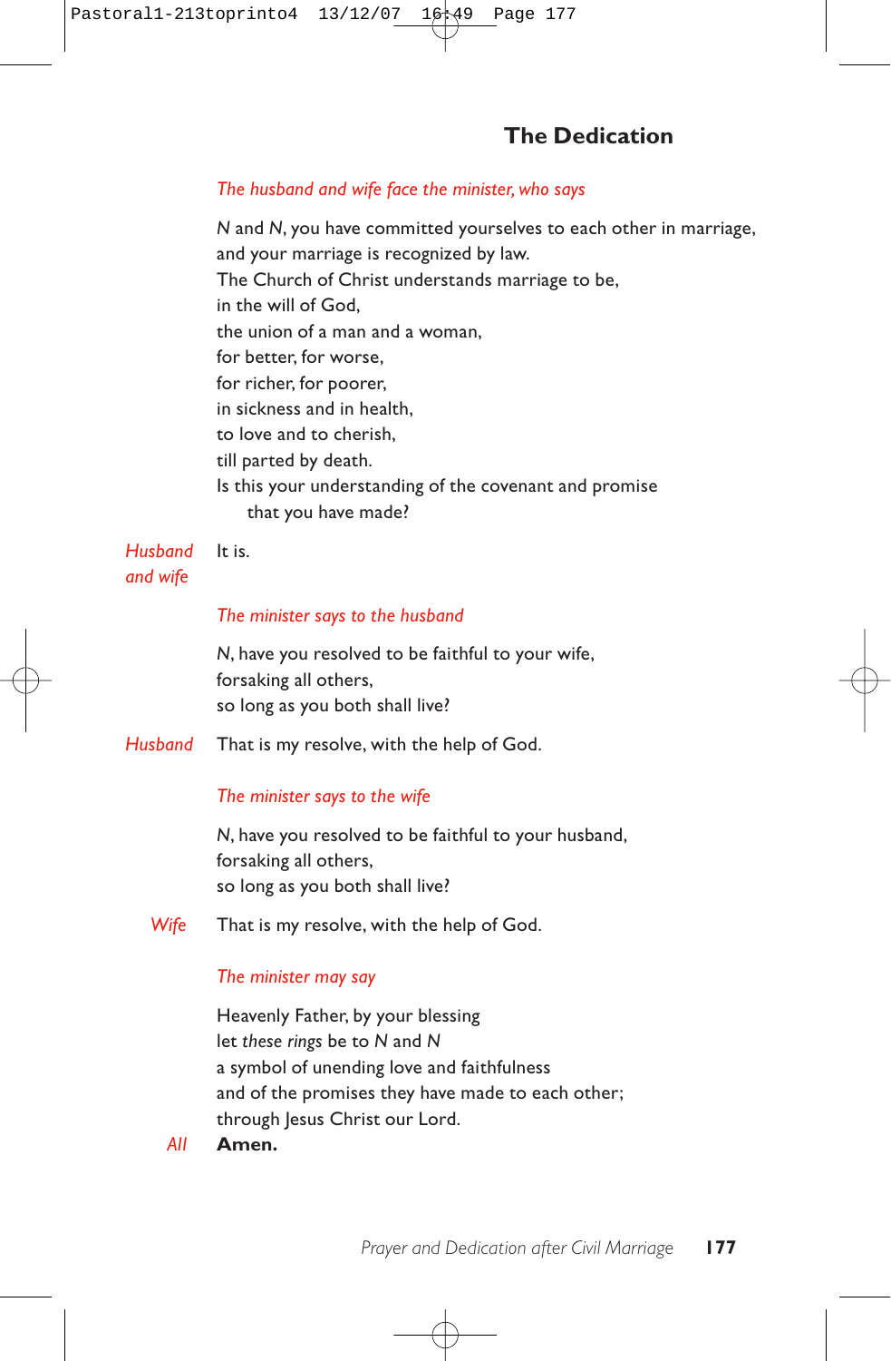## The Dedication

*The husband and wife face the minister, who says*

*N* and *N*, you have committed yourselves to each other in marriage,
and your marriage is recognized by law.
The Church of Christ understands marriage to be,
in the will of God,
the union of a man and a woman,
for better, for worse,
for richer, for poorer,
in sickness and in health,
to love and to cherish,
till parted by death.
Is this your understanding of the covenant and promise
that you have made?

*Husband and wife* It is.

*The minister says to the husband*

*N*, have you resolved to be faithful to your wife,
forsaking all others,
so long as you both shall live?

*Husband* That is my resolve, with the help of God.

*The minister says to the wife*

*N*, have you resolved to be faithful to your husband,
forsaking all others,
so long as you both shall live?

*Wife* That is my resolve, with the help of God.

*The minister may say*

Heavenly Father, by your blessing
let *these rings* be to *N* and *N*
a symbol of unending love and faithfulness
and of the promises they have made to each other;
through Jesus Christ our Lord.

*All* **Amen.**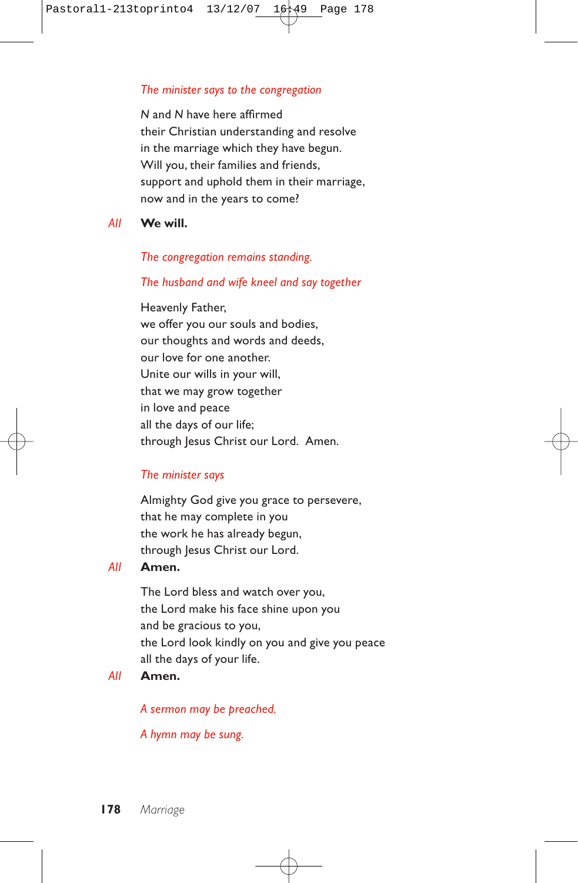*The minister says to the congregation*

*N* and *N* have here affirmed
their Christian understanding and resolve
in the marriage which they have begun.
Will you, their families and friends,
support and uphold them in their marriage,
now and in the years to come?

*All* **We will.**

*The congregation remains standing.*

*The husband and wife kneel and say together*

Heavenly Father,
we offer you our souls and bodies,
our thoughts and words and deeds,
our love for one another.
Unite our wills in your will,
that we may grow together
in love and peace
all the days of our life;
through Jesus Christ our Lord. Amen.

*The minister says*

Almighty God give you grace to persevere,
that he may complete in you
the work he has already begun,
through Jesus Christ our Lord.

*All* **Amen.**

The Lord bless and watch over you,
the Lord make his face shine upon you
and be gracious to you,
the Lord look kindly on you and give you peace
all the days of your life.

*All* **Amen.**

*A sermon may be preached.*

*A hymn may be sung.*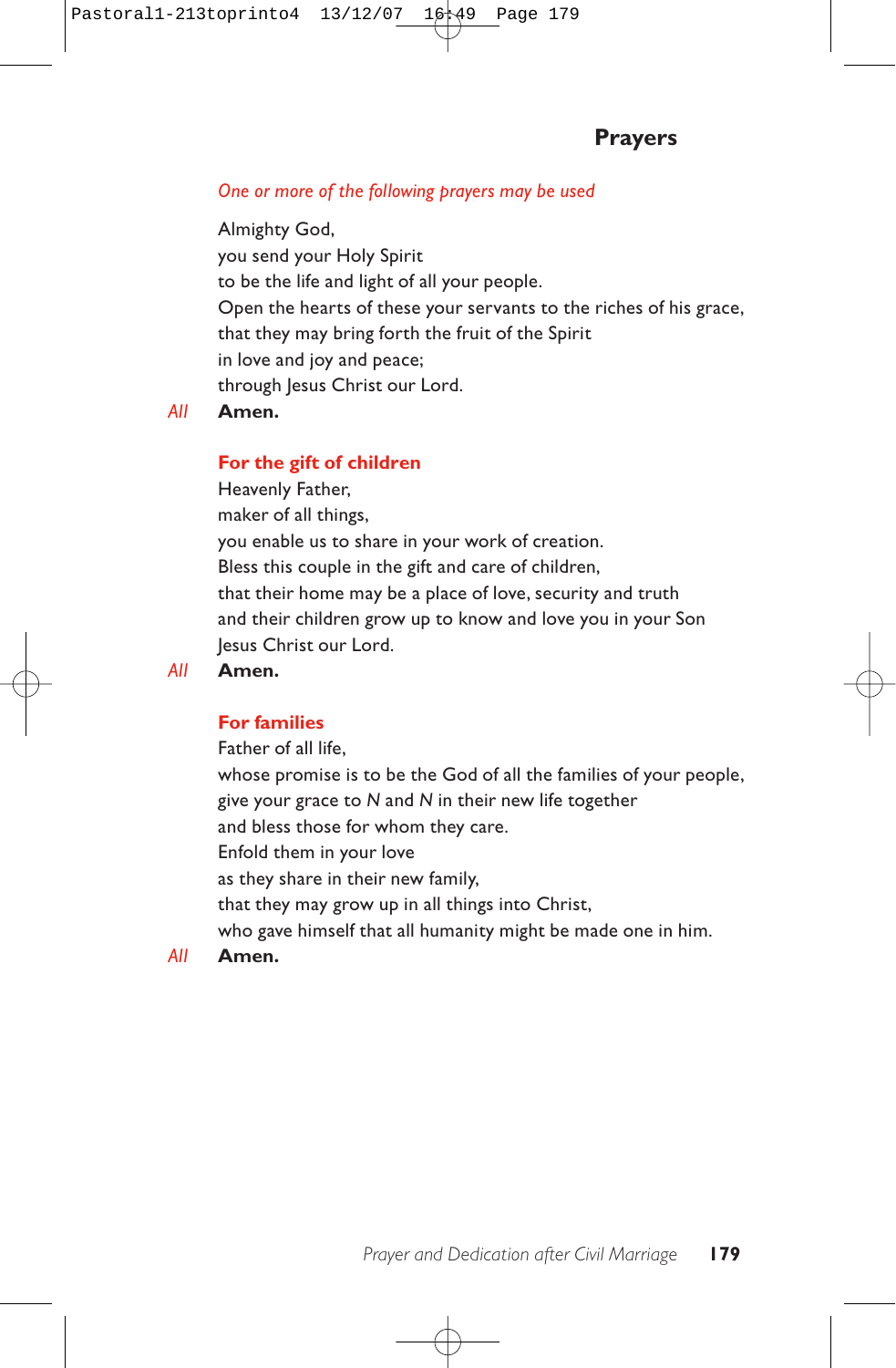## Prayers

*One or more of the following prayers may be used*

Almighty God,
you send your Holy Spirit
to be the life and light of all your people.
Open the hearts of these your servants to the riches of his grace,
that they may bring forth the fruit of the Spirit
in love and joy and peace;
through Jesus Christ our Lord.

*All* **Amen.**

**For the gift of children**

Heavenly Father,
maker of all things,
you enable us to share in your work of creation.
Bless this couple in the gift and care of children,
that their home may be a place of love, security and truth
and their children grow up to know and love you in your Son
Jesus Christ our Lord.

*All* **Amen.**

**For families**

Father of all life,
whose promise is to be the God of all the families of your people,
give your grace to *N* and *N* in their new life together
and bless those for whom they care.
Enfold them in your love
as they share in their new family,
that they may grow up in all things into Christ,
who gave himself that all humanity might be made one in him.

*All* **Amen.**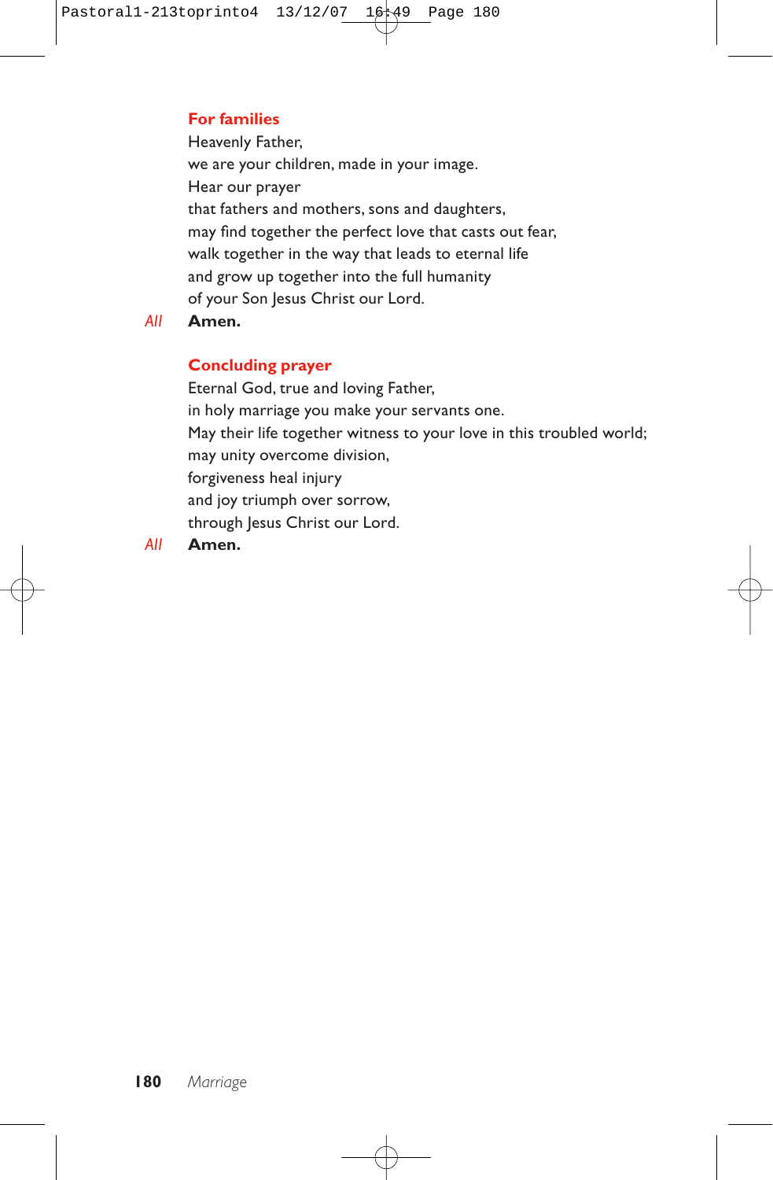### For families

Heavenly Father,
we are your children, made in your image.
Hear our prayer
that fathers and mothers, sons and daughters,
may find together the perfect love that casts out fear,
walk together in the way that leads to eternal life
and grow up together into the full humanity
of your Son Jesus Christ our Lord.

*All* **Amen.**

### Concluding prayer

Eternal God, true and loving Father,
in holy marriage you make your servants one.
May their life together witness to your love in this troubled world;
may unity overcome division,
forgiveness heal injury
and joy triumph over sorrow,
through Jesus Christ our Lord.

*All* **Amen.**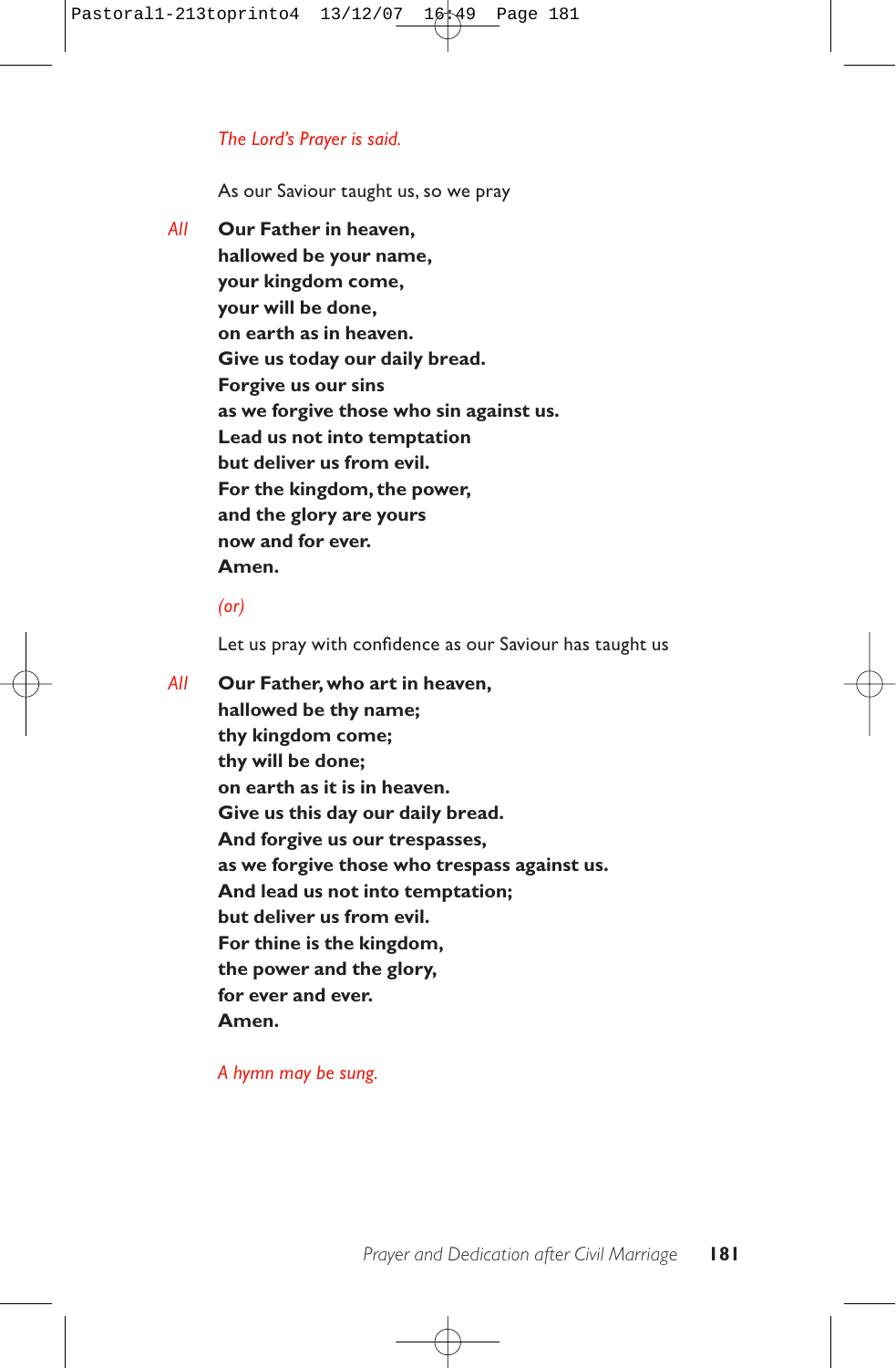*The Lord's Prayer is said.*

As our Saviour taught us, so we pray

*All* **Our Father in heaven,**
**hallowed be your name,**
**your kingdom come,**
**your will be done,**
**on earth as in heaven.**
**Give us today our daily bread.**
**Forgive us our sins**
**as we forgive those who sin against us.**
**Lead us not into temptation**
**but deliver us from evil.**
**For the kingdom, the power,**
**and the glory are yours**
**now and for ever.**
**Amen.**

*(or)*

Let us pray with confidence as our Saviour has taught us

*All* **Our Father, who art in heaven,**
**hallowed be thy name;**
**thy kingdom come;**
**thy will be done;**
**on earth as it is in heaven.**
**Give us this day our daily bread.**
**And forgive us our trespasses,**
**as we forgive those who trespass against us.**
**And lead us not into temptation;**
**but deliver us from evil.**
**For thine is the kingdom,**
**the power and the glory,**
**for ever and ever.**
**Amen.**

*A hymn may be sung.*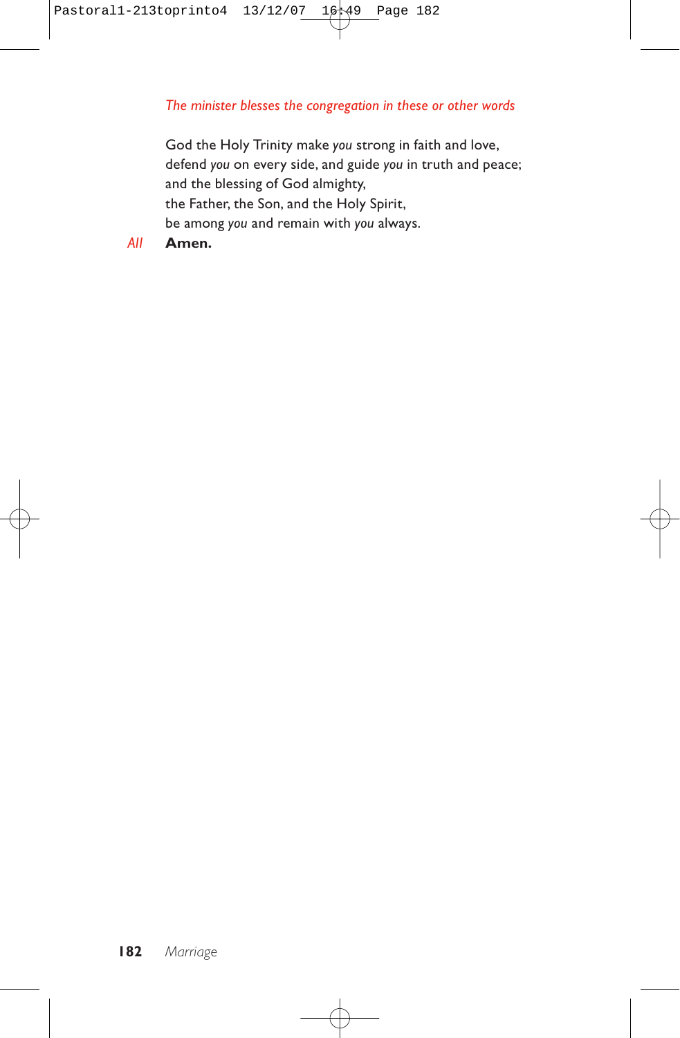*The minister blesses the congregation in these or other words*

God the Holy Trinity make *you* strong in faith and love,
defend *you* on every side, and guide *you* in truth and peace;
and the blessing of God almighty,
the Father, the Son, and the Holy Spirit,
be among *you* and remain with *you* always.

*All* **Amen.**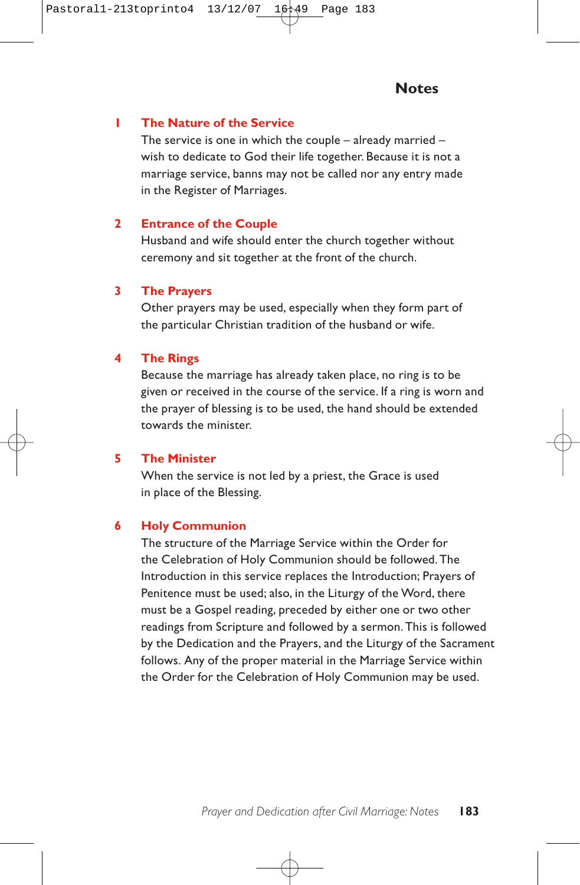## Notes

### 1 The Nature of the Service

The service is one in which the couple – already married – wish to dedicate to God their life together. Because it is not a marriage service, banns may not be called nor any entry made in the Register of Marriages.

### 2 Entrance of the Couple

Husband and wife should enter the church together without ceremony and sit together at the front of the church.

### 3 The Prayers

Other prayers may be used, especially when they form part of the particular Christian tradition of the husband or wife.

### 4 The Rings

Because the marriage has already taken place, no ring is to be given or received in the course of the service. If a ring is worn and the prayer of blessing is to be used, the hand should be extended towards the minister.

### 5 The Minister

When the service is not led by a priest, the Grace is used in place of the Blessing.

### 6 Holy Communion

The structure of the Marriage Service within the Order for the Celebration of Holy Communion should be followed. The Introduction in this service replaces the Introduction; Prayers of Penitence must be used; also, in the Liturgy of the Word, there must be a Gospel reading, preceded by either one or two other readings from Scripture and followed by a sermon. This is followed by the Dedication and the Prayers, and the Liturgy of the Sacrament follows. Any of the proper material in the Marriage Service within the Order for the Celebration of Holy Communion may be used.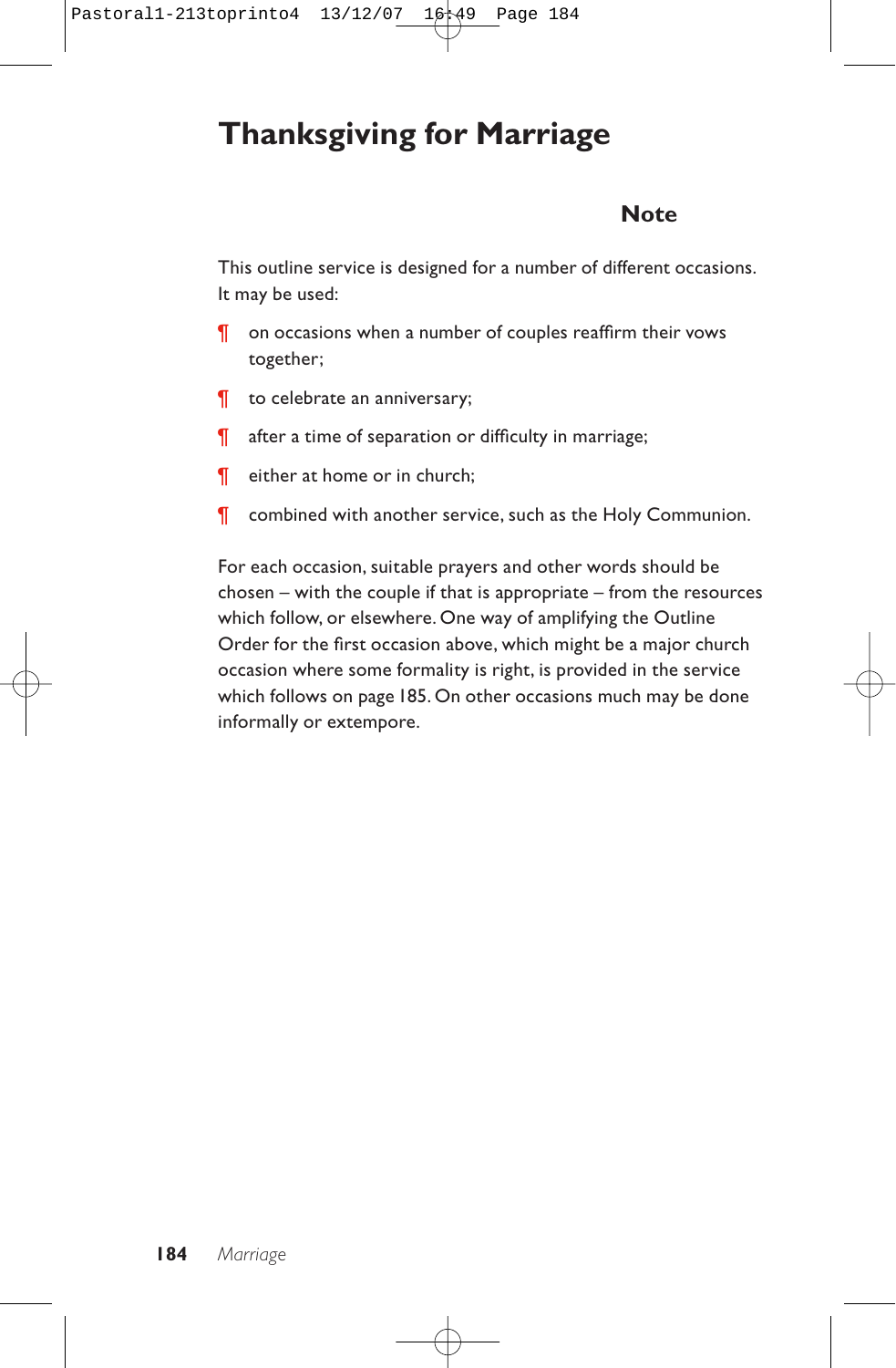# Thanksgiving for Marriage

## Note

This outline service is designed for a number of different occasions. It may be used:

¶ on occasions when a number of couples reaffirm their vows together;

¶ to celebrate an anniversary;

¶ after a time of separation or difficulty in marriage;

¶ either at home or in church;

¶ combined with another service, such as the Holy Communion.

For each occasion, suitable prayers and other words should be chosen – with the couple if that is appropriate – from the resources which follow, or elsewhere. One way of amplifying the Outline Order for the first occasion above, which might be a major church occasion where some formality is right, is provided in the service which follows on page 185. On other occasions much may be done informally or extempore.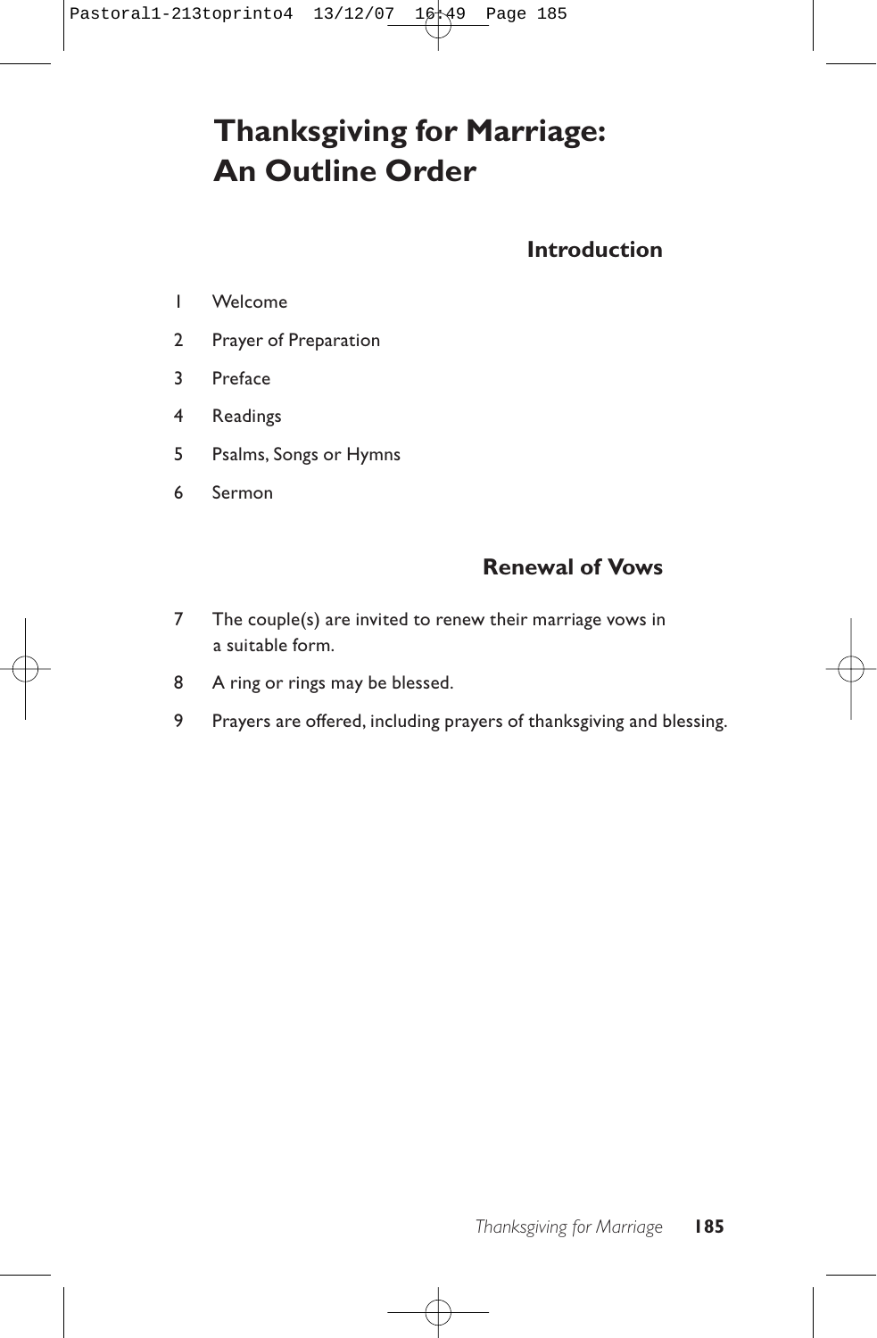# Thanksgiving for Marriage: An Outline Order

## Introduction

1 Welcome

2 Prayer of Preparation

3 Preface

4 Readings

5 Psalms, Songs or Hymns

6 Sermon

## Renewal of Vows

7 The couple(s) are invited to renew their marriage vows in a suitable form.

8 A ring or rings may be blessed.

9 Prayers are offered, including prayers of thanksgiving and blessing.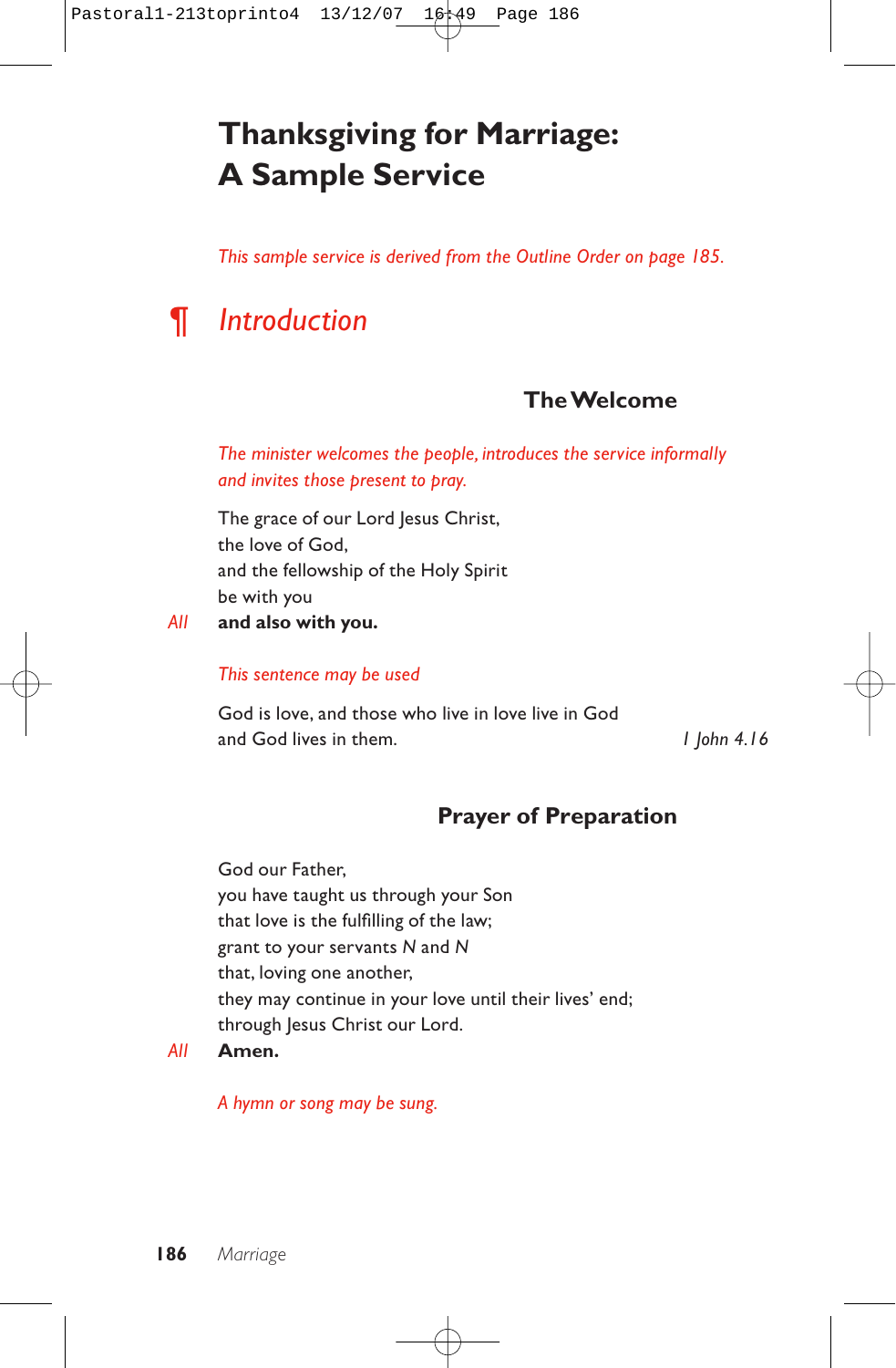# Thanksgiving for Marriage: A Sample Service

*This sample service is derived from the Outline Order on page 185.*

## ¶ *Introduction*

### The Welcome

*The minister welcomes the people, introduces the service informally and invites those present to pray.*

The grace of our Lord Jesus Christ,
the love of God,
and the fellowship of the Holy Spirit
be with you

*All* **and also with you.**

*This sentence may be used*

God is love, and those who live in love live in God
and God lives in them. *1 John 4.16*

### Prayer of Preparation

God our Father,
you have taught us through your Son
that love is the fulfilling of the law;
grant to your servants *N* and *N*
that, loving one another,
they may continue in your love until their lives' end;
through Jesus Christ our Lord.

*All* **Amen.**

*A hymn or song may be sung.*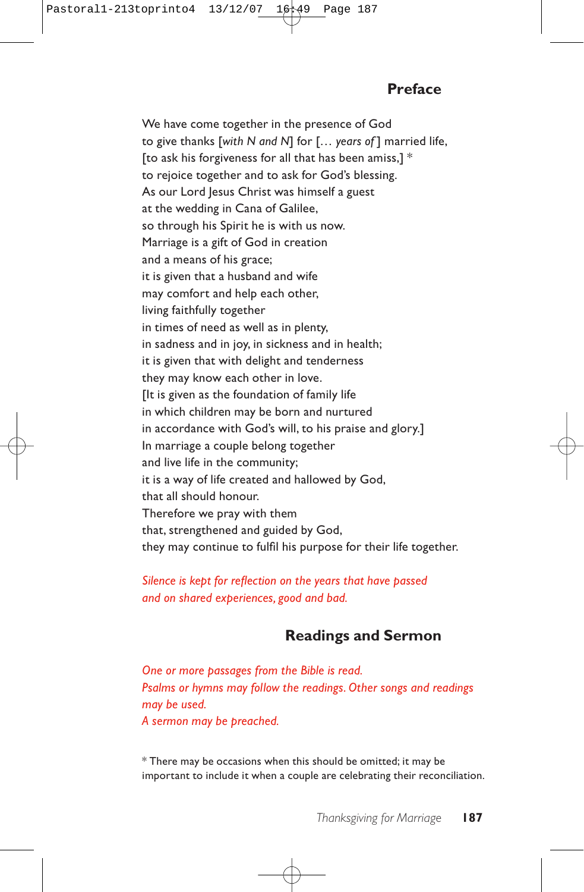## Preface

We have come together in the presence of God
to give thanks [*with N and N*] for [… *years of* ] married life,
[to ask his forgiveness for all that has been amiss,] *
to rejoice together and to ask for God's blessing.
As our Lord Jesus Christ was himself a guest
at the wedding in Cana of Galilee,
so through his Spirit he is with us now.
Marriage is a gift of God in creation
and a means of his grace;
it is given that a husband and wife
may comfort and help each other,
living faithfully together
in times of need as well as in plenty,
in sadness and in joy, in sickness and in health;
it is given that with delight and tenderness
they may know each other in love.
[It is given as the foundation of family life
in which children may be born and nurtured
in accordance with God's will, to his praise and glory.]
In marriage a couple belong together
and live life in the community;
it is a way of life created and hallowed by God,
that all should honour.
Therefore we pray with them
that, strengthened and guided by God,
they may continue to fulfil his purpose for their life together.

*Silence is kept for reflection on the years that have passed
and on shared experiences, good and bad.*

## Readings and Sermon

*One or more passages from the Bible is read.*
*Psalms or hymns may follow the readings. Other songs and readings may be used.*
*A sermon may be preached.*

* There may be occasions when this should be omitted; it may be important to include it when a couple are celebrating their reconciliation.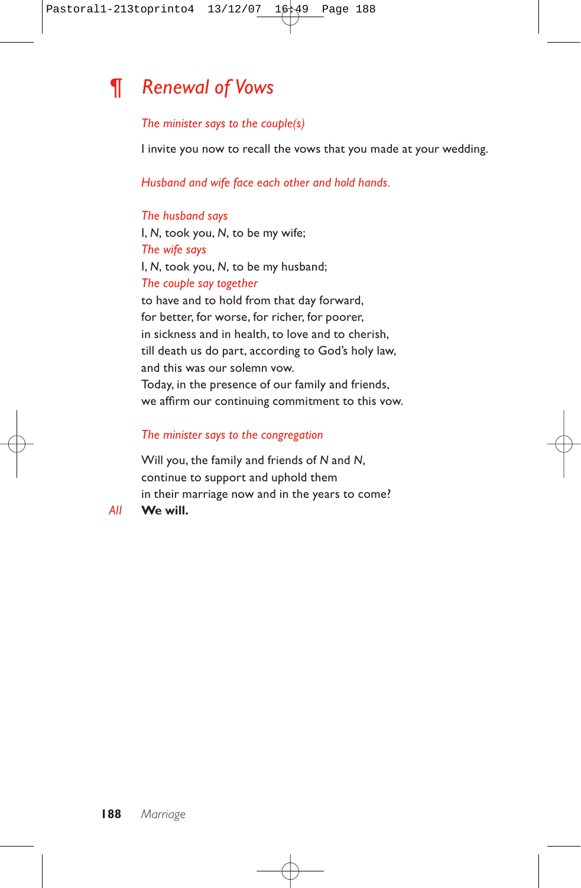# ¶ Renewal of Vows

*The minister says to the couple(s)*

I invite you now to recall the vows that you made at your wedding.

*Husband and wife face each other and hold hands.*

*The husband says*
I, *N*, took you, *N*, to be my wife;
*The wife says*
I, *N*, took you, *N*, to be my husband;
*The couple say together*
to have and to hold from that day forward,
for better, for worse, for richer, for poorer,
in sickness and in health, to love and to cherish,
till death us do part, according to God's holy law,
and this was our solemn vow.
Today, in the presence of our family and friends,
we affirm our continuing commitment to this vow.

*The minister says to the congregation*

Will you, the family and friends of *N* and *N*,
continue to support and uphold them
in their marriage now and in the years to come?

*All* **We will.**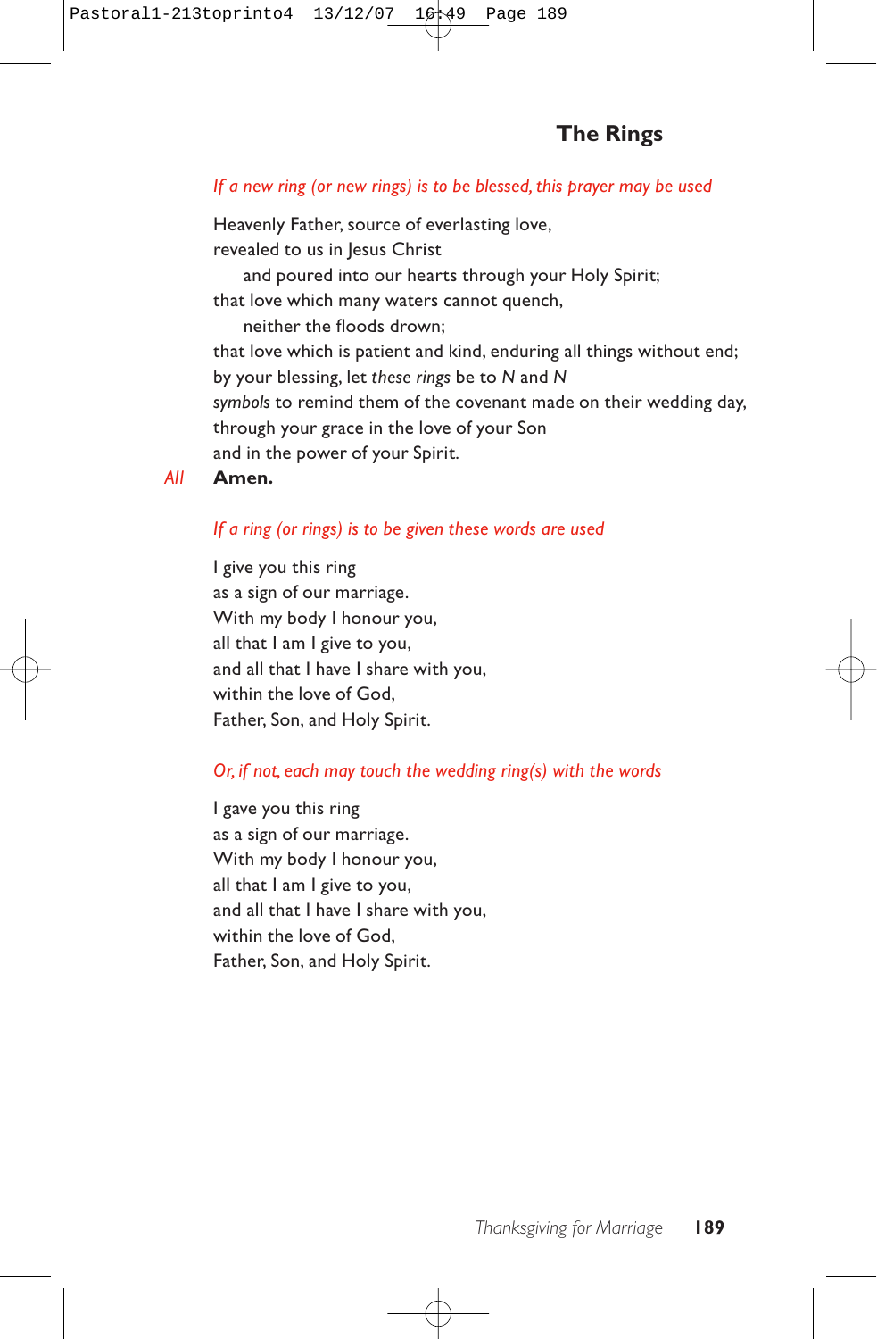## The Rings

*If a new ring (or new rings) is to be blessed, this prayer may be used*

Heavenly Father, source of everlasting love,
revealed to us in Jesus Christ
  and poured into our hearts through your Holy Spirit;
that love which many waters cannot quench,
  neither the floods drown;
that love which is patient and kind, enduring all things without end;
by your blessing, let *these rings* be to *N* and *N*
*symbols* to remind them of the covenant made on their wedding day,
through your grace in the love of your Son
and in the power of your Spirit.

*All* **Amen.**

*If a ring (or rings) is to be given these words are used*

I give you this ring
as a sign of our marriage.
With my body I honour you,
all that I am I give to you,
and all that I have I share with you,
within the love of God,
Father, Son, and Holy Spirit.

*Or, if not, each may touch the wedding ring(s) with the words*

I gave you this ring
as a sign of our marriage.
With my body I honour you,
all that I am I give to you,
and all that I have I share with you,
within the love of God,
Father, Son, and Holy Spirit.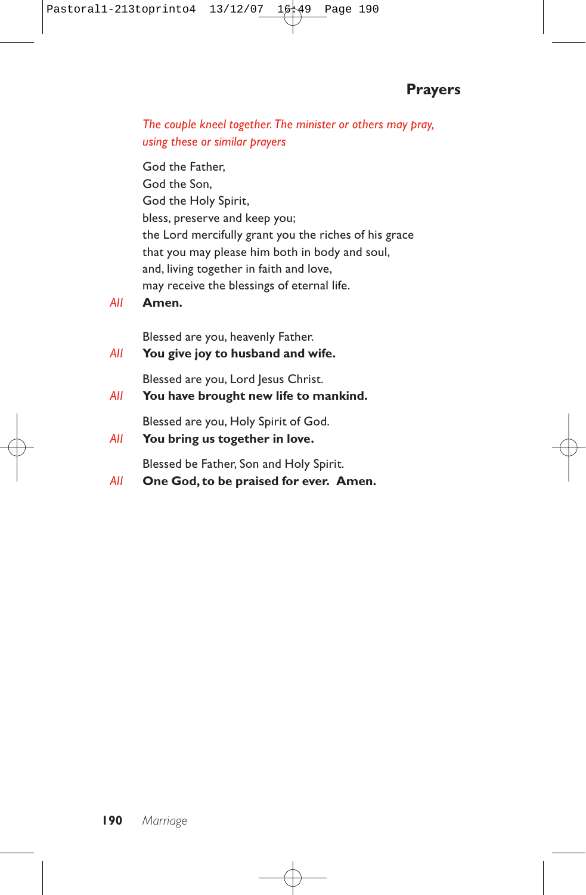## Prayers

*The couple kneel together. The minister or others may pray, using these or similar prayers*

God the Father,
God the Son,
God the Holy Spirit,
bless, preserve and keep you;
the Lord mercifully grant you the riches of his grace
that you may please him both in body and soul,
and, living together in faith and love,
may receive the blessings of eternal life.

*All* **Amen.**

Blessed are you, heavenly Father.

*All* **You give joy to husband and wife.**

Blessed are you, Lord Jesus Christ.

*All* **You have brought new life to mankind.**

Blessed are you, Holy Spirit of God.

*All* **You bring us together in love.**

Blessed be Father, Son and Holy Spirit.

*All* **One God, to be praised for ever. Amen.**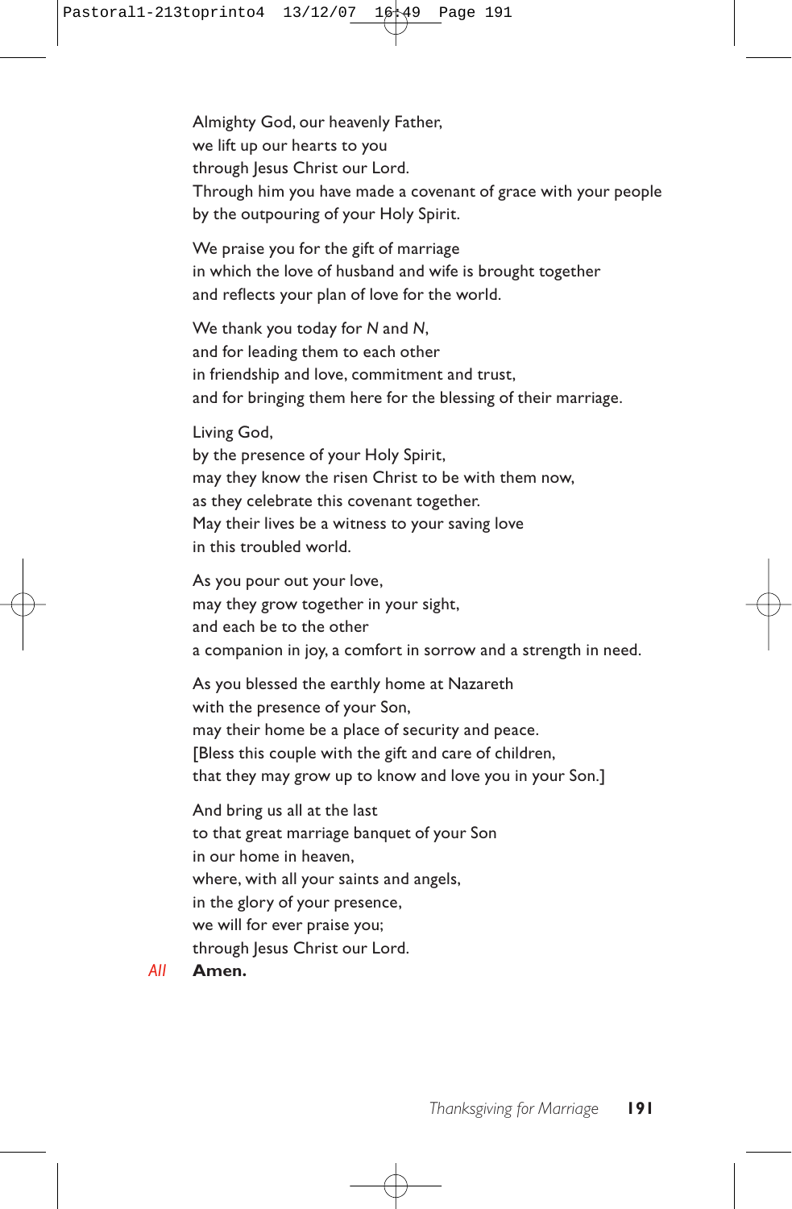Almighty God, our heavenly Father,
we lift up our hearts to you
through Jesus Christ our Lord.
Through him you have made a covenant of grace with your people
by the outpouring of your Holy Spirit.

We praise you for the gift of marriage
in which the love of husband and wife is brought together
and reflects your plan of love for the world.

We thank you today for *N* and *N*,
and for leading them to each other
in friendship and love, commitment and trust,
and for bringing them here for the blessing of their marriage.

Living God,
by the presence of your Holy Spirit,
may they know the risen Christ to be with them now,
as they celebrate this covenant together.
May their lives be a witness to your saving love
in this troubled world.

As you pour out your love,
may they grow together in your sight,
and each be to the other
a companion in joy, a comfort in sorrow and a strength in need.

As you blessed the earthly home at Nazareth
with the presence of your Son,
may their home be a place of security and peace.
[Bless this couple with the gift and care of children,
that they may grow up to know and love you in your Son.]

And bring us all at the last
to that great marriage banquet of your Son
in our home in heaven,
where, with all your saints and angels,
in the glory of your presence,
we will for ever praise you;
through Jesus Christ our Lord.

*All* **Amen.**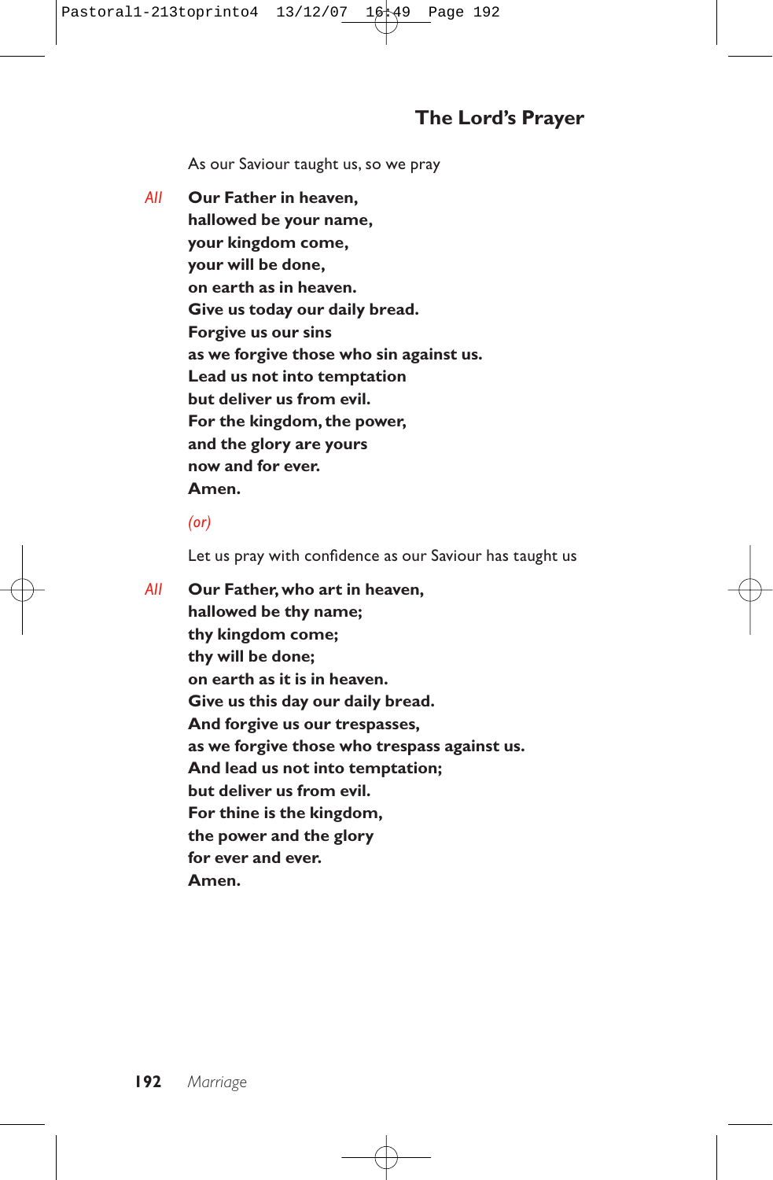## The Lord's Prayer

As our Saviour taught us, so we pray

*All* **Our Father in heaven,**
**hallowed be your name,**
**your kingdom come,**
**your will be done,**
**on earth as in heaven.**
**Give us today our daily bread.**
**Forgive us our sins**
**as we forgive those who sin against us.**
**Lead us not into temptation**
**but deliver us from evil.**
**For the kingdom, the power,**
**and the glory are yours**
**now and for ever.**
**Amen.**

*(or)*

Let us pray with confidence as our Saviour has taught us

*All* **Our Father, who art in heaven,**
**hallowed be thy name;**
**thy kingdom come;**
**thy will be done;**
**on earth as it is in heaven.**
**Give us this day our daily bread.**
**And forgive us our trespasses,**
**as we forgive those who trespass against us.**
**And lead us not into temptation;**
**but deliver us from evil.**
**For thine is the kingdom,**
**the power and the glory**
**for ever and ever.**
**Amen.**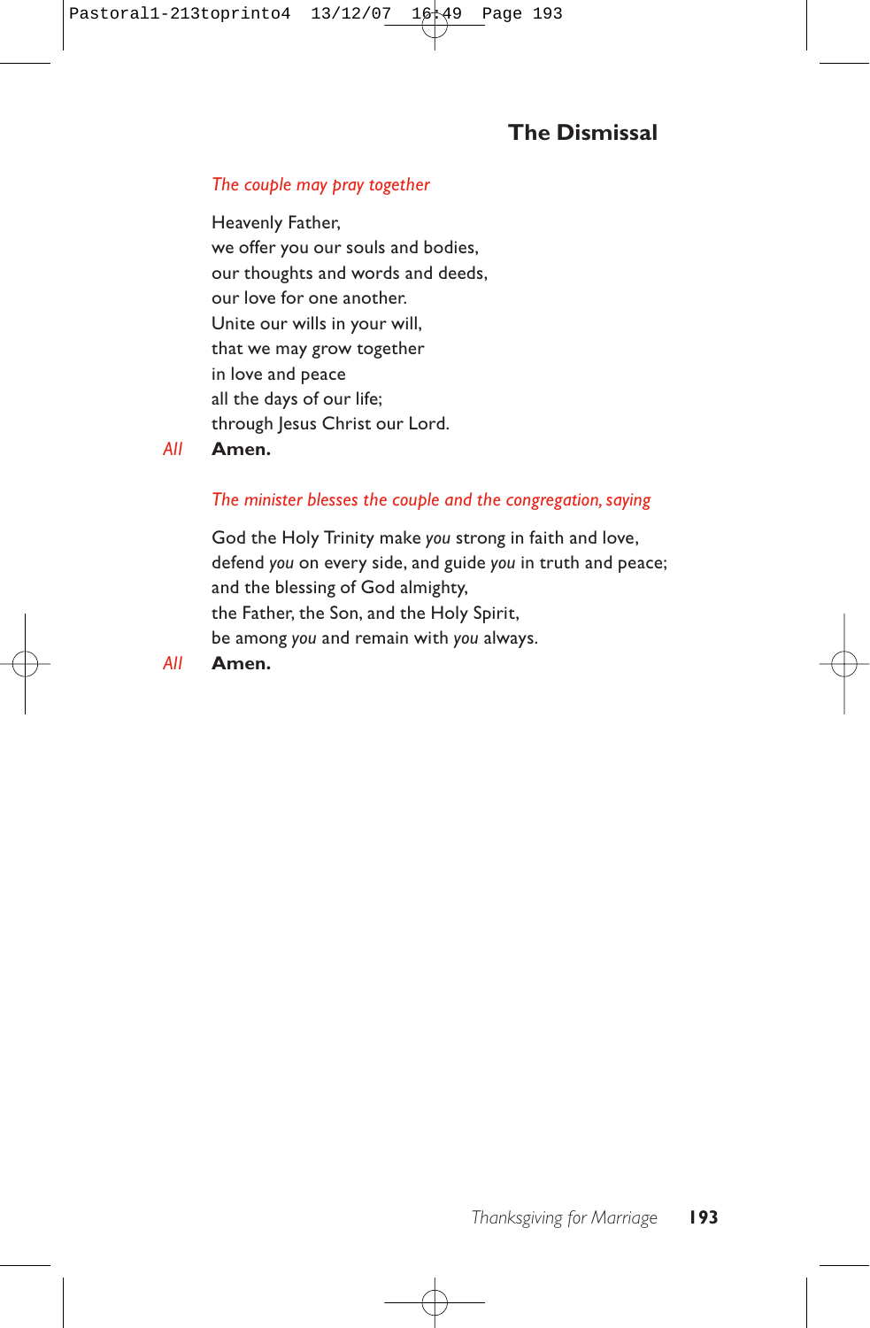## The Dismissal

*The couple may pray together*

Heavenly Father,
we offer you our souls and bodies,
our thoughts and words and deeds,
our love for one another.
Unite our wills in your will,
that we may grow together
in love and peace
all the days of our life;
through Jesus Christ our Lord.

*All* **Amen.**

*The minister blesses the couple and the congregation, saying*

God the Holy Trinity make *you* strong in faith and love,
defend *you* on every side, and guide *you* in truth and peace;
and the blessing of God almighty,
the Father, the Son, and the Holy Spirit,
be among *you* and remain with *you* always.

*All* **Amen.**